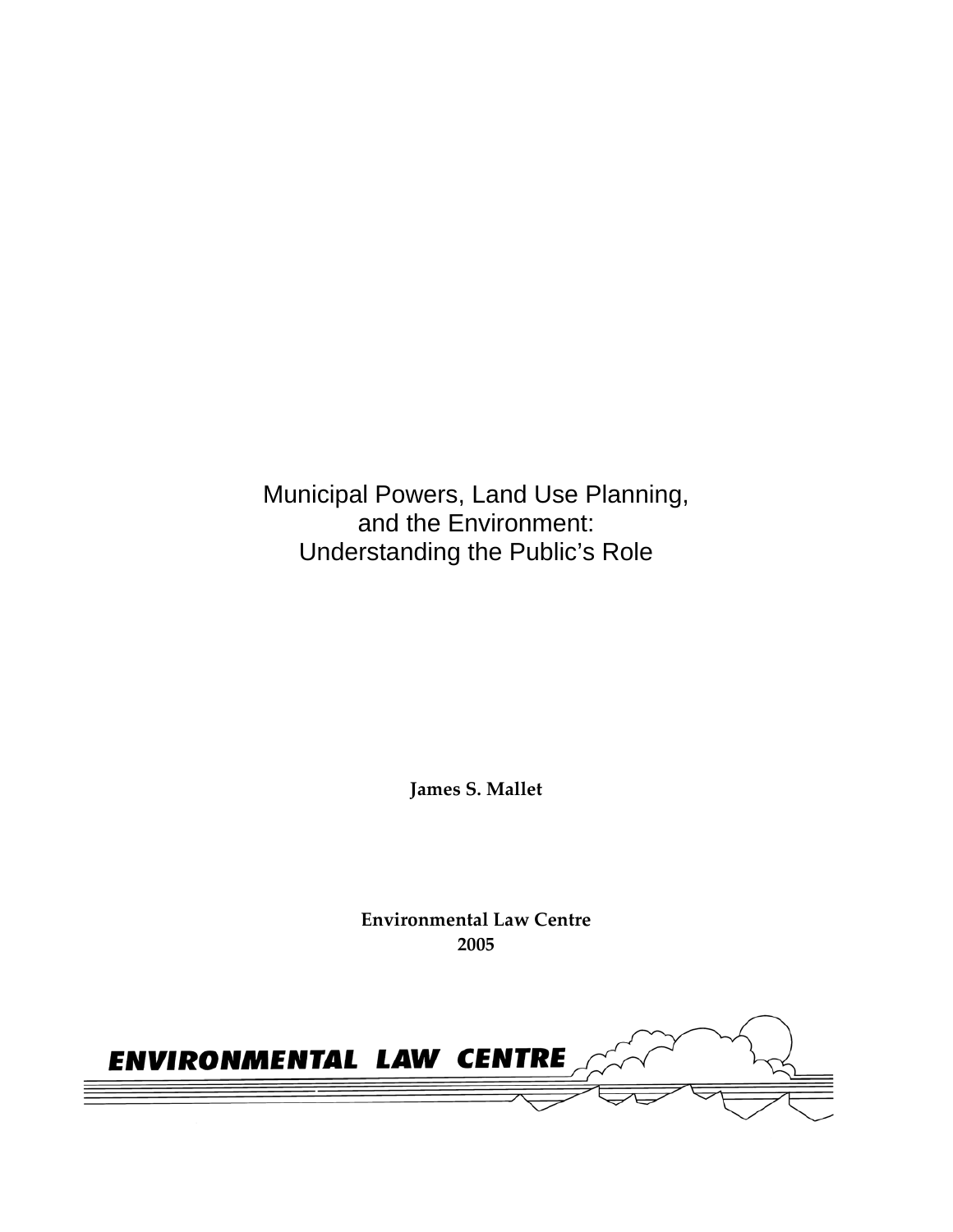# Municipal Powers, Land Use Planning, and the Environment: Understanding the Public's Role

**James S. Mallet**

**Environmental Law Centre**
**2005**

ENVIRONMENTAL LAW CENTRE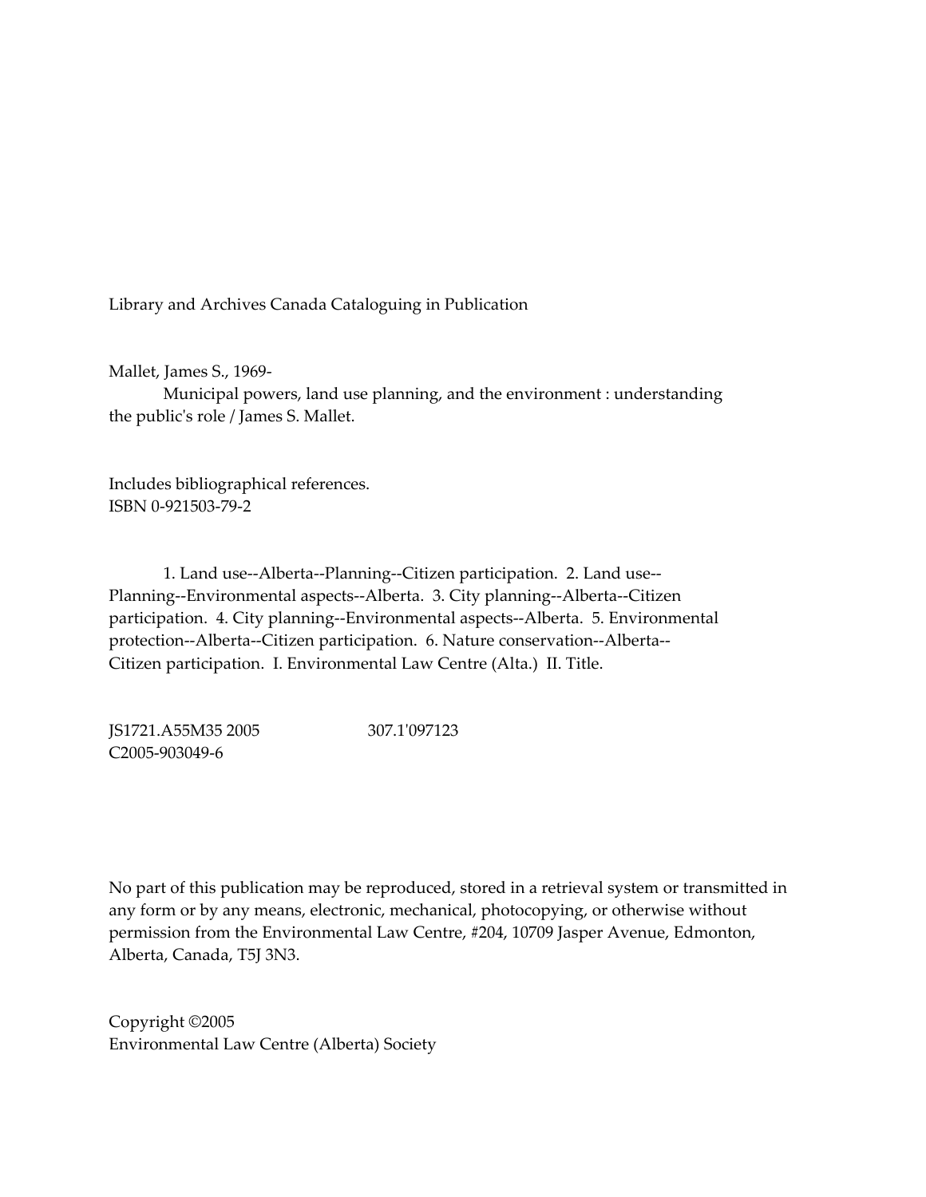Library and Archives Canada Cataloguing in Publication

Mallet, James S., 1969-
Municipal powers, land use planning, and the environment : understanding the public's role / James S. Mallet.

Includes bibliographical references.
ISBN 0-921503-79-2

1. Land use--Alberta--Planning--Citizen participation. 2. Land use--Planning--Environmental aspects--Alberta. 3. City planning--Alberta--Citizen participation. 4. City planning--Environmental aspects--Alberta. 5. Environmental protection--Alberta--Citizen participation. 6. Nature conservation--Alberta--Citizen participation. I. Environmental Law Centre (Alta.) II. Title.

JS1721.A55M35 2005 307.1'097123
C2005-903049-6

No part of this publication may be reproduced, stored in a retrieval system or transmitted in any form or by any means, electronic, mechanical, photocopying, or otherwise without permission from the Environmental Law Centre, #204, 10709 Jasper Avenue, Edmonton, Alberta, Canada, T5J 3N3.

Copyright ©2005
Environmental Law Centre (Alberta) Society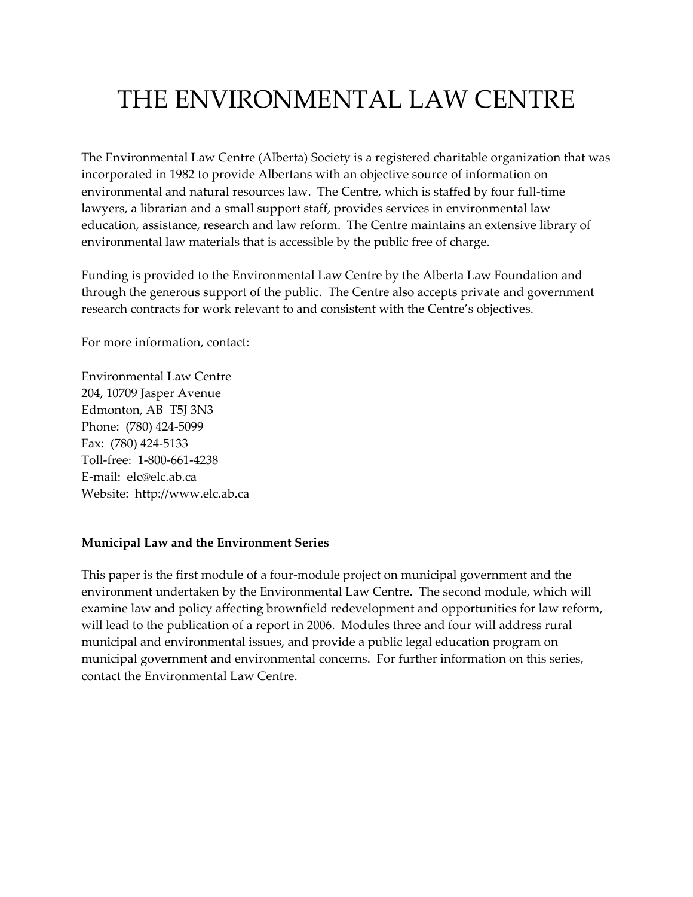# THE ENVIRONMENTAL LAW CENTRE

The Environmental Law Centre (Alberta) Society is a registered charitable organization that was incorporated in 1982 to provide Albertans with an objective source of information on environmental and natural resources law. The Centre, which is staffed by four full-time lawyers, a librarian and a small support staff, provides services in environmental law education, assistance, research and law reform. The Centre maintains an extensive library of environmental law materials that is accessible by the public free of charge.

Funding is provided to the Environmental Law Centre by the Alberta Law Foundation and through the generous support of the public. The Centre also accepts private and government research contracts for work relevant to and consistent with the Centre's objectives.

For more information, contact:

Environmental Law Centre
204, 10709 Jasper Avenue
Edmonton, AB T5J 3N3
Phone: (780) 424-5099
Fax: (780) 424-5133
Toll-free: 1-800-661-4238
E-mail: elc@elc.ab.ca
Website: http://www.elc.ab.ca

**Municipal Law and the Environment Series**

This paper is the first module of a four-module project on municipal government and the environment undertaken by the Environmental Law Centre. The second module, which will examine law and policy affecting brownfield redevelopment and opportunities for law reform, will lead to the publication of a report in 2006. Modules three and four will address rural municipal and environmental issues, and provide a public legal education program on municipal government and environmental concerns. For further information on this series, contact the Environmental Law Centre.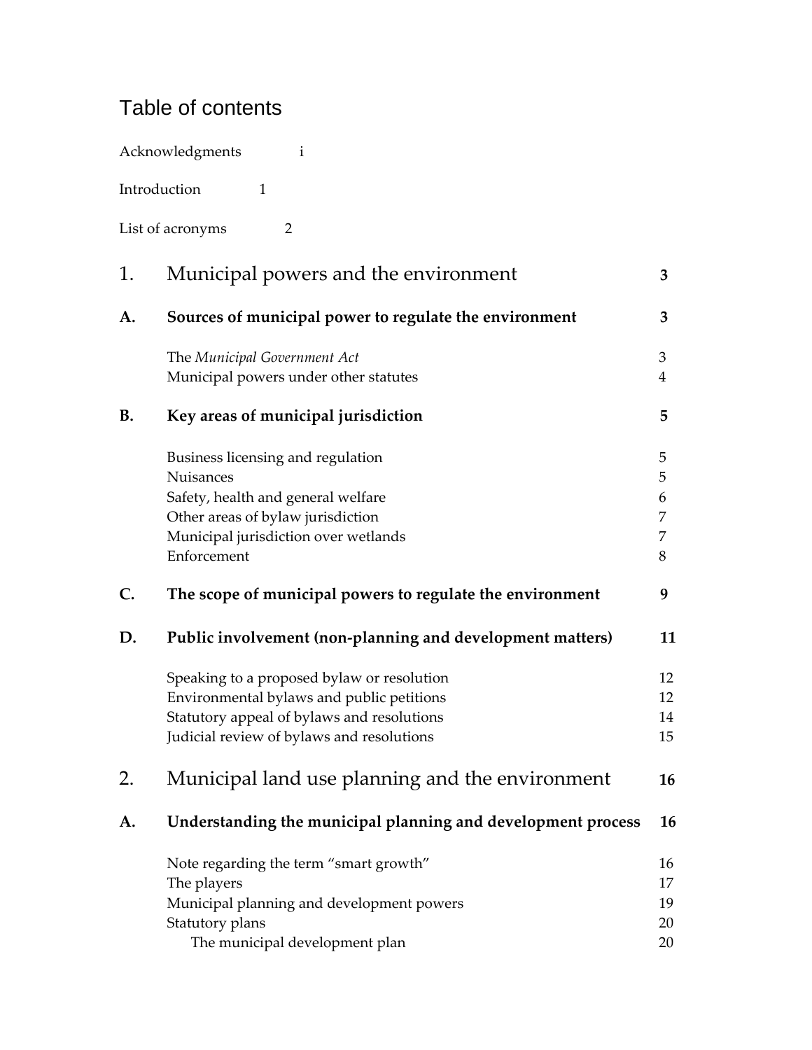# Table of contents

Acknowledgments i

Introduction 1

List of acronyms 2

| | | |
|---|---|---|
| **1.** | **Municipal powers and the environment** | **3** |
| **A.** | **Sources of municipal power to regulate the environment** | **3** |
| | The *Municipal Government Act* | 3 |
| | Municipal powers under other statutes | 4 |
| **B.** | **Key areas of municipal jurisdiction** | **5** |
| | Business licensing and regulation | 5 |
| | Nuisances | 5 |
| | Safety, health and general welfare | 6 |
| | Other areas of bylaw jurisdiction | 7 |
| | Municipal jurisdiction over wetlands | 7 |
| | Enforcement | 8 |
| **C.** | **The scope of municipal powers to regulate the environment** | **9** |
| **D.** | **Public involvement (non-planning and development matters)** | **11** |
| | Speaking to a proposed bylaw or resolution | 12 |
| | Environmental bylaws and public petitions | 12 |
| | Statutory appeal of bylaws and resolutions | 14 |
| | Judicial review of bylaws and resolutions | 15 |
| **2.** | **Municipal land use planning and the environment** | **16** |
| **A.** | **Understanding the municipal planning and development process** | **16** |
| | Note regarding the term "smart growth" | 16 |
| | The players | 17 |
| | Municipal planning and development powers | 19 |
| | Statutory plans | 20 |
| | The municipal development plan | 20 |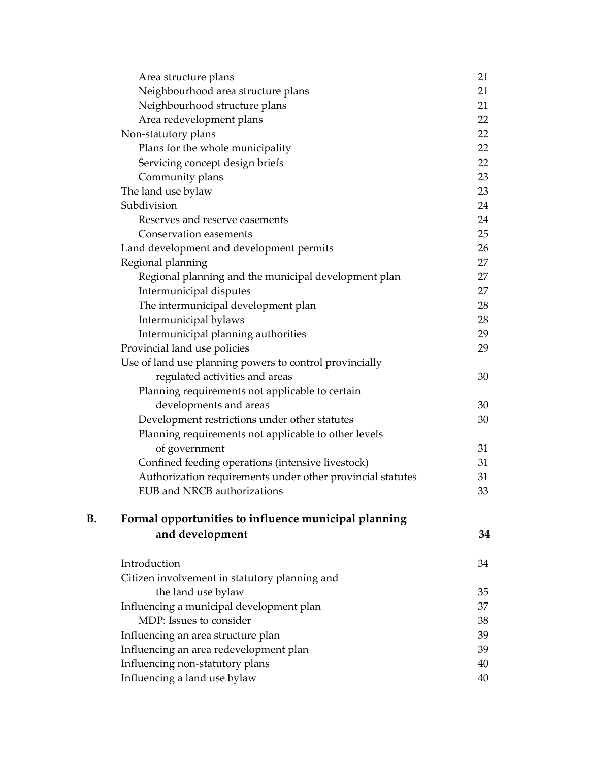Area structure plans 21
Neighbourhood area structure plans 21
Neighbourhood structure plans 21
Area redevelopment plans 22
Non-statutory plans 22
Plans for the whole municipality 22
Servicing concept design briefs 22
Community plans 23
The land use bylaw 23
Subdivision 24
Reserves and reserve easements 24
Conservation easements 25
Land development and development permits 26
Regional planning 27
Regional planning and the municipal development plan 27
Intermunicipal disputes 27
The intermunicipal development plan 28
Intermunicipal bylaws 28
Intermunicipal planning authorities 29
Provincial land use policies 29
Use of land use planning powers to control provincially regulated activities and areas 30
Planning requirements not applicable to certain developments and areas 30
Development restrictions under other statutes 30
Planning requirements not applicable to other levels of government 31
Confined feeding operations (intensive livestock) 31
Authorization requirements under other provincial statutes 31
EUB and NRCB authorizations 33

**B. Formal opportunities to influence municipal planning and development 34**

Introduction 34
Citizen involvement in statutory planning and the land use bylaw 35
Influencing a municipal development plan 37
MDP: Issues to consider 38
Influencing an area structure plan 39
Influencing an area redevelopment plan 39
Influencing non-statutory plans 40
Influencing a land use bylaw 40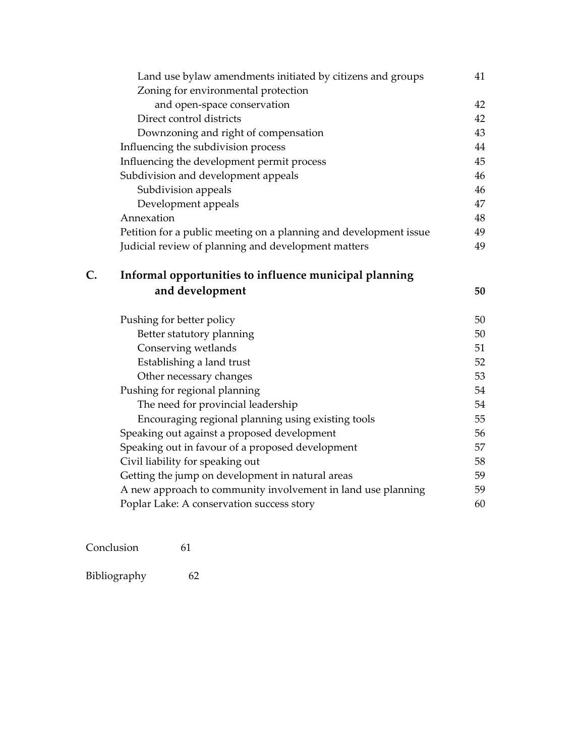Land use bylaw amendments initiated by citizens and groups 41

Zoning for environmental protection and open-space conservation 42

Direct control districts 42

Downzoning and right of compensation 43

Influencing the subdivision process 44

Influencing the development permit process 45

Subdivision and development appeals 46

Subdivision appeals 46

Development appeals 47

Annexation 48

Petition for a public meeting on a planning and development issue 49

Judicial review of planning and development matters 49

**C. Informal opportunities to influence municipal planning and development 50**

Pushing for better policy 50

Better statutory planning 50

Conserving wetlands 51

Establishing a land trust 52

Other necessary changes 53

Pushing for regional planning 54

The need for provincial leadership 54

Encouraging regional planning using existing tools 55

Speaking out against a proposed development 56

Speaking out in favour of a proposed development 57

Civil liability for speaking out 58

Getting the jump on development in natural areas 59

A new approach to community involvement in land use planning 59

Poplar Lake: A conservation success story 60

Conclusion 61

Bibliography 62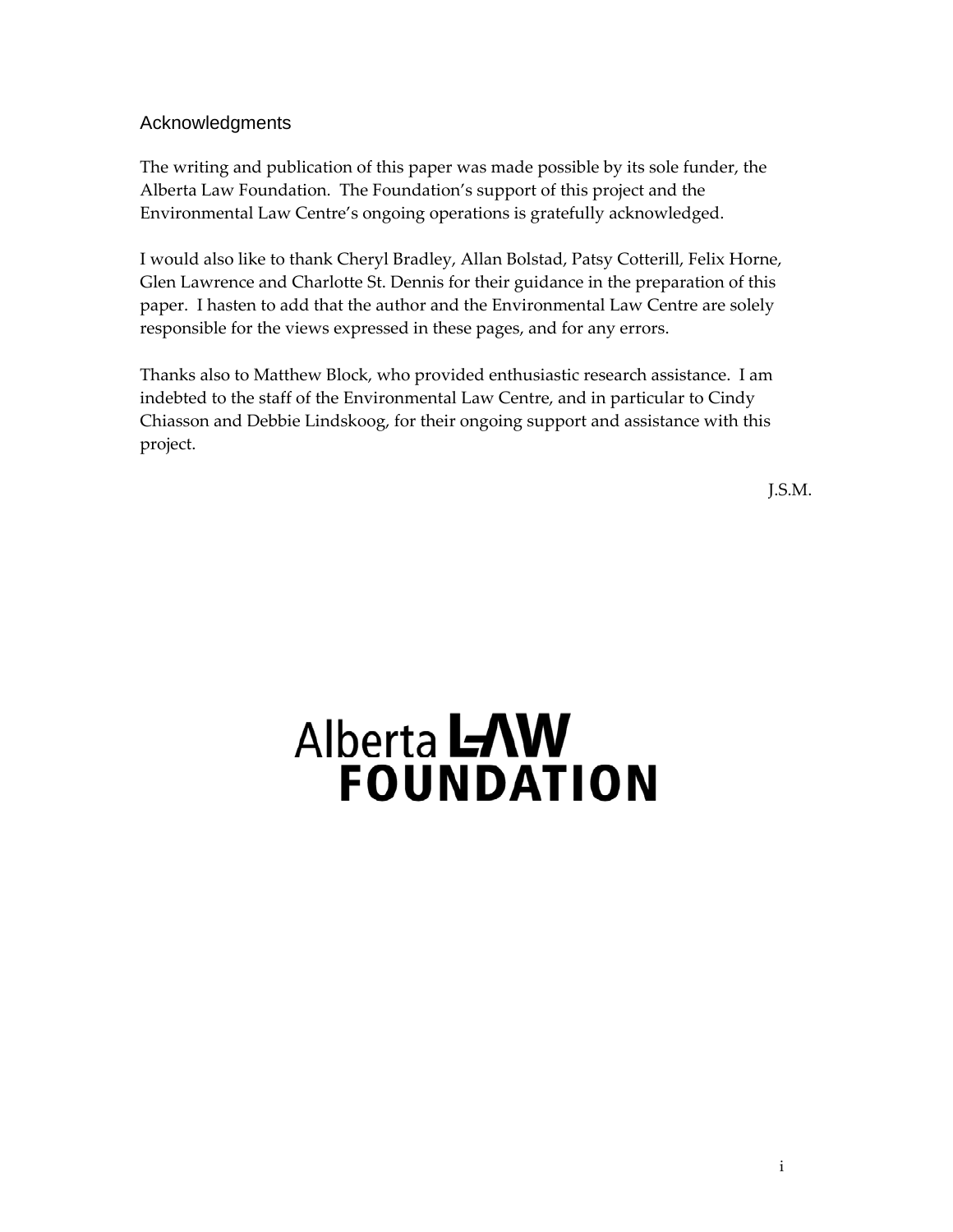## Acknowledgments

The writing and publication of this paper was made possible by its sole funder, the Alberta Law Foundation. The Foundation's support of this project and the Environmental Law Centre's ongoing operations is gratefully acknowledged.

I would also like to thank Cheryl Bradley, Allan Bolstad, Patsy Cotterill, Felix Horne, Glen Lawrence and Charlotte St. Dennis for their guidance in the preparation of this paper. I hasten to add that the author and the Environmental Law Centre are solely responsible for the views expressed in these pages, and for any errors.

Thanks also to Matthew Block, who provided enthusiastic research assistance. I am indebted to the staff of the Environmental Law Centre, and in particular to Cindy Chiasson and Debbie Lindskoog, for their ongoing support and assistance with this project.

J.S.M.

Alberta LAW FOUNDATION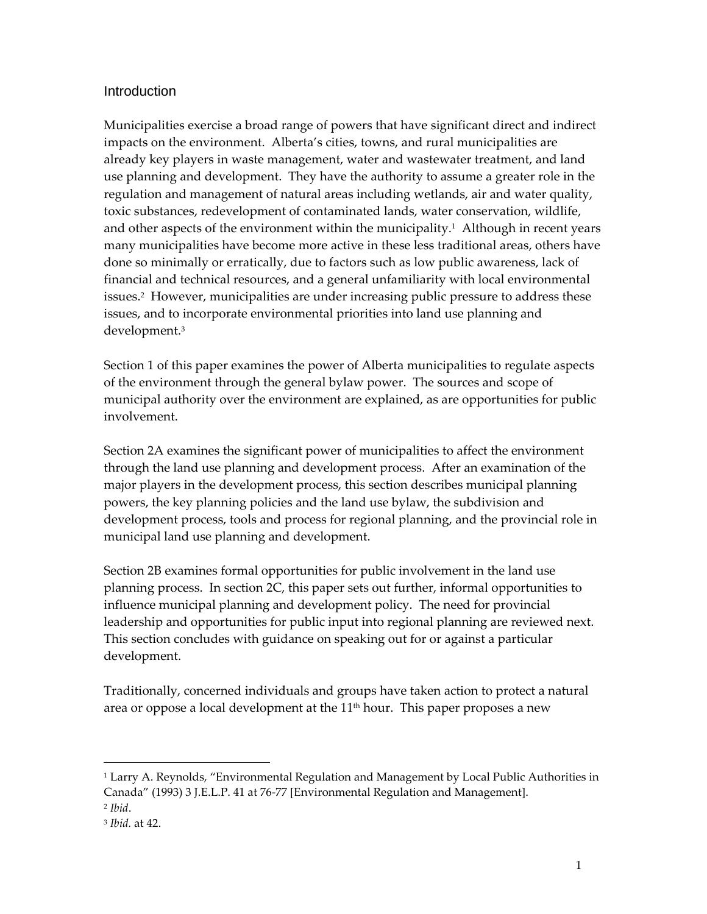## Introduction

Municipalities exercise a broad range of powers that have significant direct and indirect impacts on the environment. Alberta's cities, towns, and rural municipalities are already key players in waste management, water and wastewater treatment, and land use planning and development. They have the authority to assume a greater role in the regulation and management of natural areas including wetlands, air and water quality, toxic substances, redevelopment of contaminated lands, water conservation, wildlife, and other aspects of the environment within the municipality.[1] Although in recent years many municipalities have become more active in these less traditional areas, others have done so minimally or erratically, due to factors such as low public awareness, lack of financial and technical resources, and a general unfamiliarity with local environmental issues.[2] However, municipalities are under increasing public pressure to address these issues, and to incorporate environmental priorities into land use planning and development.[3]

Section 1 of this paper examines the power of Alberta municipalities to regulate aspects of the environment through the general bylaw power. The sources and scope of municipal authority over the environment are explained, as are opportunities for public involvement.

Section 2A examines the significant power of municipalities to affect the environment through the land use planning and development process. After an examination of the major players in the development process, this section describes municipal planning powers, the key planning policies and the land use bylaw, the subdivision and development process, tools and process for regional planning, and the provincial role in municipal land use planning and development.

Section 2B examines formal opportunities for public involvement in the land use planning process. In section 2C, this paper sets out further, informal opportunities to influence municipal planning and development policy. The need for provincial leadership and opportunities for public input into regional planning are reviewed next. This section concludes with guidance on speaking out for or against a particular development.

Traditionally, concerned individuals and groups have taken action to protect a natural area or oppose a local development at the 11th hour. This paper proposes a new

---

[1] Larry A. Reynolds, "Environmental Regulation and Management by Local Public Authorities in Canada" (1993) 3 J.E.L.P. 41 at 76-77 [Environmental Regulation and Management].

[2] *Ibid*.

[3] *Ibid.* at 42.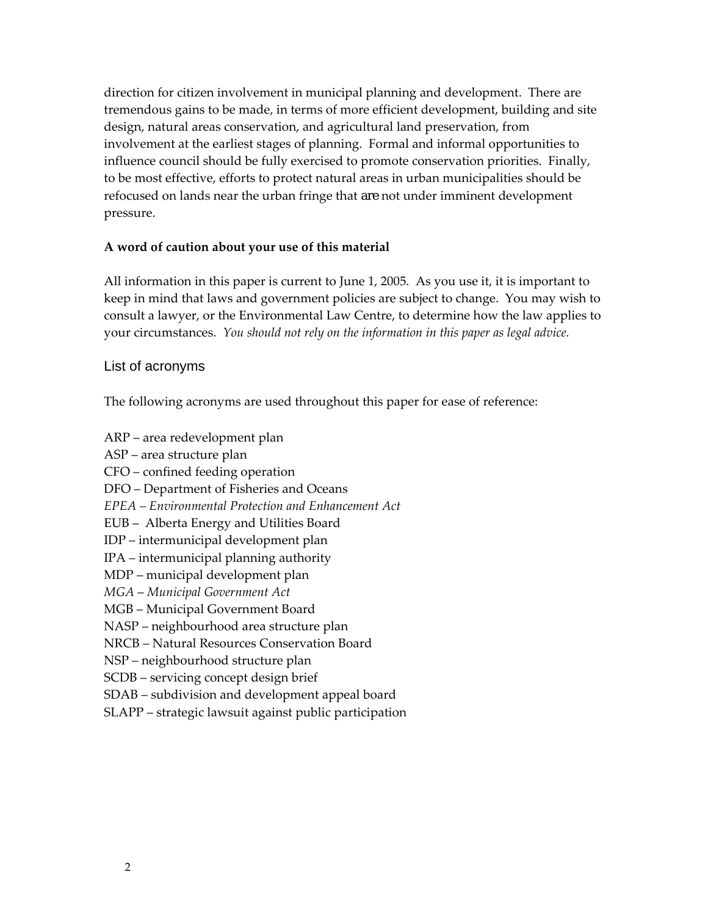direction for citizen involvement in municipal planning and development. There are tremendous gains to be made, in terms of more efficient development, building and site design, natural areas conservation, and agricultural land preservation, from involvement at the earliest stages of planning. Formal and informal opportunities to influence council should be fully exercised to promote conservation priorities. Finally, to be most effective, efforts to protect natural areas in urban municipalities should be refocused on lands near the urban fringe that are not under imminent development pressure.

**A word of caution about your use of this material**

All information in this paper is current to June 1, 2005. As you use it, it is important to keep in mind that laws and government policies are subject to change. You may wish to consult a lawyer, or the Environmental Law Centre, to determine how the law applies to your circumstances. *You should not rely on the information in this paper as legal advice.*

## List of acronyms

The following acronyms are used throughout this paper for ease of reference:

ARP – area redevelopment plan
ASP – area structure plan
CFO – confined feeding operation
DFO – Department of Fisheries and Oceans
*EPEA – Environmental Protection and Enhancement Act*
EUB – Alberta Energy and Utilities Board
IDP – intermunicipal development plan
IPA – intermunicipal planning authority
MDP – municipal development plan
*MGA – Municipal Government Act*
MGB – Municipal Government Board
NASP – neighbourhood area structure plan
NRCB – Natural Resources Conservation Board
NSP – neighbourhood structure plan
SCDB – servicing concept design brief
SDAB – subdivision and development appeal board
SLAPP – strategic lawsuit against public participation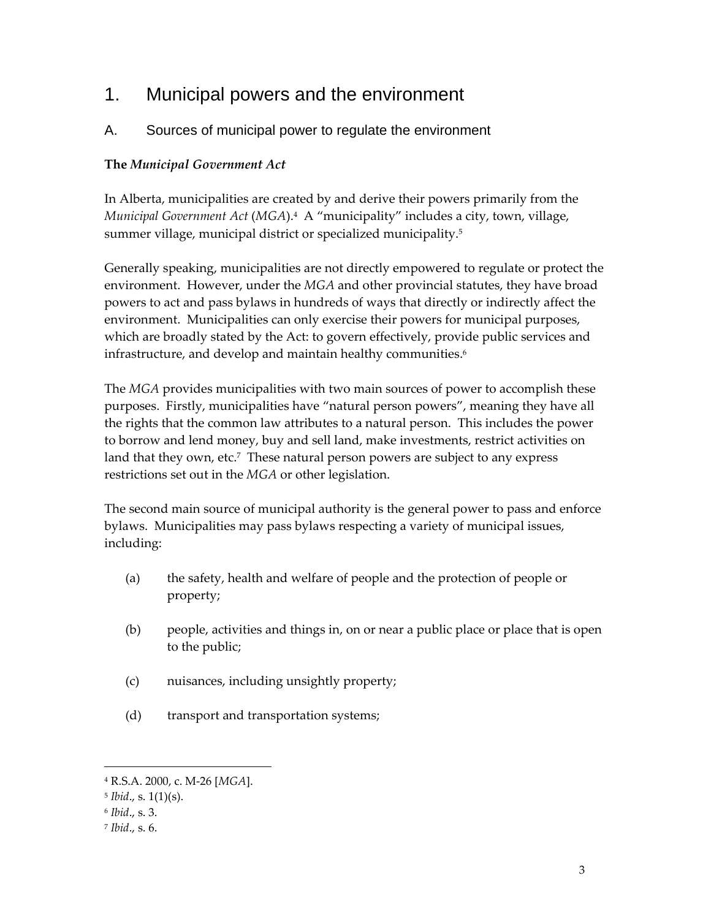# 1. Municipal powers and the environment

## A. Sources of municipal power to regulate the environment

**The *Municipal Government Act***

In Alberta, municipalities are created by and derive their powers primarily from the *Municipal Government Act* (*MGA*).[4] A "municipality" includes a city, town, village, summer village, municipal district or specialized municipality.[5]

Generally speaking, municipalities are not directly empowered to regulate or protect the environment. However, under the *MGA* and other provincial statutes, they have broad powers to act and pass bylaws in hundreds of ways that directly or indirectly affect the environment. Municipalities can only exercise their powers for municipal purposes, which are broadly stated by the Act: to govern effectively, provide public services and infrastructure, and develop and maintain healthy communities.[6]

The *MGA* provides municipalities with two main sources of power to accomplish these purposes. Firstly, municipalities have "natural person powers", meaning they have all the rights that the common law attributes to a natural person. This includes the power to borrow and lend money, buy and sell land, make investments, restrict activities on land that they own, etc.[7] These natural person powers are subject to any express restrictions set out in the *MGA* or other legislation.

The second main source of municipal authority is the general power to pass and enforce bylaws. Municipalities may pass bylaws respecting a variety of municipal issues, including:

(a) the safety, health and welfare of people and the protection of people or property;

(b) people, activities and things in, on or near a public place or place that is open to the public;

(c) nuisances, including unsightly property;

(d) transport and transportation systems;

---

[4] R.S.A. 2000, c. M-26 [*MGA*].

[5] *Ibid*., s. 1(1)(s).

[6] *Ibid*., s. 3.

[7] *Ibid*., s. 6.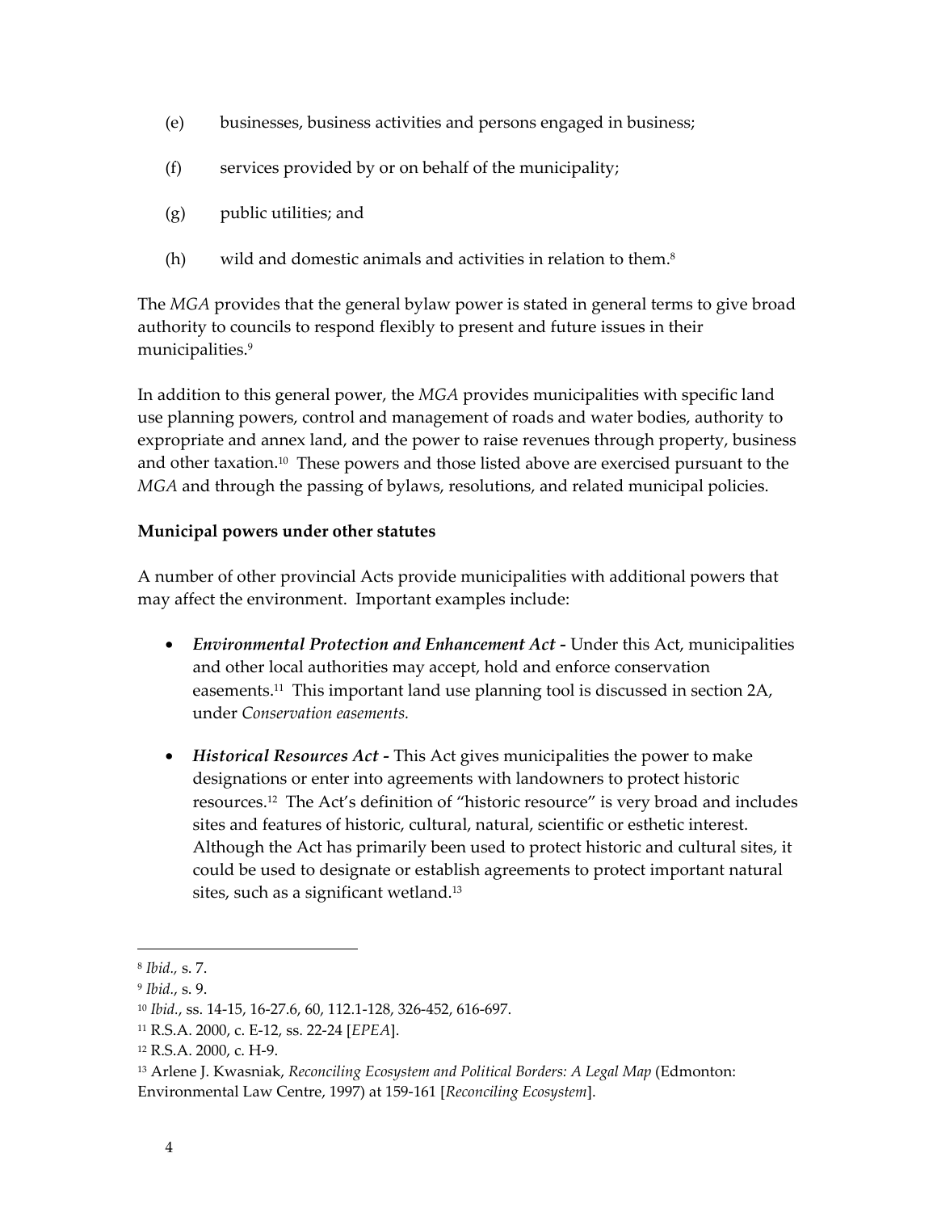(e) businesses, business activities and persons engaged in business;

(f) services provided by or on behalf of the municipality;

(g) public utilities; and

(h) wild and domestic animals and activities in relation to them.[8]

The *MGA* provides that the general bylaw power is stated in general terms to give broad authority to councils to respond flexibly to present and future issues in their municipalities.[9]

In addition to this general power, the *MGA* provides municipalities with specific land use planning powers, control and management of roads and water bodies, authority to expropriate and annex land, and the power to raise revenues through property, business and other taxation.[10] These powers and those listed above are exercised pursuant to the *MGA* and through the passing of bylaws, resolutions, and related municipal policies.

**Municipal powers under other statutes**

A number of other provincial Acts provide municipalities with additional powers that may affect the environment. Important examples include:

- ***Environmental Protection and Enhancement Act*** **-** Under this Act, municipalities and other local authorities may accept, hold and enforce conservation easements.[11] This important land use planning tool is discussed in section 2A, under *Conservation easements.*

- ***Historical Resources Act*** **-** This Act gives municipalities the power to make designations or enter into agreements with landowners to protect historic resources.[12] The Act's definition of "historic resource" is very broad and includes sites and features of historic, cultural, natural, scientific or esthetic interest. Although the Act has primarily been used to protect historic and cultural sites, it could be used to designate or establish agreements to protect important natural sites, such as a significant wetland.[13]

---

[8] *Ibid.,* s. 7.

[9] *Ibid.*, s. 9.

[10] *Ibid.*, ss. 14-15, 16-27.6, 60, 112.1-128, 326-452, 616-697.

[11] R.S.A. 2000, c. E-12, ss. 22-24 [*EPEA*].

[12] R.S.A. 2000, c. H-9.

[13] Arlene J. Kwasniak, *Reconciling Ecosystem and Political Borders: A Legal Map* (Edmonton: Environmental Law Centre, 1997) at 159-161 [*Reconciling Ecosystem*].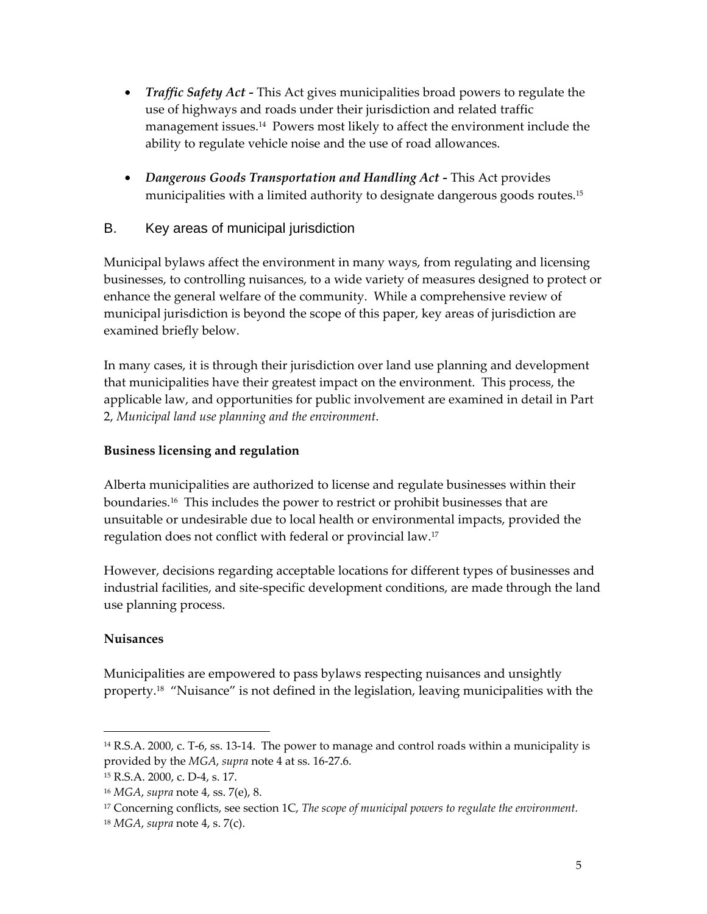- ***Traffic Safety Act* -** This Act gives municipalities broad powers to regulate the use of highways and roads under their jurisdiction and related traffic management issues.[14] Powers most likely to affect the environment include the ability to regulate vehicle noise and the use of road allowances.

- ***Dangerous Goods Transportation and Handling Act* -** This Act provides municipalities with a limited authority to designate dangerous goods routes.[15]

## B. Key areas of municipal jurisdiction

Municipal bylaws affect the environment in many ways, from regulating and licensing businesses, to controlling nuisances, to a wide variety of measures designed to protect or enhance the general welfare of the community. While a comprehensive review of municipal jurisdiction is beyond the scope of this paper, key areas of jurisdiction are examined briefly below.

In many cases, it is through their jurisdiction over land use planning and development that municipalities have their greatest impact on the environment. This process, the applicable law, and opportunities for public involvement are examined in detail in Part 2, *Municipal land use planning and the environment*.

**Business licensing and regulation**

Alberta municipalities are authorized to license and regulate businesses within their boundaries.[16] This includes the power to restrict or prohibit businesses that are unsuitable or undesirable due to local health or environmental impacts, provided the regulation does not conflict with federal or provincial law.[17]

However, decisions regarding acceptable locations for different types of businesses and industrial facilities, and site-specific development conditions, are made through the land use planning process.

**Nuisances**

Municipalities are empowered to pass bylaws respecting nuisances and unsightly property.[18] "Nuisance" is not defined in the legislation, leaving municipalities with the

---

[14] R.S.A. 2000, c. T-6, ss. 13-14. The power to manage and control roads within a municipality is provided by the *MGA*, *supra* note 4 at ss. 16-27.6.

[15] R.S.A. 2000, c. D-4, s. 17.

[16] *MGA*, *supra* note 4, ss. 7(e), 8.

[17] Concerning conflicts, see section 1C, *The scope of municipal powers to regulate the environment.*

[18] *MGA*, *supra* note 4, s. 7(c).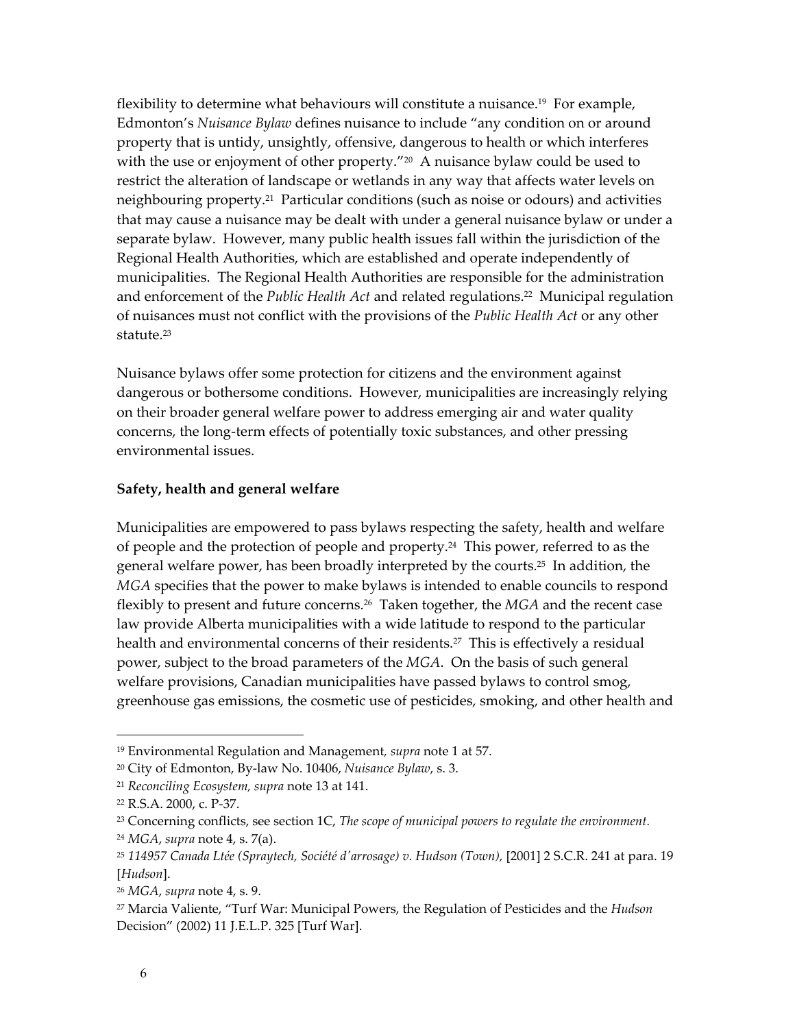flexibility to determine what behaviours will constitute a nuisance.[19] For example, Edmonton's *Nuisance Bylaw* defines nuisance to include "any condition on or around property that is untidy, unsightly, offensive, dangerous to health or which interferes with the use or enjoyment of other property."[20] A nuisance bylaw could be used to restrict the alteration of landscape or wetlands in any way that affects water levels on neighbouring property.[21] Particular conditions (such as noise or odours) and activities that may cause a nuisance may be dealt with under a general nuisance bylaw or under a separate bylaw. However, many public health issues fall within the jurisdiction of the Regional Health Authorities, which are established and operate independently of municipalities. The Regional Health Authorities are responsible for the administration and enforcement of the *Public Health Act* and related regulations.[22] Municipal regulation of nuisances must not conflict with the provisions of the *Public Health Act* or any other statute.[23]

Nuisance bylaws offer some protection for citizens and the environment against dangerous or bothersome conditions. However, municipalities are increasingly relying on their broader general welfare power to address emerging air and water quality concerns, the long-term effects of potentially toxic substances, and other pressing environmental issues.

**Safety, health and general welfare**

Municipalities are empowered to pass bylaws respecting the safety, health and welfare of people and the protection of people and property.[24] This power, referred to as the general welfare power, has been broadly interpreted by the courts.[25] In addition, the *MGA* specifies that the power to make bylaws is intended to enable councils to respond flexibly to present and future concerns.[26] Taken together, the *MGA* and the recent case law provide Alberta municipalities with a wide latitude to respond to the particular health and environmental concerns of their residents.[27] This is effectively a residual power, subject to the broad parameters of the *MGA*. On the basis of such general welfare provisions, Canadian municipalities have passed bylaws to control smog, greenhouse gas emissions, the cosmetic use of pesticides, smoking, and other health and

---

[19] Environmental Regulation and Management, *supra* note 1 at 57.

[20] City of Edmonton, By-law No. 10406, *Nuisance Bylaw*, s. 3.

[21] *Reconciling Ecosystem, supra* note 13 at 141.

[22] R.S.A. 2000, c. P-37.

[23] Concerning conflicts, see section 1C, *The scope of municipal powers to regulate the environment.*

[24] *MGA*, *supra* note 4, s. 7(a).

[25] *114957 Canada Ltée (Spraytech, Société d'arrosage) v. Hudson (Town)*, [2001] 2 S.C.R. 241 at para. 19 [*Hudson*].

[26] *MGA*, *supra* note 4, s. 9.

[27] Marcia Valiente, "Turf War: Municipal Powers, the Regulation of Pesticides and the *Hudson* Decision" (2002) 11 J.E.L.P. 325 [Turf War].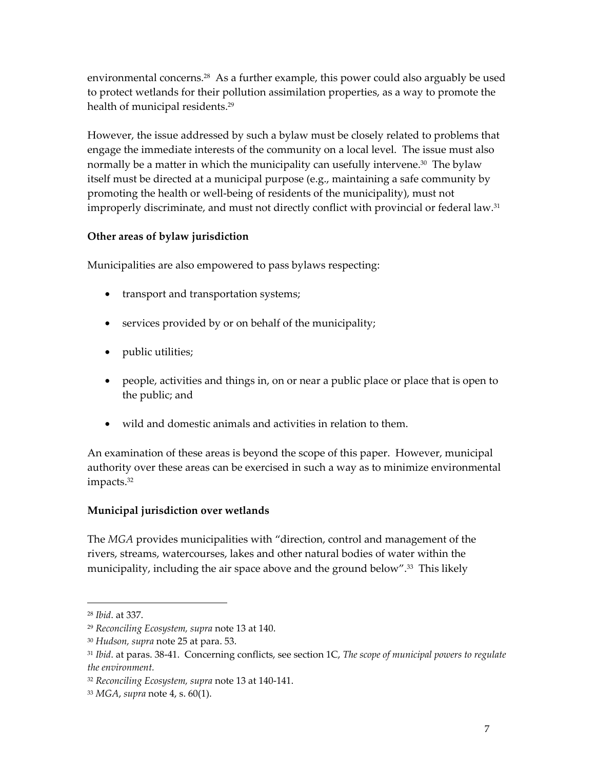environmental concerns.[28] As a further example, this power could also arguably be used to protect wetlands for their pollution assimilation properties, as a way to promote the health of municipal residents.[29]

However, the issue addressed by such a bylaw must be closely related to problems that engage the immediate interests of the community on a local level. The issue must also normally be a matter in which the municipality can usefully intervene.[30] The bylaw itself must be directed at a municipal purpose (e.g., maintaining a safe community by promoting the health or well-being of residents of the municipality), must not improperly discriminate, and must not directly conflict with provincial or federal law.[31]

**Other areas of bylaw jurisdiction**

Municipalities are also empowered to pass bylaws respecting:

- transport and transportation systems;
- services provided by or on behalf of the municipality;
- public utilities;
- people, activities and things in, on or near a public place or place that is open to the public; and
- wild and domestic animals and activities in relation to them.

An examination of these areas is beyond the scope of this paper. However, municipal authority over these areas can be exercised in such a way as to minimize environmental impacts.[32]

**Municipal jurisdiction over wetlands**

The *MGA* provides municipalities with "direction, control and management of the rivers, streams, watercourses, lakes and other natural bodies of water within the municipality, including the air space above and the ground below".[33] This likely

---

[28] *Ibid*. at 337.

[29] *Reconciling Ecosystem, supra* note 13 at 140.

[30] *Hudson, supra* note 25 at para. 53.

[31] *Ibid*. at paras. 38-41. Concerning conflicts, see section 1C, *The scope of municipal powers to regulate the environment.*

[32] *Reconciling Ecosystem, supra* note 13 at 140-141.

[33] *MGA*, *supra* note 4, s. 60(1).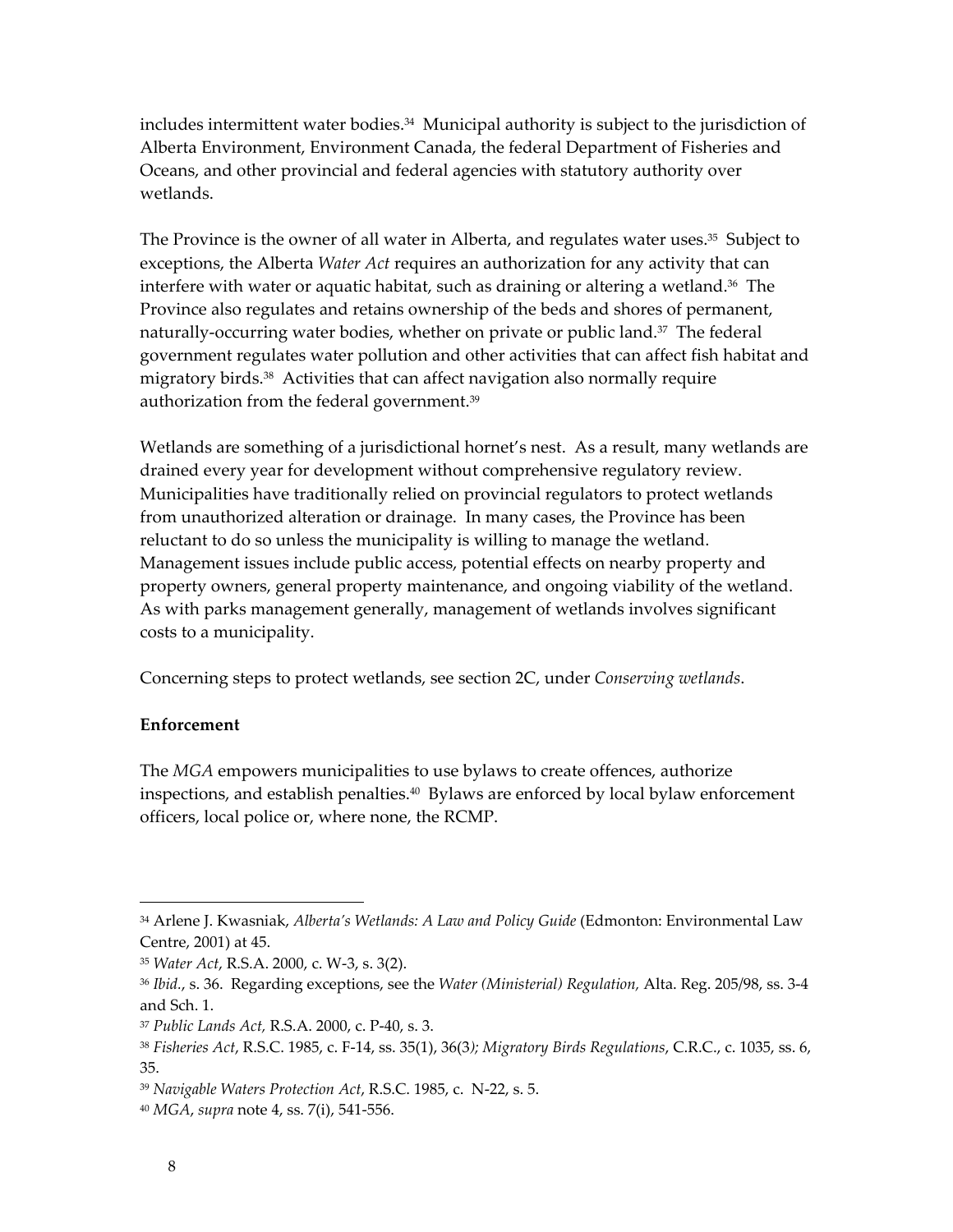includes intermittent water bodies.[34] Municipal authority is subject to the jurisdiction of Alberta Environment, Environment Canada, the federal Department of Fisheries and Oceans, and other provincial and federal agencies with statutory authority over wetlands.

The Province is the owner of all water in Alberta, and regulates water uses.[35] Subject to exceptions, the Alberta *Water Act* requires an authorization for any activity that can interfere with water or aquatic habitat, such as draining or altering a wetland.[36] The Province also regulates and retains ownership of the beds and shores of permanent, naturally-occurring water bodies, whether on private or public land.[37] The federal government regulates water pollution and other activities that can affect fish habitat and migratory birds.[38] Activities that can affect navigation also normally require authorization from the federal government.[39]

Wetlands are something of a jurisdictional hornet's nest. As a result, many wetlands are drained every year for development without comprehensive regulatory review. Municipalities have traditionally relied on provincial regulators to protect wetlands from unauthorized alteration or drainage. In many cases, the Province has been reluctant to do so unless the municipality is willing to manage the wetland. Management issues include public access, potential effects on nearby property and property owners, general property maintenance, and ongoing viability of the wetland. As with parks management generally, management of wetlands involves significant costs to a municipality.

Concerning steps to protect wetlands, see section 2C, under *Conserving wetlands*.

**Enforcement**

The *MGA* empowers municipalities to use bylaws to create offences, authorize inspections, and establish penalties.[40] Bylaws are enforced by local bylaw enforcement officers, local police or, where none, the RCMP.

---

[34] Arlene J. Kwasniak, *Alberta's Wetlands: A Law and Policy Guide* (Edmonton: Environmental Law Centre, 2001) at 45.

[35] *Water Act*, R.S.A. 2000, c. W-3, s. 3(2).

[36] *Ibid.*, s. 36. Regarding exceptions, see the *Water (Ministerial) Regulation,* Alta. Reg. 205/98, ss. 3-4 and Sch. 1.

[37] *Public Lands Act*, R.S.A. 2000, c. P-40, s. 3.

[38] *Fisheries Act*, R.S.C. 1985, c. F-14, ss. 35(1), 36(3*); Migratory Birds Regulations*, C.R.C., c. 1035, ss. 6, 35.

[39] *Navigable Waters Protection Act*, R.S.C. 1985, c. N-22, s. 5.

[40] *MGA*, *supra* note 4, ss. 7(i), 541-556.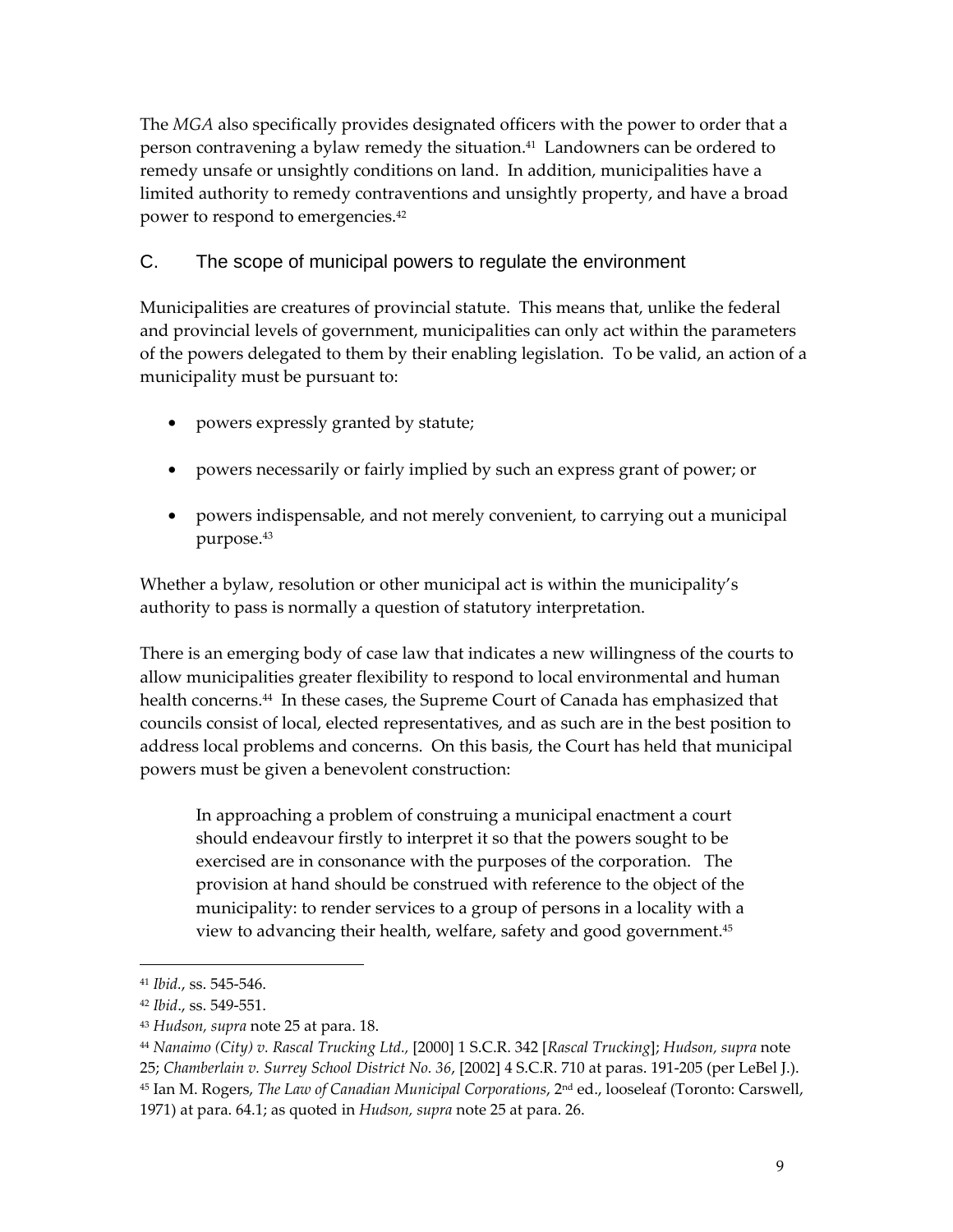The *MGA* also specifically provides designated officers with the power to order that a person contravening a bylaw remedy the situation.[41] Landowners can be ordered to remedy unsafe or unsightly conditions on land. In addition, municipalities have a limited authority to remedy contraventions and unsightly property, and have a broad power to respond to emergencies.[42]

## C. The scope of municipal powers to regulate the environment

Municipalities are creatures of provincial statute. This means that, unlike the federal and provincial levels of government, municipalities can only act within the parameters of the powers delegated to them by their enabling legislation. To be valid, an action of a municipality must be pursuant to:

- powers expressly granted by statute;
- powers necessarily or fairly implied by such an express grant of power; or
- powers indispensable, and not merely convenient, to carrying out a municipal purpose.[43]

Whether a bylaw, resolution or other municipal act is within the municipality's authority to pass is normally a question of statutory interpretation.

There is an emerging body of case law that indicates a new willingness of the courts to allow municipalities greater flexibility to respond to local environmental and human health concerns.[44] In these cases, the Supreme Court of Canada has emphasized that councils consist of local, elected representatives, and as such are in the best position to address local problems and concerns. On this basis, the Court has held that municipal powers must be given a benevolent construction:

> In approaching a problem of construing a municipal enactment a court should endeavour firstly to interpret it so that the powers sought to be exercised are in consonance with the purposes of the corporation. The provision at hand should be construed with reference to the object of the municipality: to render services to a group of persons in a locality with a view to advancing their health, welfare, safety and good government.[45]

---

[41] *Ibid.*, ss. 545-546.

[42] *Ibid.*, ss. 549-551.

[43] *Hudson, supra* note 25 at para. 18.

[44] *Nanaimo (City) v. Rascal Trucking Ltd.*, [2000] 1 S.C.R. 342 [*Rascal Trucking*]; *Hudson, supra* note 25; *Chamberlain v. Surrey School District No. 36*, [2002] 4 S.C.R. 710 at paras. 191-205 (per LeBel J.).

[45] Ian M. Rogers, *The Law of Canadian Municipal Corporations*, 2nd ed., looseleaf (Toronto: Carswell, 1971) at para. 64.1; as quoted in *Hudson, supra* note 25 at para. 26.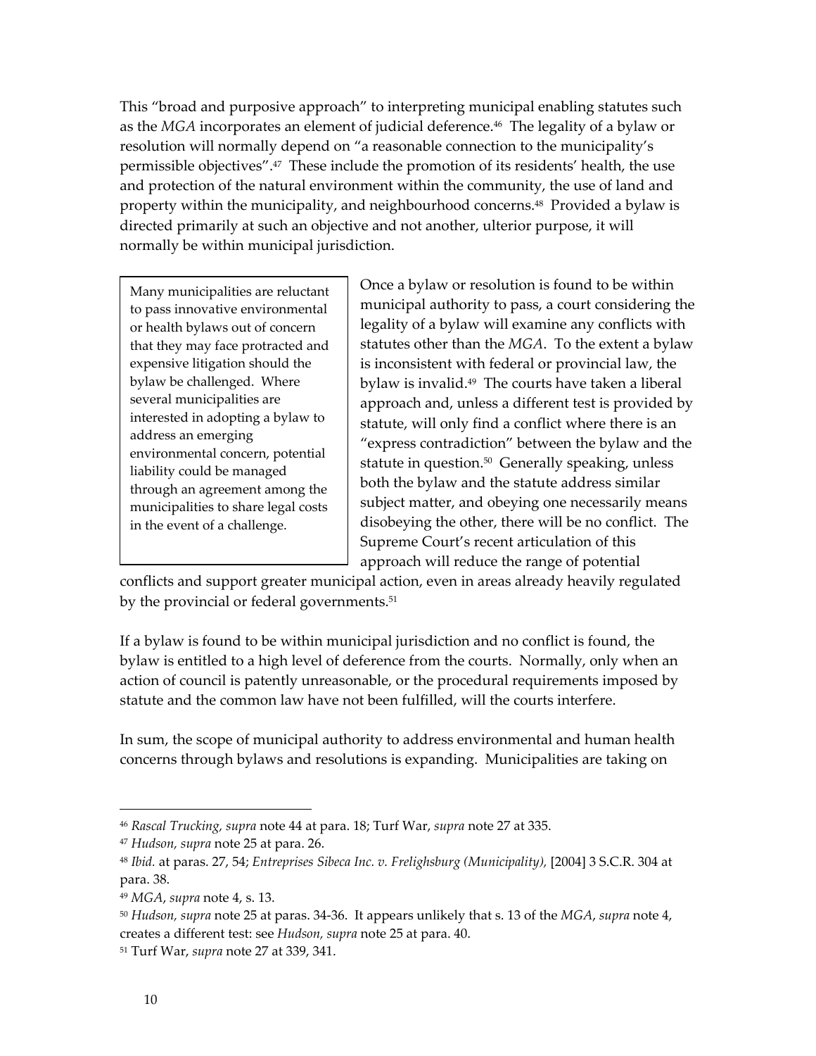This "broad and purposive approach" to interpreting municipal enabling statutes such as the *MGA* incorporates an element of judicial deference.[46] The legality of a bylaw or resolution will normally depend on "a reasonable connection to the municipality's permissible objectives".[47] These include the promotion of its residents' health, the use and protection of the natural environment within the community, the use of land and property within the municipality, and neighbourhood concerns.[48] Provided a bylaw is directed primarily at such an objective and not another, ulterior purpose, it will normally be within municipal jurisdiction.

> Many municipalities are reluctant to pass innovative environmental or health bylaws out of concern that they may face protracted and expensive litigation should the bylaw be challenged. Where several municipalities are interested in adopting a bylaw to address an emerging environmental concern, potential liability could be managed through an agreement among the municipalities to share legal costs in the event of a challenge.

Once a bylaw or resolution is found to be within municipal authority to pass, a court considering the legality of a bylaw will examine any conflicts with statutes other than the *MGA*. To the extent a bylaw is inconsistent with federal or provincial law, the bylaw is invalid.[49] The courts have taken a liberal approach and, unless a different test is provided by statute, will only find a conflict where there is an "express contradiction" between the bylaw and the statute in question.[50] Generally speaking, unless both the bylaw and the statute address similar subject matter, and obeying one necessarily means disobeying the other, there will be no conflict. The Supreme Court's recent articulation of this approach will reduce the range of potential conflicts and support greater municipal action, even in areas already heavily regulated by the provincial or federal governments.[51]

If a bylaw is found to be within municipal jurisdiction and no conflict is found, the bylaw is entitled to a high level of deference from the courts. Normally, only when an action of council is patently unreasonable, or the procedural requirements imposed by statute and the common law have not been fulfilled, will the courts interfere.

In sum, the scope of municipal authority to address environmental and human health concerns through bylaws and resolutions is expanding. Municipalities are taking on

---

[46] *Rascal Trucking, supra* note 44 at para. 18; Turf War, *supra* note 27 at 335.

[47] *Hudson, supra* note 25 at para. 26.

[48] *Ibid.* at paras. 27, 54; *Entreprises Sibeca Inc. v. Frelighsburg (Municipality),* [2004] 3 S.C.R. 304 at para. 38.

[49] *MGA, supra* note 4, s. 13.

[50] *Hudson, supra* note 25 at paras. 34-36. It appears unlikely that s. 13 of the *MGA*, *supra* note 4, creates a different test: see *Hudson, supra* note 25 at para. 40.

[51] Turf War, *supra* note 27 at 339, 341.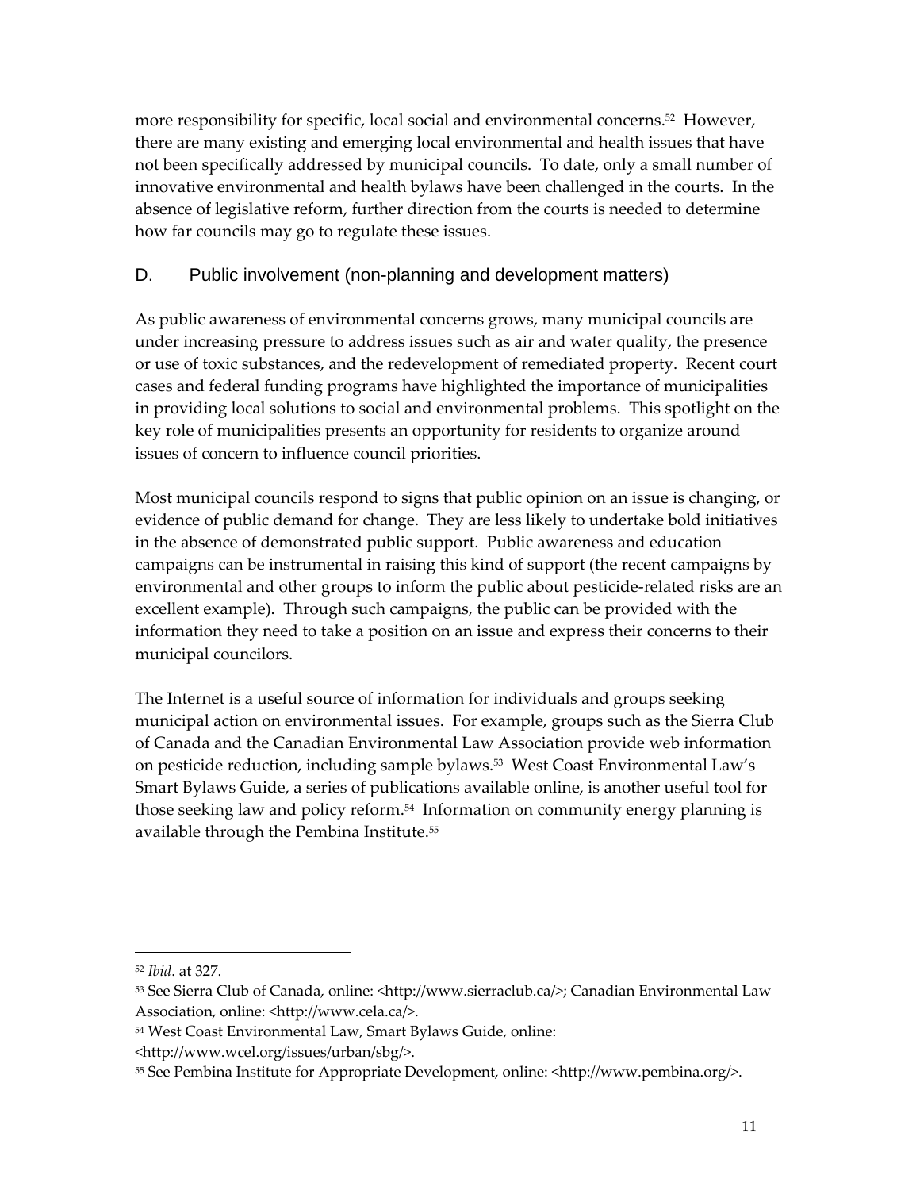more responsibility for specific, local social and environmental concerns.[52] However, there are many existing and emerging local environmental and health issues that have not been specifically addressed by municipal councils. To date, only a small number of innovative environmental and health bylaws have been challenged in the courts. In the absence of legislative reform, further direction from the courts is needed to determine how far councils may go to regulate these issues.

## D. Public involvement (non-planning and development matters)

As public awareness of environmental concerns grows, many municipal councils are under increasing pressure to address issues such as air and water quality, the presence or use of toxic substances, and the redevelopment of remediated property. Recent court cases and federal funding programs have highlighted the importance of municipalities in providing local solutions to social and environmental problems. This spotlight on the key role of municipalities presents an opportunity for residents to organize around issues of concern to influence council priorities.

Most municipal councils respond to signs that public opinion on an issue is changing, or evidence of public demand for change. They are less likely to undertake bold initiatives in the absence of demonstrated public support. Public awareness and education campaigns can be instrumental in raising this kind of support (the recent campaigns by environmental and other groups to inform the public about pesticide-related risks are an excellent example). Through such campaigns, the public can be provided with the information they need to take a position on an issue and express their concerns to their municipal councilors.

The Internet is a useful source of information for individuals and groups seeking municipal action on environmental issues. For example, groups such as the Sierra Club of Canada and the Canadian Environmental Law Association provide web information on pesticide reduction, including sample bylaws.[53] West Coast Environmental Law's Smart Bylaws Guide, a series of publications available online, is another useful tool for those seeking law and policy reform.[54] Information on community energy planning is available through the Pembina Institute.[55]

---

[52] *Ibid*. at 327.

[53] See Sierra Club of Canada, online: <http://www.sierraclub.ca/>; Canadian Environmental Law Association, online: <http://www.cela.ca/>.

[54] West Coast Environmental Law, Smart Bylaws Guide, online: <http://www.wcel.org/issues/urban/sbg/>.

[55] See Pembina Institute for Appropriate Development, online: <http://www.pembina.org/>.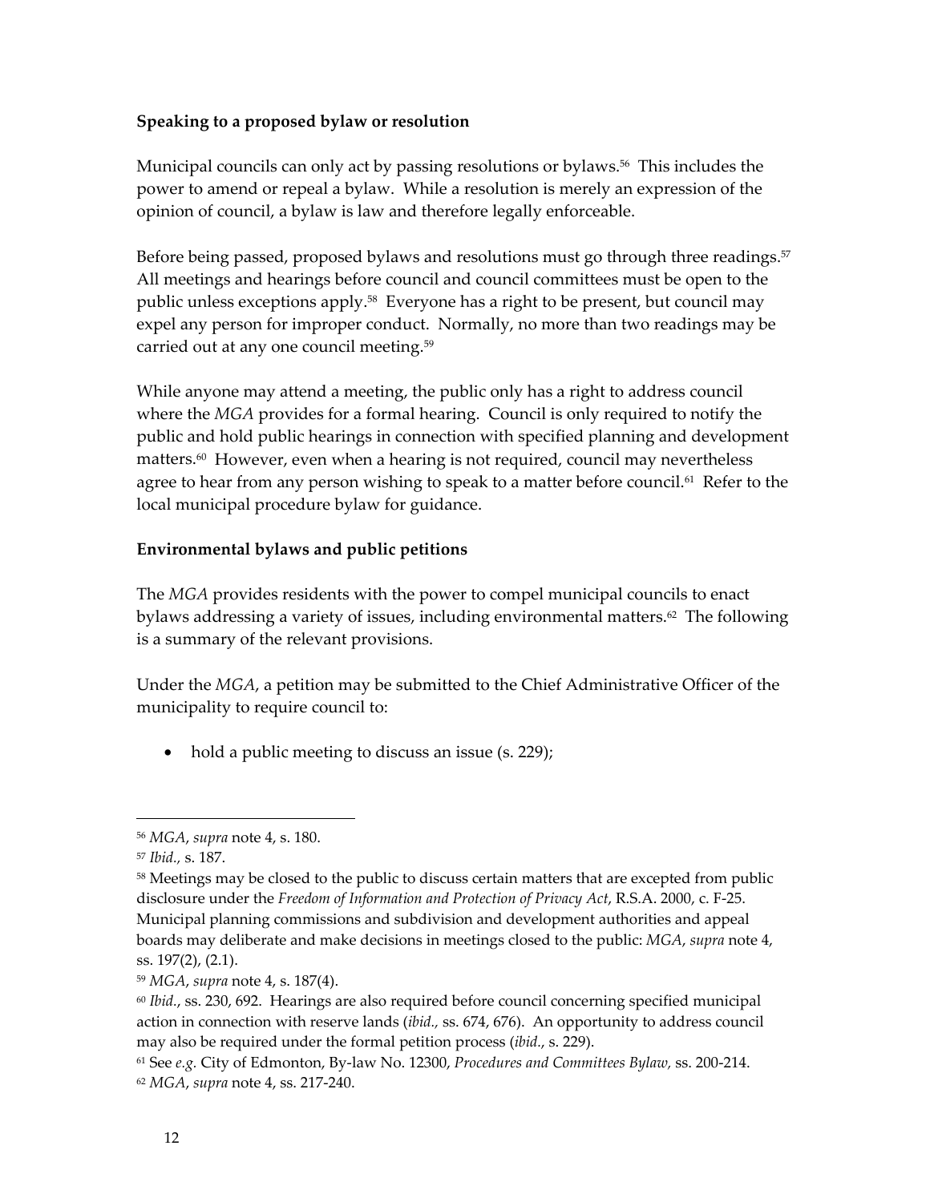**Speaking to a proposed bylaw or resolution**

Municipal councils can only act by passing resolutions or bylaws.[56] This includes the power to amend or repeal a bylaw. While a resolution is merely an expression of the opinion of council, a bylaw is law and therefore legally enforceable.

Before being passed, proposed bylaws and resolutions must go through three readings.[57] All meetings and hearings before council and council committees must be open to the public unless exceptions apply.[58] Everyone has a right to be present, but council may expel any person for improper conduct. Normally, no more than two readings may be carried out at any one council meeting.[59]

While anyone may attend a meeting, the public only has a right to address council where the *MGA* provides for a formal hearing. Council is only required to notify the public and hold public hearings in connection with specified planning and development matters.[60] However, even when a hearing is not required, council may nevertheless agree to hear from any person wishing to speak to a matter before council.[61] Refer to the local municipal procedure bylaw for guidance.

**Environmental bylaws and public petitions**

The *MGA* provides residents with the power to compel municipal councils to enact bylaws addressing a variety of issues, including environmental matters.[62] The following is a summary of the relevant provisions.

Under the *MGA*, a petition may be submitted to the Chief Administrative Officer of the municipality to require council to:

- hold a public meeting to discuss an issue (s. 229);

---

[56] *MGA*, *supra* note 4, s. 180.

[57] *Ibid.,* s. 187.

[58] Meetings may be closed to the public to discuss certain matters that are excepted from public disclosure under the *Freedom of Information and Protection of Privacy Act*, R.S.A. 2000, c. F-25. Municipal planning commissions and subdivision and development authorities and appeal boards may deliberate and make decisions in meetings closed to the public: *MGA*, *supra* note 4, ss. 197(2), (2.1).

[59] *MGA*, *supra* note 4, s. 187(4).

[60] *Ibid.*, ss. 230, 692. Hearings are also required before council concerning specified municipal action in connection with reserve lands (*ibid.,* ss. 674, 676). An opportunity to address council may also be required under the formal petition process (*ibid.*, s. 229).

[61] See *e.g.* City of Edmonton, By-law No. 12300, *Procedures and Committees Bylaw,* ss. 200-214.

[62] *MGA*, *supra* note 4, ss. 217-240.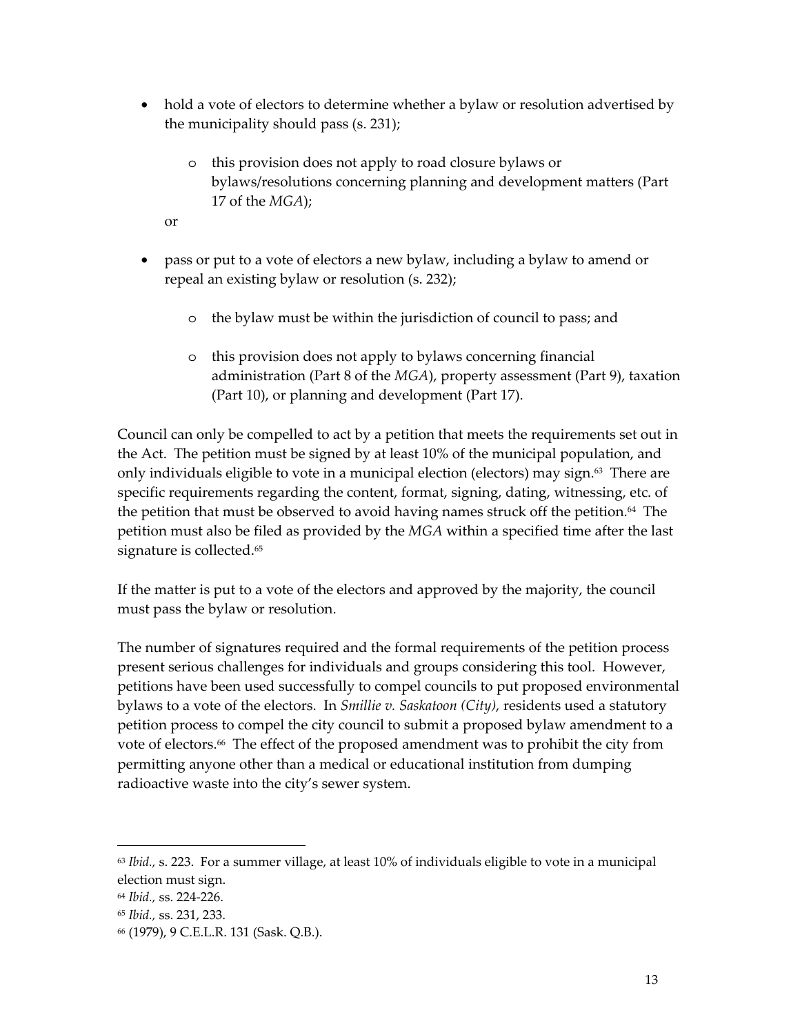- hold a vote of electors to determine whether a bylaw or resolution advertised by the municipality should pass (s. 231);
    - this provision does not apply to road closure bylaws or bylaws/resolutions concerning planning and development matters (Part 17 of the *MGA*);

  or

- pass or put to a vote of electors a new bylaw, including a bylaw to amend or repeal an existing bylaw or resolution (s. 232);
    - the bylaw must be within the jurisdiction of council to pass; and
    - this provision does not apply to bylaws concerning financial administration (Part 8 of the *MGA*), property assessment (Part 9), taxation (Part 10), or planning and development (Part 17).

Council can only be compelled to act by a petition that meets the requirements set out in the Act. The petition must be signed by at least 10% of the municipal population, and only individuals eligible to vote in a municipal election (electors) may sign.[63] There are specific requirements regarding the content, format, signing, dating, witnessing, etc. of the petition that must be observed to avoid having names struck off the petition.[64] The petition must also be filed as provided by the *MGA* within a specified time after the last signature is collected.[65]

If the matter is put to a vote of the electors and approved by the majority, the council must pass the bylaw or resolution.

The number of signatures required and the formal requirements of the petition process present serious challenges for individuals and groups considering this tool. However, petitions have been used successfully to compel councils to put proposed environmental bylaws to a vote of the electors. In *Smillie v. Saskatoon (City)*, residents used a statutory petition process to compel the city council to submit a proposed bylaw amendment to a vote of electors.[66] The effect of the proposed amendment was to prohibit the city from permitting anyone other than a medical or educational institution from dumping radioactive waste into the city's sewer system.

---

[63] *Ibid.*, s. 223. For a summer village, at least 10% of individuals eligible to vote in a municipal election must sign.

[64] *Ibid.*, ss. 224-226.

[65] *Ibid.*, ss. 231, 233.

[66] (1979), 9 C.E.L.R. 131 (Sask. Q.B.).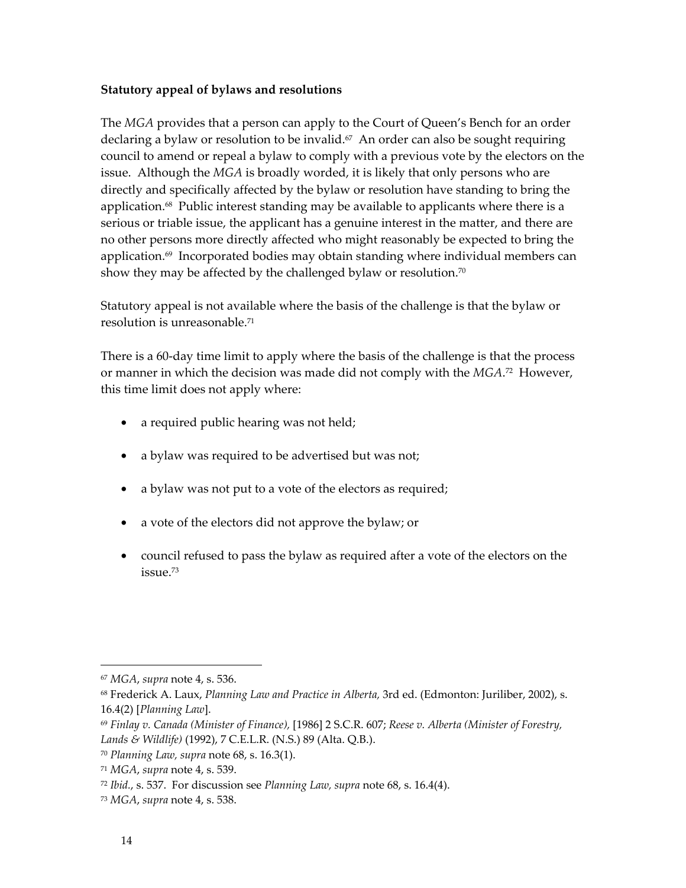**Statutory appeal of bylaws and resolutions**

The *MGA* provides that a person can apply to the Court of Queen's Bench for an order declaring a bylaw or resolution to be invalid.[67] An order can also be sought requiring council to amend or repeal a bylaw to comply with a previous vote by the electors on the issue. Although the *MGA* is broadly worded, it is likely that only persons who are directly and specifically affected by the bylaw or resolution have standing to bring the application.[68] Public interest standing may be available to applicants where there is a serious or triable issue, the applicant has a genuine interest in the matter, and there are no other persons more directly affected who might reasonably be expected to bring the application.[69] Incorporated bodies may obtain standing where individual members can show they may be affected by the challenged bylaw or resolution.[70]

Statutory appeal is not available where the basis of the challenge is that the bylaw or resolution is unreasonable.[71]

There is a 60-day time limit to apply where the basis of the challenge is that the process or manner in which the decision was made did not comply with the *MGA*.[72] However, this time limit does not apply where:

- a required public hearing was not held;
- a bylaw was required to be advertised but was not;
- a bylaw was not put to a vote of the electors as required;
- a vote of the electors did not approve the bylaw; or
- council refused to pass the bylaw as required after a vote of the electors on the issue.[73]

---

[67] *MGA*, *supra* note 4, s. 536.

[68] Frederick A. Laux, *Planning Law and Practice in Alberta,* 3rd ed. (Edmonton: Juriliber, 2002), s. 16.4(2) [*Planning Law*].

[69] *Finlay v. Canada (Minister of Finance),* [1986] 2 S.C.R. 607; *Reese v. Alberta (Minister of Forestry, Lands & Wildlife)* (1992), 7 C.E.L.R. (N.S.) 89 (Alta. Q.B.).

[70] *Planning Law, supra* note 68, s. 16.3(1).

[71] *MGA*, *supra* note 4, s. 539.

[72] *Ibid*., s. 537. For discussion see *Planning Law, supra* note 68, s. 16.4(4).

[73] *MGA*, *supra* note 4, s. 538.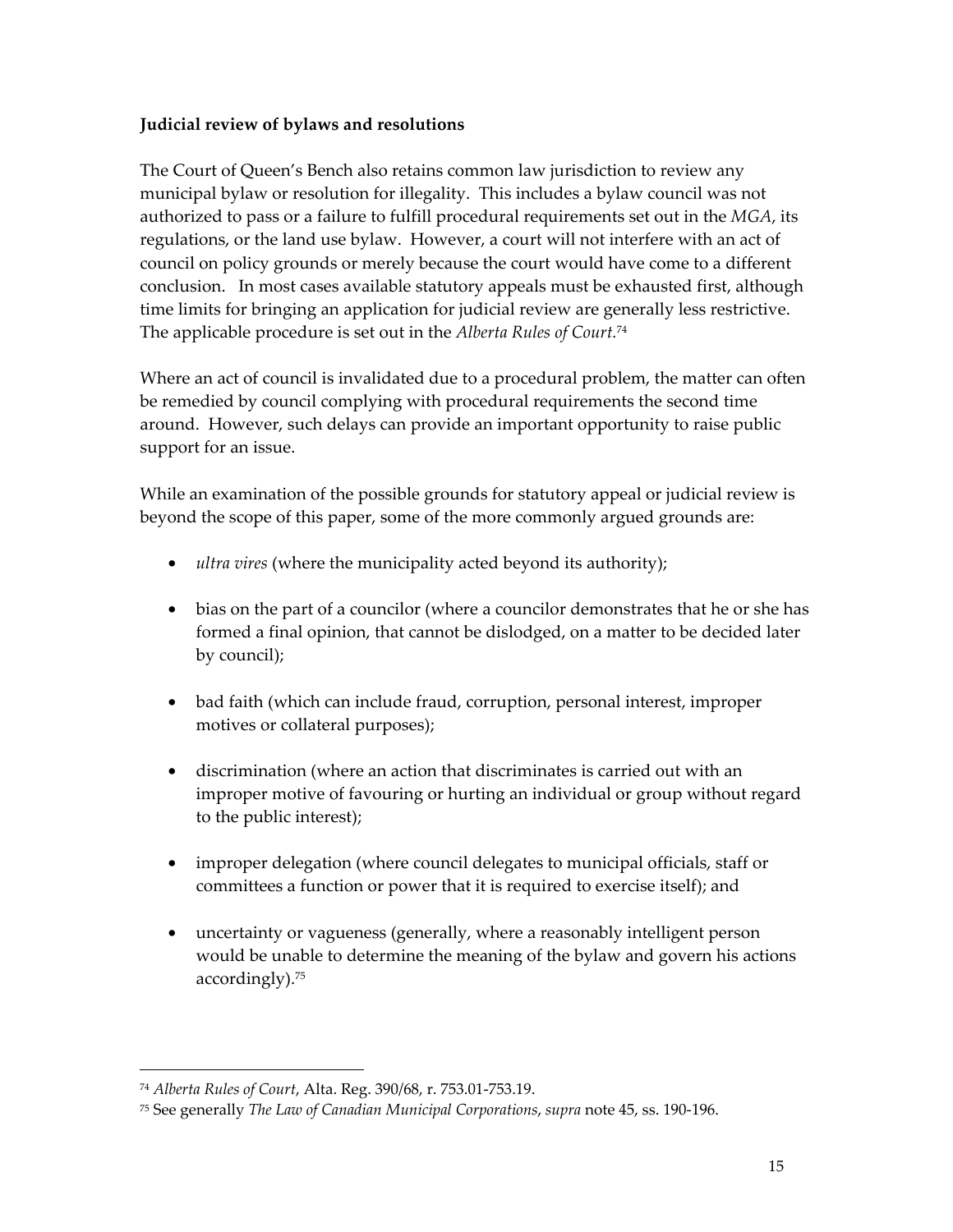**Judicial review of bylaws and resolutions**

The Court of Queen's Bench also retains common law jurisdiction to review any municipal bylaw or resolution for illegality. This includes a bylaw council was not authorized to pass or a failure to fulfill procedural requirements set out in the *MGA*, its regulations, or the land use bylaw. However, a court will not interfere with an act of council on policy grounds or merely because the court would have come to a different conclusion. In most cases available statutory appeals must be exhausted first, although time limits for bringing an application for judicial review are generally less restrictive. The applicable procedure is set out in the *Alberta Rules of Court.*[74]

Where an act of council is invalidated due to a procedural problem, the matter can often be remedied by council complying with procedural requirements the second time around. However, such delays can provide an important opportunity to raise public support for an issue.

While an examination of the possible grounds for statutory appeal or judicial review is beyond the scope of this paper, some of the more commonly argued grounds are:

- *ultra vires* (where the municipality acted beyond its authority);
- bias on the part of a councilor (where a councilor demonstrates that he or she has formed a final opinion, that cannot be dislodged, on a matter to be decided later by council);
- bad faith (which can include fraud, corruption, personal interest, improper motives or collateral purposes);
- discrimination (where an action that discriminates is carried out with an improper motive of favouring or hurting an individual or group without regard to the public interest);
- improper delegation (where council delegates to municipal officials, staff or committees a function or power that it is required to exercise itself); and
- uncertainty or vagueness (generally, where a reasonably intelligent person would be unable to determine the meaning of the bylaw and govern his actions accordingly).[75]

---

[74] *Alberta Rules of Court*, Alta. Reg. 390/68, r. 753.01-753.19.

[75] See generally *The Law of Canadian Municipal Corporations*, *supra* note 45, ss. 190-196.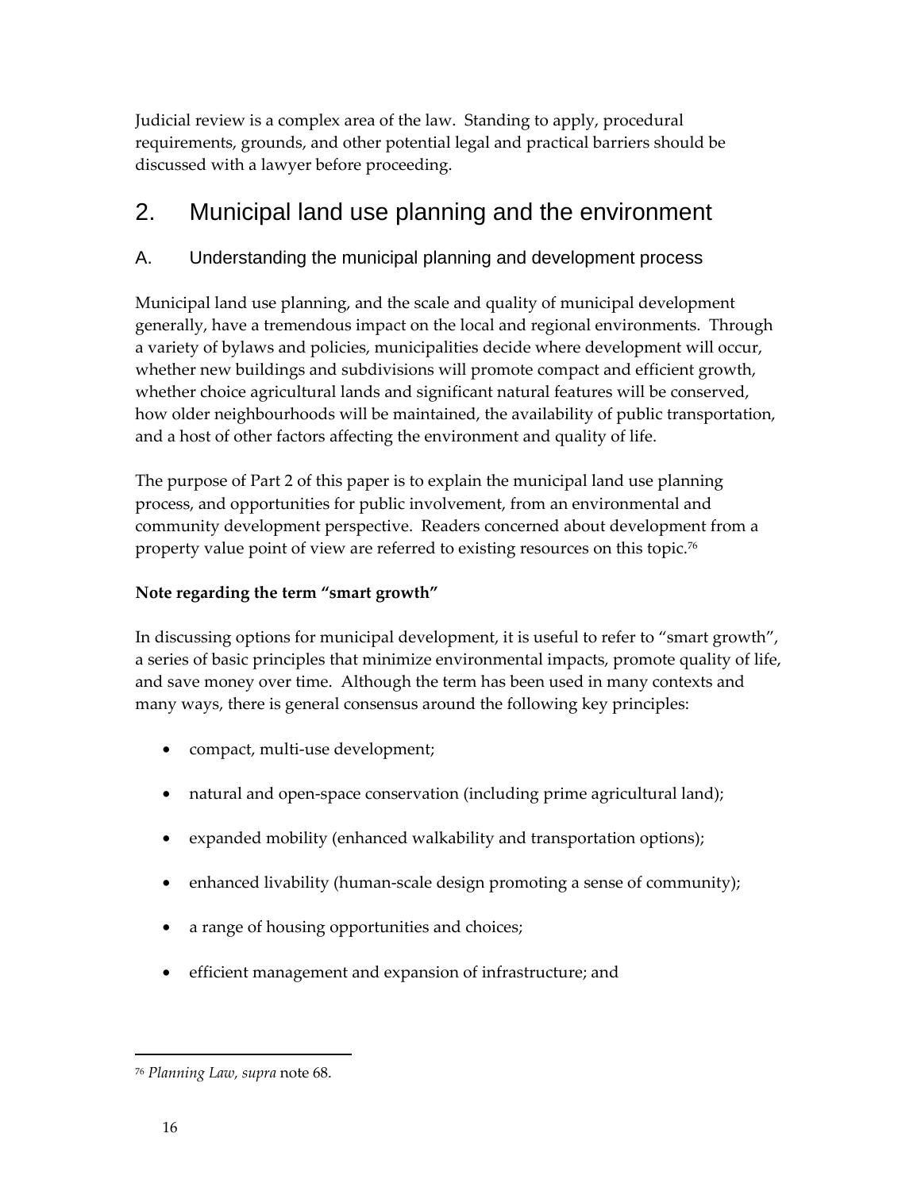Judicial review is a complex area of the law. Standing to apply, procedural requirements, grounds, and other potential legal and practical barriers should be discussed with a lawyer before proceeding.

# 2. Municipal land use planning and the environment

## A. Understanding the municipal planning and development process

Municipal land use planning, and the scale and quality of municipal development generally, have a tremendous impact on the local and regional environments. Through a variety of bylaws and policies, municipalities decide where development will occur, whether new buildings and subdivisions will promote compact and efficient growth, whether choice agricultural lands and significant natural features will be conserved, how older neighbourhoods will be maintained, the availability of public transportation, and a host of other factors affecting the environment and quality of life.

The purpose of Part 2 of this paper is to explain the municipal land use planning process, and opportunities for public involvement, from an environmental and community development perspective. Readers concerned about development from a property value point of view are referred to existing resources on this topic.[76]

**Note regarding the term "smart growth"**

In discussing options for municipal development, it is useful to refer to "smart growth", a series of basic principles that minimize environmental impacts, promote quality of life, and save money over time. Although the term has been used in many contexts and many ways, there is general consensus around the following key principles:

- compact, multi-use development;
- natural and open-space conservation (including prime agricultural land);
- expanded mobility (enhanced walkability and transportation options);
- enhanced livability (human-scale design promoting a sense of community);
- a range of housing opportunities and choices;
- efficient management and expansion of infrastructure; and

---

[76] *Planning Law, supra* note 68.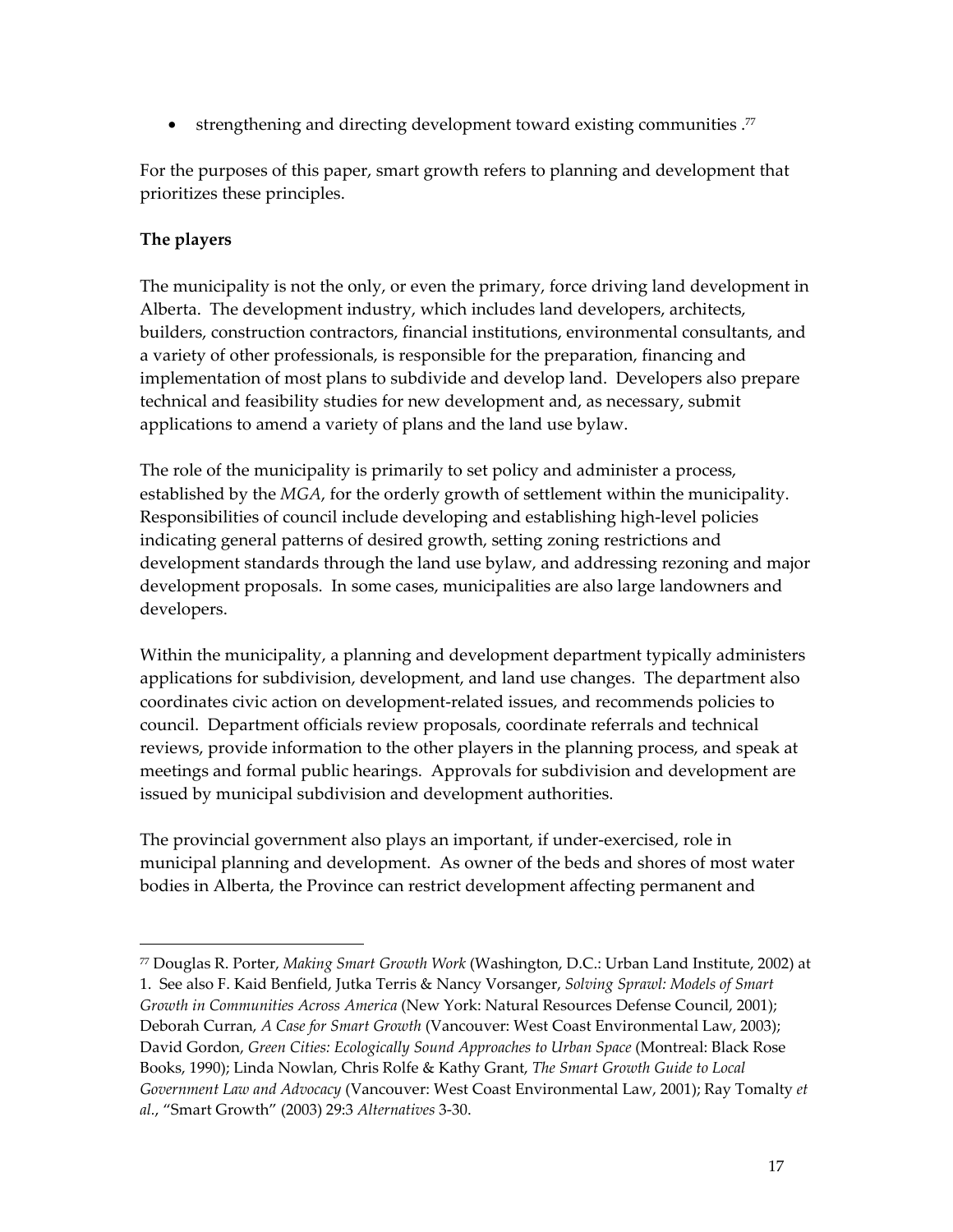- strengthening and directing development toward existing communities .[77]

For the purposes of this paper, smart growth refers to planning and development that prioritizes these principles.

**The players**

The municipality is not the only, or even the primary, force driving land development in Alberta. The development industry, which includes land developers, architects, builders, construction contractors, financial institutions, environmental consultants, and a variety of other professionals, is responsible for the preparation, financing and implementation of most plans to subdivide and develop land. Developers also prepare technical and feasibility studies for new development and, as necessary, submit applications to amend a variety of plans and the land use bylaw.

The role of the municipality is primarily to set policy and administer a process, established by the *MGA*, for the orderly growth of settlement within the municipality. Responsibilities of council include developing and establishing high-level policies indicating general patterns of desired growth, setting zoning restrictions and development standards through the land use bylaw, and addressing rezoning and major development proposals. In some cases, municipalities are also large landowners and developers.

Within the municipality, a planning and development department typically administers applications for subdivision, development, and land use changes. The department also coordinates civic action on development-related issues, and recommends policies to council. Department officials review proposals, coordinate referrals and technical reviews, provide information to the other players in the planning process, and speak at meetings and formal public hearings. Approvals for subdivision and development are issued by municipal subdivision and development authorities.

The provincial government also plays an important, if under-exercised, role in municipal planning and development. As owner of the beds and shores of most water bodies in Alberta, the Province can restrict development affecting permanent and

---

[77] Douglas R. Porter, *Making Smart Growth Work* (Washington, D.C.: Urban Land Institute, 2002) at 1. See also F. Kaid Benfield, Jutka Terris & Nancy Vorsanger, *Solving Sprawl: Models of Smart Growth in Communities Across America* (New York: Natural Resources Defense Council, 2001); Deborah Curran, *A Case for Smart Growth* (Vancouver: West Coast Environmental Law, 2003); David Gordon, *Green Cities: Ecologically Sound Approaches to Urban Space* (Montreal: Black Rose Books, 1990); Linda Nowlan, Chris Rolfe & Kathy Grant, *The Smart Growth Guide to Local Government Law and Advocacy* (Vancouver: West Coast Environmental Law, 2001); Ray Tomalty *et al.*, "Smart Growth" (2003) 29:3 *Alternatives* 3-30.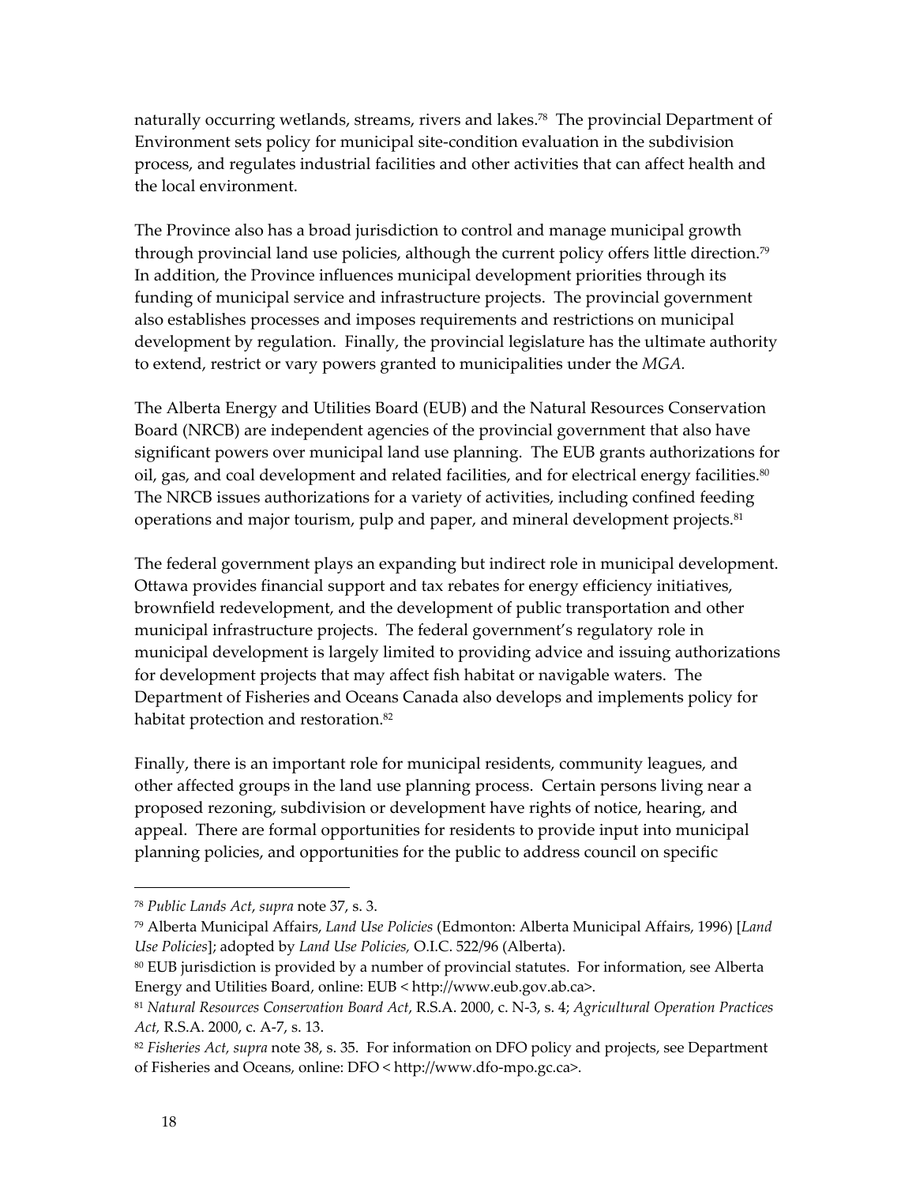naturally occurring wetlands, streams, rivers and lakes.[78] The provincial Department of Environment sets policy for municipal site-condition evaluation in the subdivision process, and regulates industrial facilities and other activities that can affect health and the local environment.

The Province also has a broad jurisdiction to control and manage municipal growth through provincial land use policies, although the current policy offers little direction.[79] In addition, the Province influences municipal development priorities through its funding of municipal service and infrastructure projects. The provincial government also establishes processes and imposes requirements and restrictions on municipal development by regulation. Finally, the provincial legislature has the ultimate authority to extend, restrict or vary powers granted to municipalities under the *MGA.*

The Alberta Energy and Utilities Board (EUB) and the Natural Resources Conservation Board (NRCB) are independent agencies of the provincial government that also have significant powers over municipal land use planning. The EUB grants authorizations for oil, gas, and coal development and related facilities, and for electrical energy facilities.[80] The NRCB issues authorizations for a variety of activities, including confined feeding operations and major tourism, pulp and paper, and mineral development projects.[81]

The federal government plays an expanding but indirect role in municipal development. Ottawa provides financial support and tax rebates for energy efficiency initiatives, brownfield redevelopment, and the development of public transportation and other municipal infrastructure projects. The federal government's regulatory role in municipal development is largely limited to providing advice and issuing authorizations for development projects that may affect fish habitat or navigable waters. The Department of Fisheries and Oceans Canada also develops and implements policy for habitat protection and restoration.[82]

Finally, there is an important role for municipal residents, community leagues, and other affected groups in the land use planning process. Certain persons living near a proposed rezoning, subdivision or development have rights of notice, hearing, and appeal. There are formal opportunities for residents to provide input into municipal planning policies, and opportunities for the public to address council on specific

---

[78] *Public Lands Act*, *supra* note 37, s. 3.

[79] Alberta Municipal Affairs, *Land Use Policies* (Edmonton: Alberta Municipal Affairs, 1996) [*Land Use Policies*]; adopted by *Land Use Policies,* O.I.C. 522/96 (Alberta).

[80] EUB jurisdiction is provided by a number of provincial statutes. For information, see Alberta Energy and Utilities Board, online: EUB < http://www.eub.gov.ab.ca>.

[81] *Natural Resources Conservation Board Act*, R.S.A. 2000, c. N-3, s. 4; *Agricultural Operation Practices Act,* R.S.A. 2000, c. A-7, s. 13.

[82] *Fisheries Act, supra* note 38, s. 35. For information on DFO policy and projects, see Department of Fisheries and Oceans, online: DFO < http://www.dfo-mpo.gc.ca>.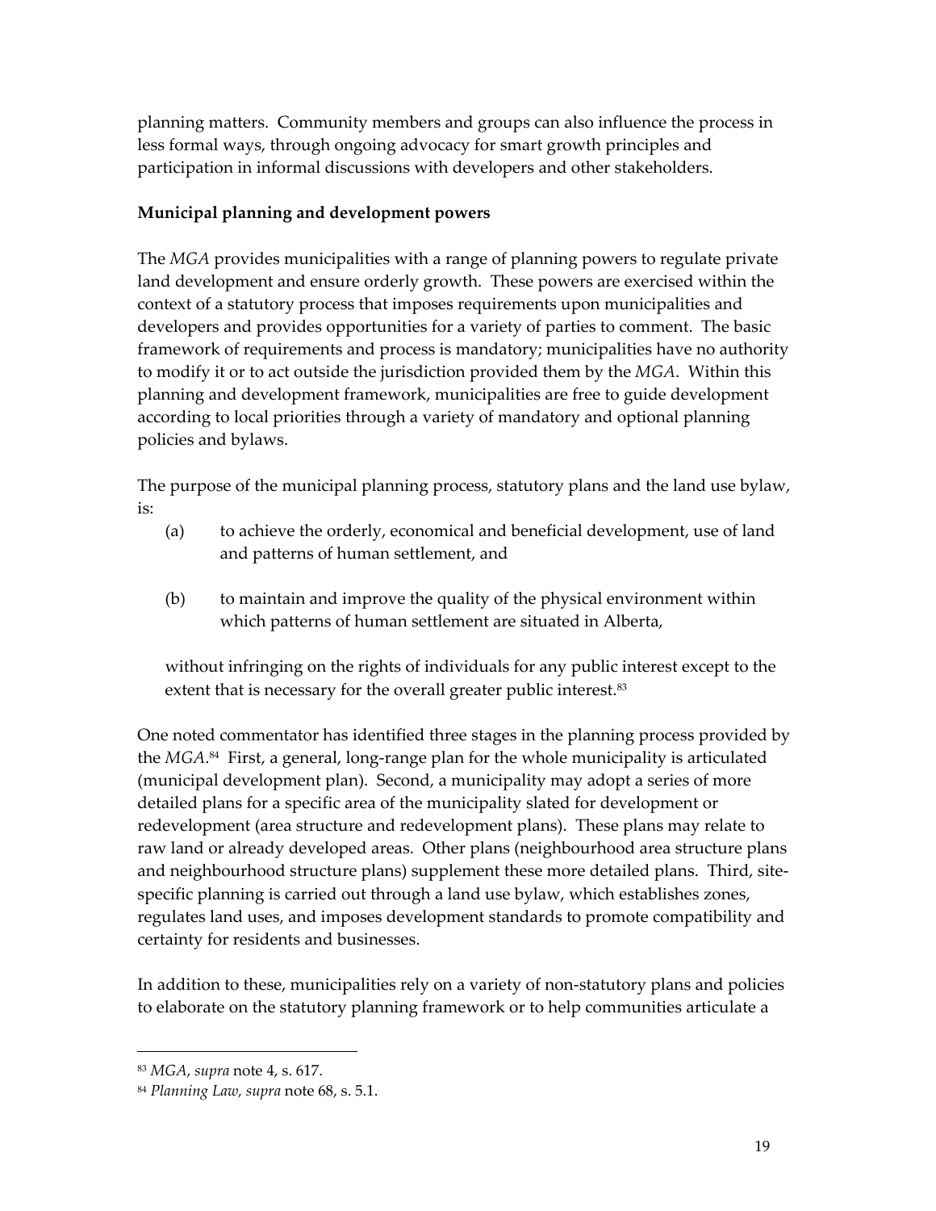planning matters. Community members and groups can also influence the process in less formal ways, through ongoing advocacy for smart growth principles and participation in informal discussions with developers and other stakeholders.

**Municipal planning and development powers**

The *MGA* provides municipalities with a range of planning powers to regulate private land development and ensure orderly growth. These powers are exercised within the context of a statutory process that imposes requirements upon municipalities and developers and provides opportunities for a variety of parties to comment. The basic framework of requirements and process is mandatory; municipalities have no authority to modify it or to act outside the jurisdiction provided them by the *MGA*. Within this planning and development framework, municipalities are free to guide development according to local priorities through a variety of mandatory and optional planning policies and bylaws.

The purpose of the municipal planning process, statutory plans and the land use bylaw, is:

> (a) to achieve the orderly, economical and beneficial development, use of land and patterns of human settlement, and
>
> (b) to maintain and improve the quality of the physical environment within which patterns of human settlement are situated in Alberta,
>
> without infringing on the rights of individuals for any public interest except to the extent that is necessary for the overall greater public interest.[83]

One noted commentator has identified three stages in the planning process provided by the *MGA*.[84] First, a general, long-range plan for the whole municipality is articulated (municipal development plan). Second, a municipality may adopt a series of more detailed plans for a specific area of the municipality slated for development or redevelopment (area structure and redevelopment plans). These plans may relate to raw land or already developed areas. Other plans (neighbourhood area structure plans and neighbourhood structure plans) supplement these more detailed plans. Third, site-specific planning is carried out through a land use bylaw, which establishes zones, regulates land uses, and imposes development standards to promote compatibility and certainty for residents and businesses.

In addition to these, municipalities rely on a variety of non-statutory plans and policies to elaborate on the statutory planning framework or to help communities articulate a

---

[83] *MGA*, *supra* note 4, s. 617.

[84] *Planning Law, supra* note 68, s. 5.1.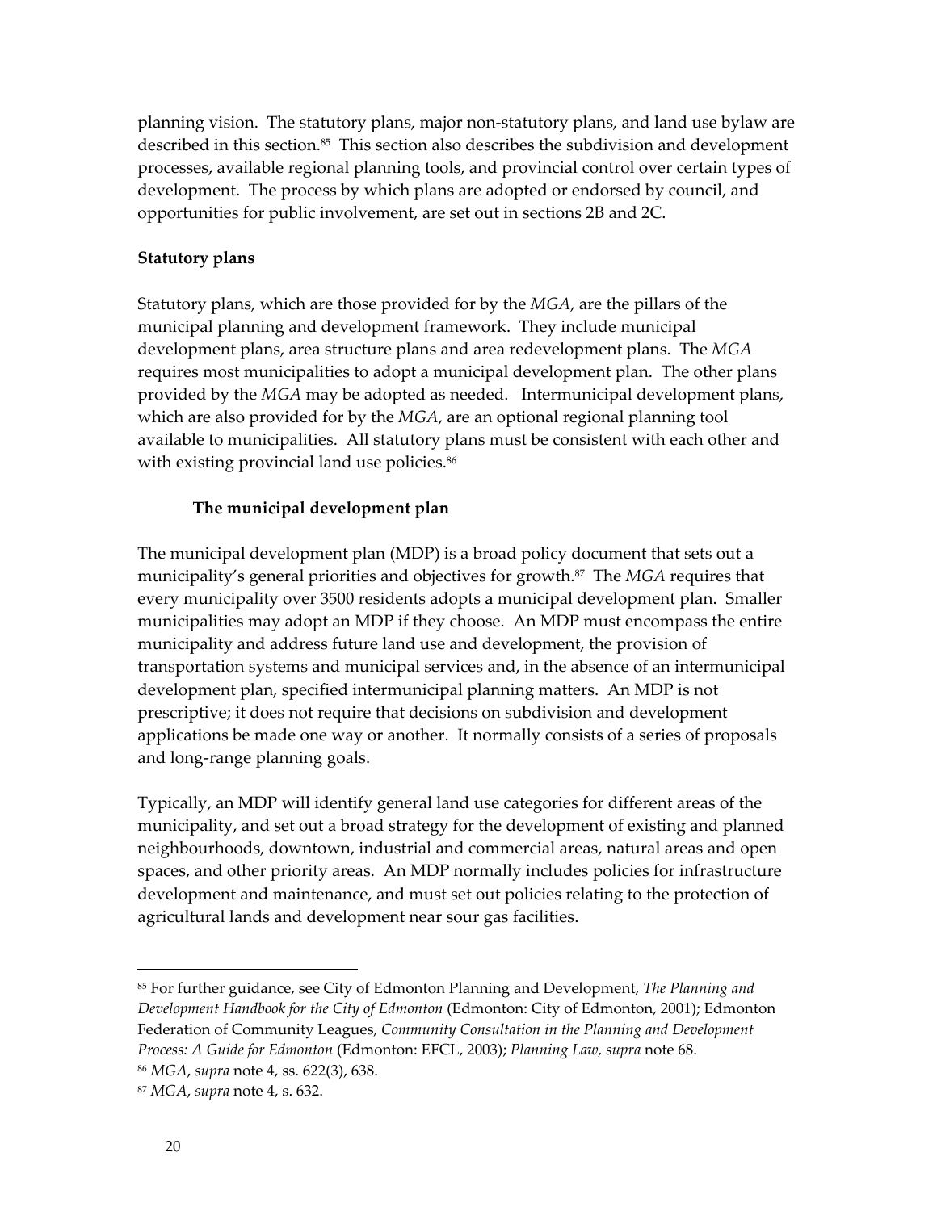planning vision. The statutory plans, major non-statutory plans, and land use bylaw are described in this section.[85] This section also describes the subdivision and development processes, available regional planning tools, and provincial control over certain types of development. The process by which plans are adopted or endorsed by council, and opportunities for public involvement, are set out in sections 2B and 2C.

## Statutory plans

Statutory plans, which are those provided for by the *MGA*, are the pillars of the municipal planning and development framework. They include municipal development plans, area structure plans and area redevelopment plans. The *MGA* requires most municipalities to adopt a municipal development plan. The other plans provided by the *MGA* may be adopted as needed. Intermunicipal development plans, which are also provided for by the *MGA*, are an optional regional planning tool available to municipalities. All statutory plans must be consistent with each other and with existing provincial land use policies.[86]

### The municipal development plan

The municipal development plan (MDP) is a broad policy document that sets out a municipality's general priorities and objectives for growth.[87] The *MGA* requires that every municipality over 3500 residents adopts a municipal development plan. Smaller municipalities may adopt an MDP if they choose. An MDP must encompass the entire municipality and address future land use and development, the provision of transportation systems and municipal services and, in the absence of an intermunicipal development plan, specified intermunicipal planning matters. An MDP is not prescriptive; it does not require that decisions on subdivision and development applications be made one way or another. It normally consists of a series of proposals and long-range planning goals.

Typically, an MDP will identify general land use categories for different areas of the municipality, and set out a broad strategy for the development of existing and planned neighbourhoods, downtown, industrial and commercial areas, natural areas and open spaces, and other priority areas. An MDP normally includes policies for infrastructure development and maintenance, and must set out policies relating to the protection of agricultural lands and development near sour gas facilities.

---

[85] For further guidance, see City of Edmonton Planning and Development, *The Planning and Development Handbook for the City of Edmonton* (Edmonton: City of Edmonton, 2001); Edmonton Federation of Community Leagues, *Community Consultation in the Planning and Development Process: A Guide for Edmonton* (Edmonton: EFCL, 2003); *Planning Law, supra* note 68.

[86] *MGA*, *supra* note 4, ss. 622(3), 638.

[87] *MGA*, *supra* note 4, s. 632.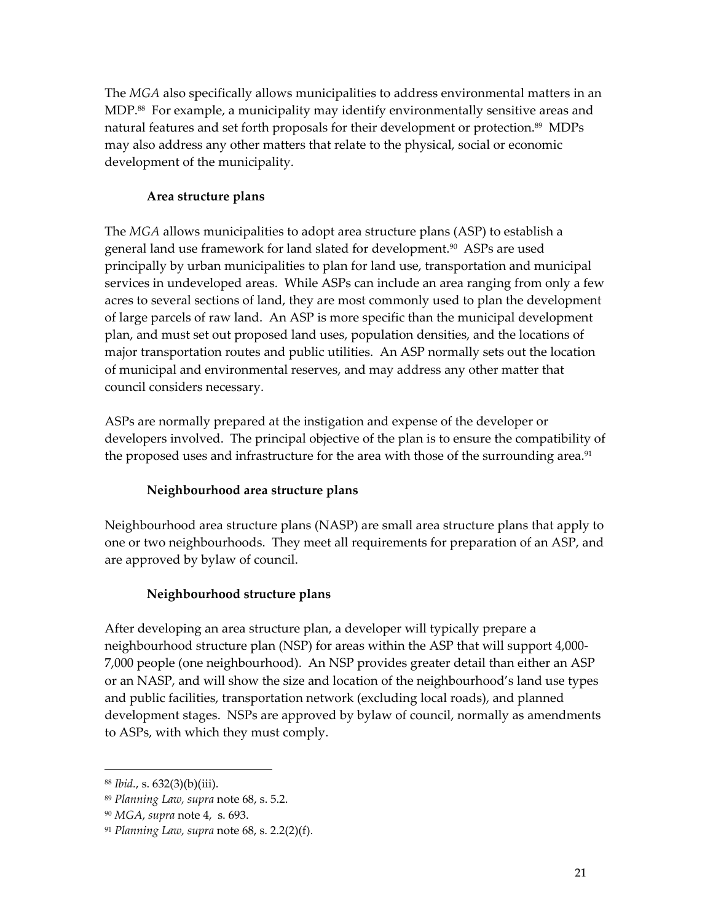The *MGA* also specifically allows municipalities to address environmental matters in an MDP.[88] For example, a municipality may identify environmentally sensitive areas and natural features and set forth proposals for their development or protection.[89] MDPs may also address any other matters that relate to the physical, social or economic development of the municipality.

### Area structure plans

The *MGA* allows municipalities to adopt area structure plans (ASP) to establish a general land use framework for land slated for development.[90] ASPs are used principally by urban municipalities to plan for land use, transportation and municipal services in undeveloped areas. While ASPs can include an area ranging from only a few acres to several sections of land, they are most commonly used to plan the development of large parcels of raw land. An ASP is more specific than the municipal development plan, and must set out proposed land uses, population densities, and the locations of major transportation routes and public utilities. An ASP normally sets out the location of municipal and environmental reserves, and may address any other matter that council considers necessary.

ASPs are normally prepared at the instigation and expense of the developer or developers involved. The principal objective of the plan is to ensure the compatibility of the proposed uses and infrastructure for the area with those of the surrounding area.[91]

### Neighbourhood area structure plans

Neighbourhood area structure plans (NASP) are small area structure plans that apply to one or two neighbourhoods. They meet all requirements for preparation of an ASP, and are approved by bylaw of council.

### Neighbourhood structure plans

After developing an area structure plan, a developer will typically prepare a neighbourhood structure plan (NSP) for areas within the ASP that will support 4,000-7,000 people (one neighbourhood). An NSP provides greater detail than either an ASP or an NASP, and will show the size and location of the neighbourhood's land use types and public facilities, transportation network (excluding local roads), and planned development stages. NSPs are approved by bylaw of council, normally as amendments to ASPs, with which they must comply.

---

[88] *Ibid.*, s. 632(3)(b)(iii).

[89] *Planning Law, supra* note 68, s. 5.2.

[90] *MGA, supra* note 4, s. 693.

[91] *Planning Law, supra* note 68, s. 2.2(2)(f).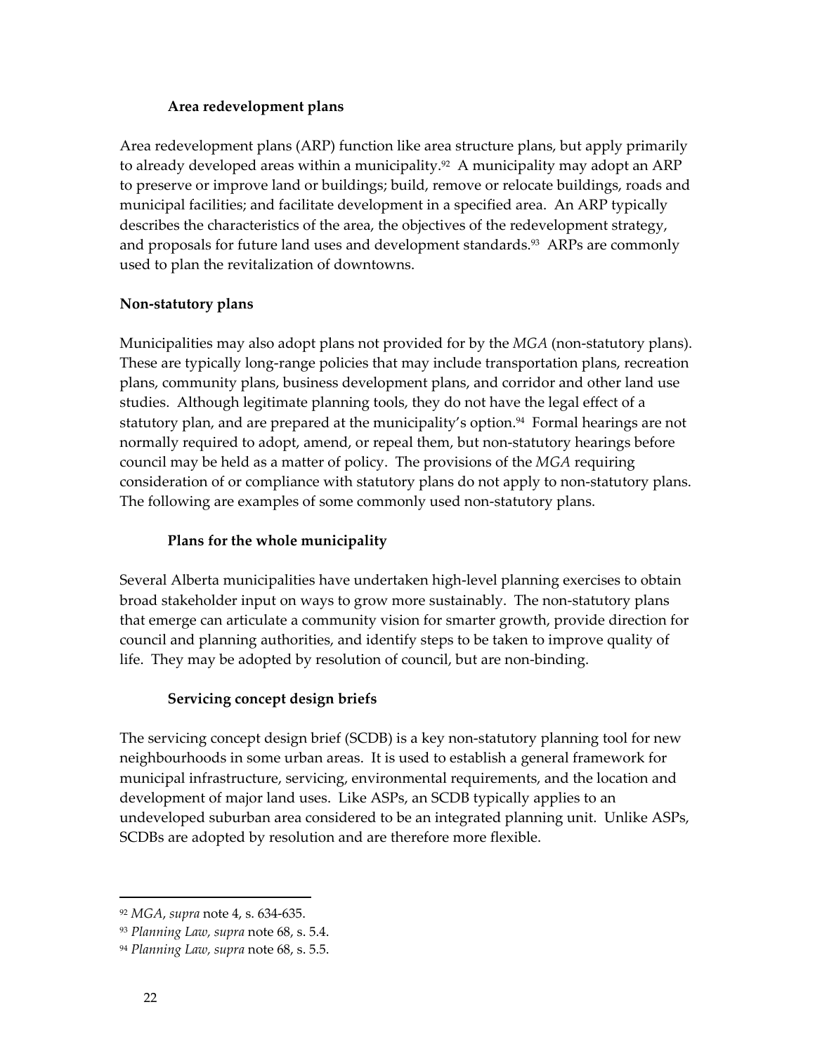#### Area redevelopment plans

Area redevelopment plans (ARP) function like area structure plans, but apply primarily to already developed areas within a municipality.[92] A municipality may adopt an ARP to preserve or improve land or buildings; build, remove or relocate buildings, roads and municipal facilities; and facilitate development in a specified area. An ARP typically describes the characteristics of the area, the objectives of the redevelopment strategy, and proposals for future land uses and development standards.[93] ARPs are commonly used to plan the revitalization of downtowns.

### Non-statutory plans

Municipalities may also adopt plans not provided for by the *MGA* (non-statutory plans). These are typically long-range policies that may include transportation plans, recreation plans, community plans, business development plans, and corridor and other land use studies. Although legitimate planning tools, they do not have the legal effect of a statutory plan, and are prepared at the municipality's option.[94] Formal hearings are not normally required to adopt, amend, or repeal them, but non-statutory hearings before council may be held as a matter of policy. The provisions of the *MGA* requiring consideration of or compliance with statutory plans do not apply to non-statutory plans. The following are examples of some commonly used non-statutory plans.

#### Plans for the whole municipality

Several Alberta municipalities have undertaken high-level planning exercises to obtain broad stakeholder input on ways to grow more sustainably. The non-statutory plans that emerge can articulate a community vision for smarter growth, provide direction for council and planning authorities, and identify steps to be taken to improve quality of life. They may be adopted by resolution of council, but are non-binding.

#### Servicing concept design briefs

The servicing concept design brief (SCDB) is a key non-statutory planning tool for new neighbourhoods in some urban areas. It is used to establish a general framework for municipal infrastructure, servicing, environmental requirements, and the location and development of major land uses. Like ASPs, an SCDB typically applies to an undeveloped suburban area considered to be an integrated planning unit. Unlike ASPs, SCDBs are adopted by resolution and are therefore more flexible.

---

[92] *MGA*, *supra* note 4, s. 634-635.

[93] *Planning Law, supra* note 68, s. 5.4.

[94] *Planning Law, supra* note 68, s. 5.5.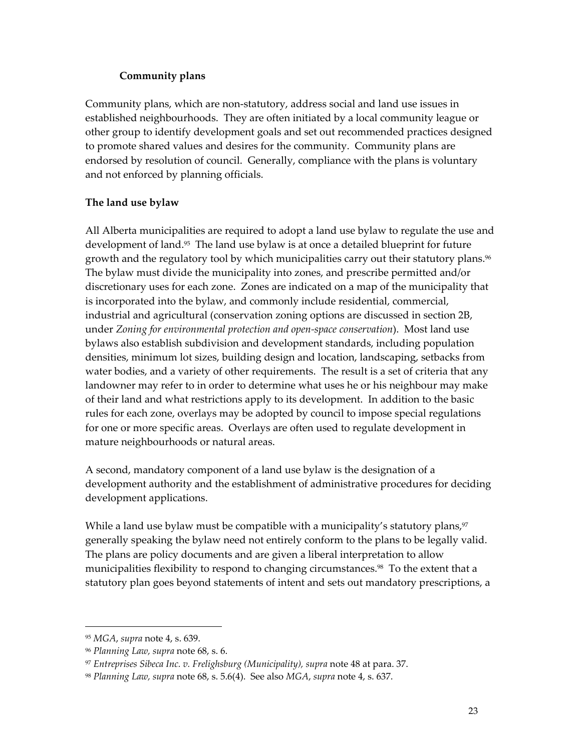### Community plans

Community plans, which are non-statutory, address social and land use issues in established neighbourhoods. They are often initiated by a local community league or other group to identify development goals and set out recommended practices designed to promote shared values and desires for the community. Community plans are endorsed by resolution of council. Generally, compliance with the plans is voluntary and not enforced by planning officials.

## The land use bylaw

All Alberta municipalities are required to adopt a land use bylaw to regulate the use and development of land.[95] The land use bylaw is at once a detailed blueprint for future growth and the regulatory tool by which municipalities carry out their statutory plans.[96] The bylaw must divide the municipality into zones, and prescribe permitted and/or discretionary uses for each zone. Zones are indicated on a map of the municipality that is incorporated into the bylaw, and commonly include residential, commercial, industrial and agricultural (conservation zoning options are discussed in section 2B, under *Zoning for environmental protection and open-space conservation*). Most land use bylaws also establish subdivision and development standards, including population densities, minimum lot sizes, building design and location, landscaping, setbacks from water bodies, and a variety of other requirements. The result is a set of criteria that any landowner may refer to in order to determine what uses he or his neighbour may make of their land and what restrictions apply to its development. In addition to the basic rules for each zone, overlays may be adopted by council to impose special regulations for one or more specific areas. Overlays are often used to regulate development in mature neighbourhoods or natural areas.

A second, mandatory component of a land use bylaw is the designation of a development authority and the establishment of administrative procedures for deciding development applications.

While a land use bylaw must be compatible with a municipality's statutory plans,[97] generally speaking the bylaw need not entirely conform to the plans to be legally valid. The plans are policy documents and are given a liberal interpretation to allow municipalities flexibility to respond to changing circumstances.[98] To the extent that a statutory plan goes beyond statements of intent and sets out mandatory prescriptions, a

---

[95] *MGA*, *supra* note 4, s. 639.

[96] *Planning Law, supra* note 68, s. 6.

[97] *Entreprises Sibeca Inc. v. Frelighsburg (Municipality), supra* note 48 at para. 37.

[98] *Planning Law, supra* note 68, s. 5.6(4). See also *MGA*, *supra* note 4, s. 637.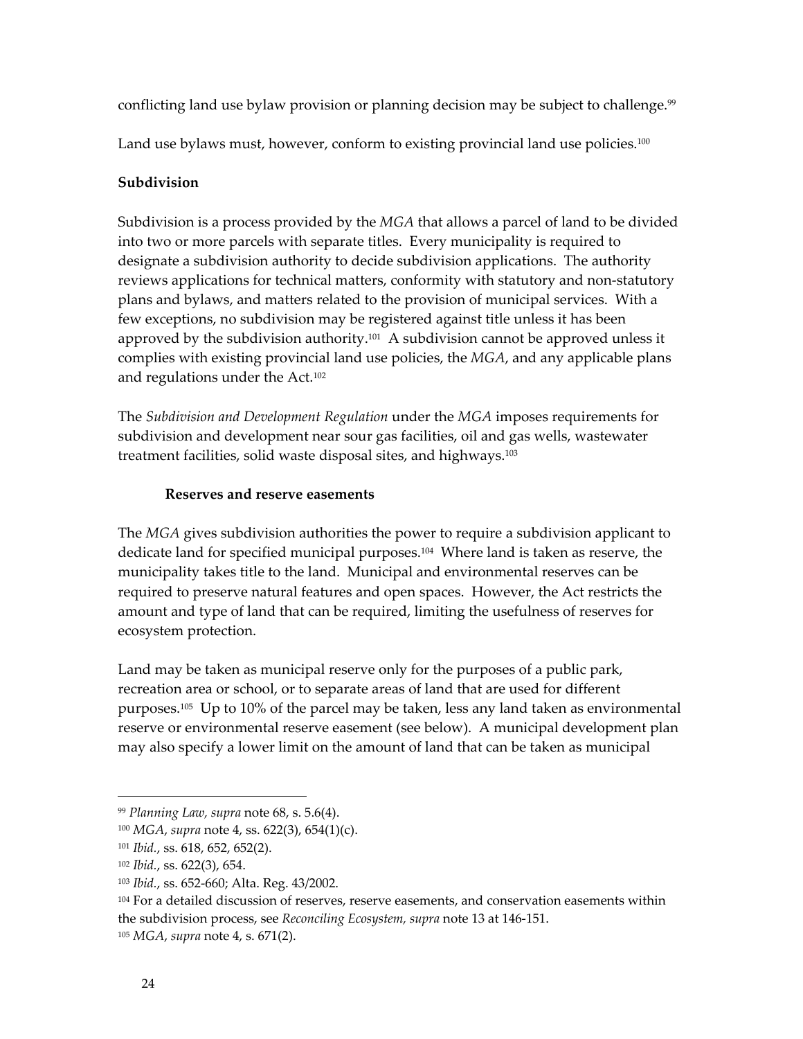conflicting land use bylaw provision or planning decision may be subject to challenge.[99]

Land use bylaws must, however, conform to existing provincial land use policies.[100]

## Subdivision

Subdivision is a process provided by the *MGA* that allows a parcel of land to be divided into two or more parcels with separate titles. Every municipality is required to designate a subdivision authority to decide subdivision applications. The authority reviews applications for technical matters, conformity with statutory and non-statutory plans and bylaws, and matters related to the provision of municipal services. With a few exceptions, no subdivision may be registered against title unless it has been approved by the subdivision authority.[101] A subdivision cannot be approved unless it complies with existing provincial land use policies, the *MGA*, and any applicable plans and regulations under the Act.[102]

The *Subdivision and Development Regulation* under the *MGA* imposes requirements for subdivision and development near sour gas facilities, oil and gas wells, wastewater treatment facilities, solid waste disposal sites, and highways.[103]

### Reserves and reserve easements

The *MGA* gives subdivision authorities the power to require a subdivision applicant to dedicate land for specified municipal purposes.[104] Where land is taken as reserve, the municipality takes title to the land. Municipal and environmental reserves can be required to preserve natural features and open spaces. However, the Act restricts the amount and type of land that can be required, limiting the usefulness of reserves for ecosystem protection.

Land may be taken as municipal reserve only for the purposes of a public park, recreation area or school, or to separate areas of land that are used for different purposes.[105] Up to 10% of the parcel may be taken, less any land taken as environmental reserve or environmental reserve easement (see below). A municipal development plan may also specify a lower limit on the amount of land that can be taken as municipal

---

[99] *Planning Law, supra* note 68, s. 5.6(4).

[100] *MGA*, *supra* note 4, ss. 622(3), 654(1)(c).

[101] *Ibid.*, ss. 618, 652, 652(2).

[102] *Ibid.*, ss. 622(3), 654.

[103] *Ibid.*, ss. 652-660; Alta. Reg. 43/2002.

[104] For a detailed discussion of reserves, reserve easements, and conservation easements within the subdivision process, see *Reconciling Ecosystem, supra* note 13 at 146-151.

[105] *MGA*, *supra* note 4, s. 671(2).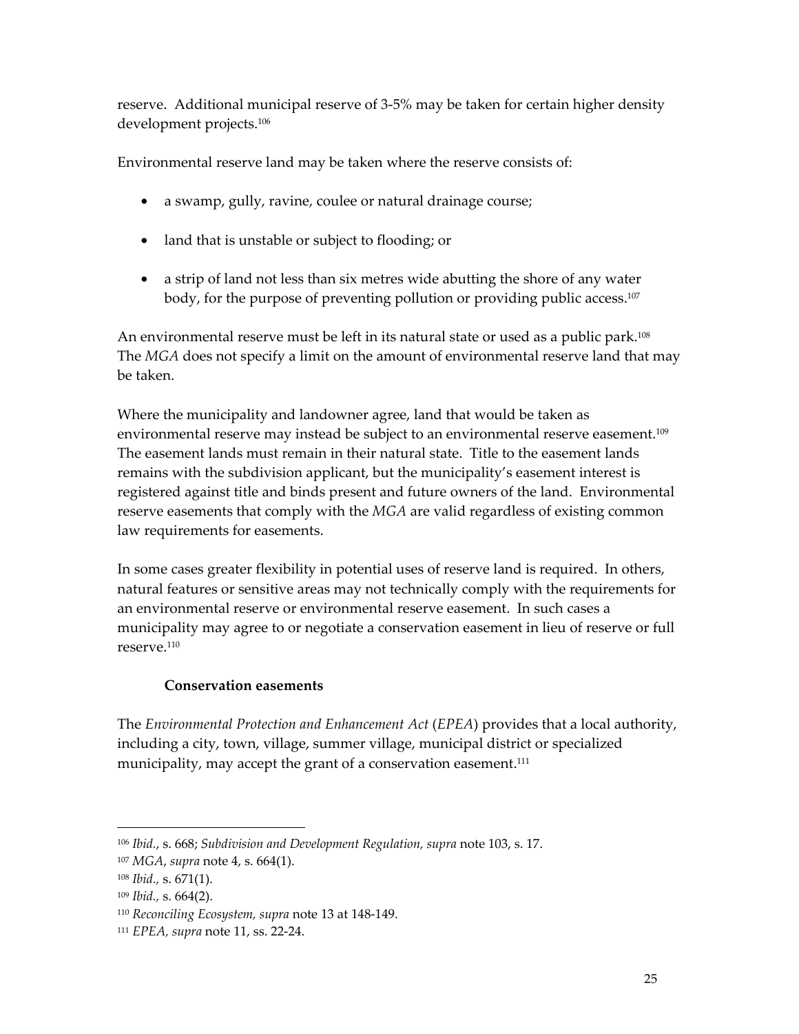reserve. Additional municipal reserve of 3-5% may be taken for certain higher density development projects.[106]

Environmental reserve land may be taken where the reserve consists of:

- a swamp, gully, ravine, coulee or natural drainage course;
- land that is unstable or subject to flooding; or
- a strip of land not less than six metres wide abutting the shore of any water body, for the purpose of preventing pollution or providing public access.[107]

An environmental reserve must be left in its natural state or used as a public park.[108] The *MGA* does not specify a limit on the amount of environmental reserve land that may be taken.

Where the municipality and landowner agree, land that would be taken as environmental reserve may instead be subject to an environmental reserve easement.[109] The easement lands must remain in their natural state. Title to the easement lands remains with the subdivision applicant, but the municipality's easement interest is registered against title and binds present and future owners of the land. Environmental reserve easements that comply with the *MGA* are valid regardless of existing common law requirements for easements.

In some cases greater flexibility in potential uses of reserve land is required. In others, natural features or sensitive areas may not technically comply with the requirements for an environmental reserve or environmental reserve easement. In such cases a municipality may agree to or negotiate a conservation easement in lieu of reserve or full reserve.[110]

### Conservation easements

The *Environmental Protection and Enhancement Act* (*EPEA*) provides that a local authority, including a city, town, village, summer village, municipal district or specialized municipality, may accept the grant of a conservation easement.[111]

---

[106] *Ibid.*, s. 668; *Subdivision and Development Regulation, supra* note 103, s. 17.

[107] *MGA*, *supra* note 4, s. 664(1).

[108] *Ibid.,* s. 671(1).

[109] *Ibid.,* s. 664(2).

[110] *Reconciling Ecosystem, supra* note 13 at 148-149.

[111] *EPEA, supra* note 11, ss. 22-24.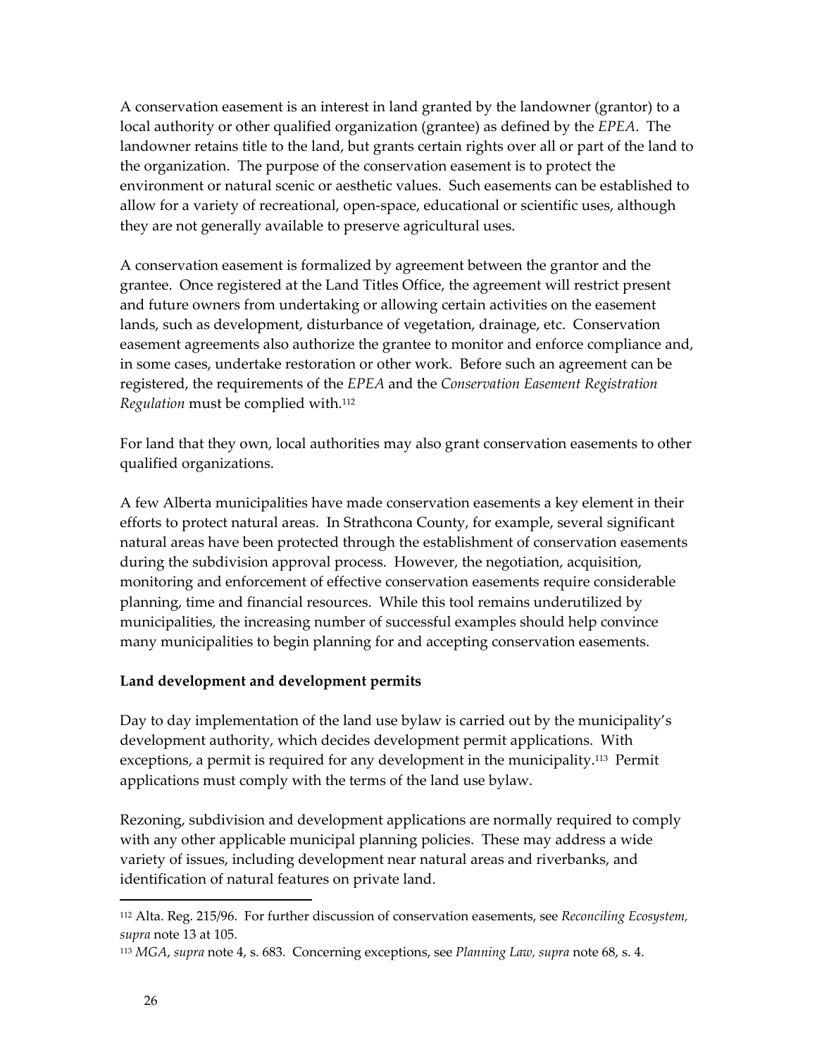A conservation easement is an interest in land granted by the landowner (grantor) to a local authority or other qualified organization (grantee) as defined by the *EPEA*. The landowner retains title to the land, but grants certain rights over all or part of the land to the organization. The purpose of the conservation easement is to protect the environment or natural scenic or aesthetic values. Such easements can be established to allow for a variety of recreational, open-space, educational or scientific uses, although they are not generally available to preserve agricultural uses.

A conservation easement is formalized by agreement between the grantor and the grantee. Once registered at the Land Titles Office, the agreement will restrict present and future owners from undertaking or allowing certain activities on the easement lands, such as development, disturbance of vegetation, drainage, etc. Conservation easement agreements also authorize the grantee to monitor and enforce compliance and, in some cases, undertake restoration or other work. Before such an agreement can be registered, the requirements of the *EPEA* and the *Conservation Easement Registration Regulation* must be complied with.[112]

For land that they own, local authorities may also grant conservation easements to other qualified organizations.

A few Alberta municipalities have made conservation easements a key element in their efforts to protect natural areas. In Strathcona County, for example, several significant natural areas have been protected through the establishment of conservation easements during the subdivision approval process. However, the negotiation, acquisition, monitoring and enforcement of effective conservation easements require considerable planning, time and financial resources. While this tool remains underutilized by municipalities, the increasing number of successful examples should help convince many municipalities to begin planning for and accepting conservation easements.

**Land development and development permits**

Day to day implementation of the land use bylaw is carried out by the municipality's development authority, which decides development permit applications. With exceptions, a permit is required for any development in the municipality.[113] Permit applications must comply with the terms of the land use bylaw.

Rezoning, subdivision and development applications are normally required to comply with any other applicable municipal planning policies. These may address a wide variety of issues, including development near natural areas and riverbanks, and identification of natural features on private land.

---

[112] Alta. Reg. 215/96. For further discussion of conservation easements, see *Reconciling Ecosystem, supra* note 13 at 105.

[113] *MGA*, *supra* note 4, s. 683. Concerning exceptions, see *Planning Law, supra* note 68, s. 4.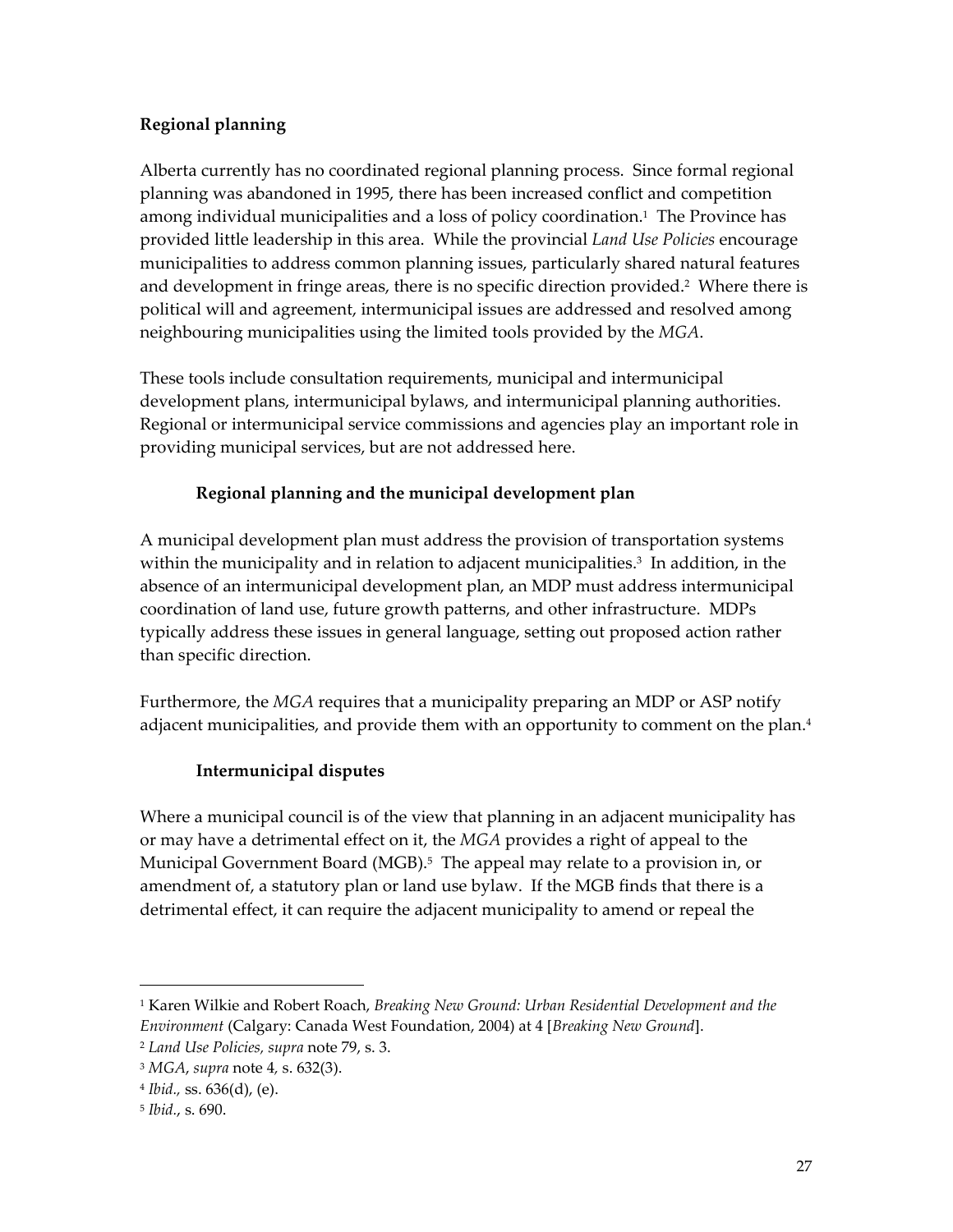## Regional planning

Alberta currently has no coordinated regional planning process. Since formal regional planning was abandoned in 1995, there has been increased conflict and competition among individual municipalities and a loss of policy coordination.[1] The Province has provided little leadership in this area. While the provincial *Land Use Policies* encourage municipalities to address common planning issues, particularly shared natural features and development in fringe areas, there is no specific direction provided.[2] Where there is political will and agreement, intermunicipal issues are addressed and resolved among neighbouring municipalities using the limited tools provided by the *MGA*.

These tools include consultation requirements, municipal and intermunicipal development plans, intermunicipal bylaws, and intermunicipal planning authorities. Regional or intermunicipal service commissions and agencies play an important role in providing municipal services, but are not addressed here.

### Regional planning and the municipal development plan

A municipal development plan must address the provision of transportation systems within the municipality and in relation to adjacent municipalities.[3] In addition, in the absence of an intermunicipal development plan, an MDP must address intermunicipal coordination of land use, future growth patterns, and other infrastructure. MDPs typically address these issues in general language, setting out proposed action rather than specific direction.

Furthermore, the *MGA* requires that a municipality preparing an MDP or ASP notify adjacent municipalities, and provide them with an opportunity to comment on the plan.[4]

### Intermunicipal disputes

Where a municipal council is of the view that planning in an adjacent municipality has or may have a detrimental effect on it, the *MGA* provides a right of appeal to the Municipal Government Board (MGB).[5] The appeal may relate to a provision in, or amendment of, a statutory plan or land use bylaw. If the MGB finds that there is a detrimental effect, it can require the adjacent municipality to amend or repeal the

---

[1] Karen Wilkie and Robert Roach, *Breaking New Ground: Urban Residential Development and the Environment* (Calgary: Canada West Foundation, 2004) at 4 [*Breaking New Ground*].

[2] *Land Use Policies, supra* note 79, s. 3.

[3] *MGA*, *supra* note 4, s. 632(3).

[4] *Ibid.,* ss. 636(d), (e).

[5] *Ibid.*, s. 690.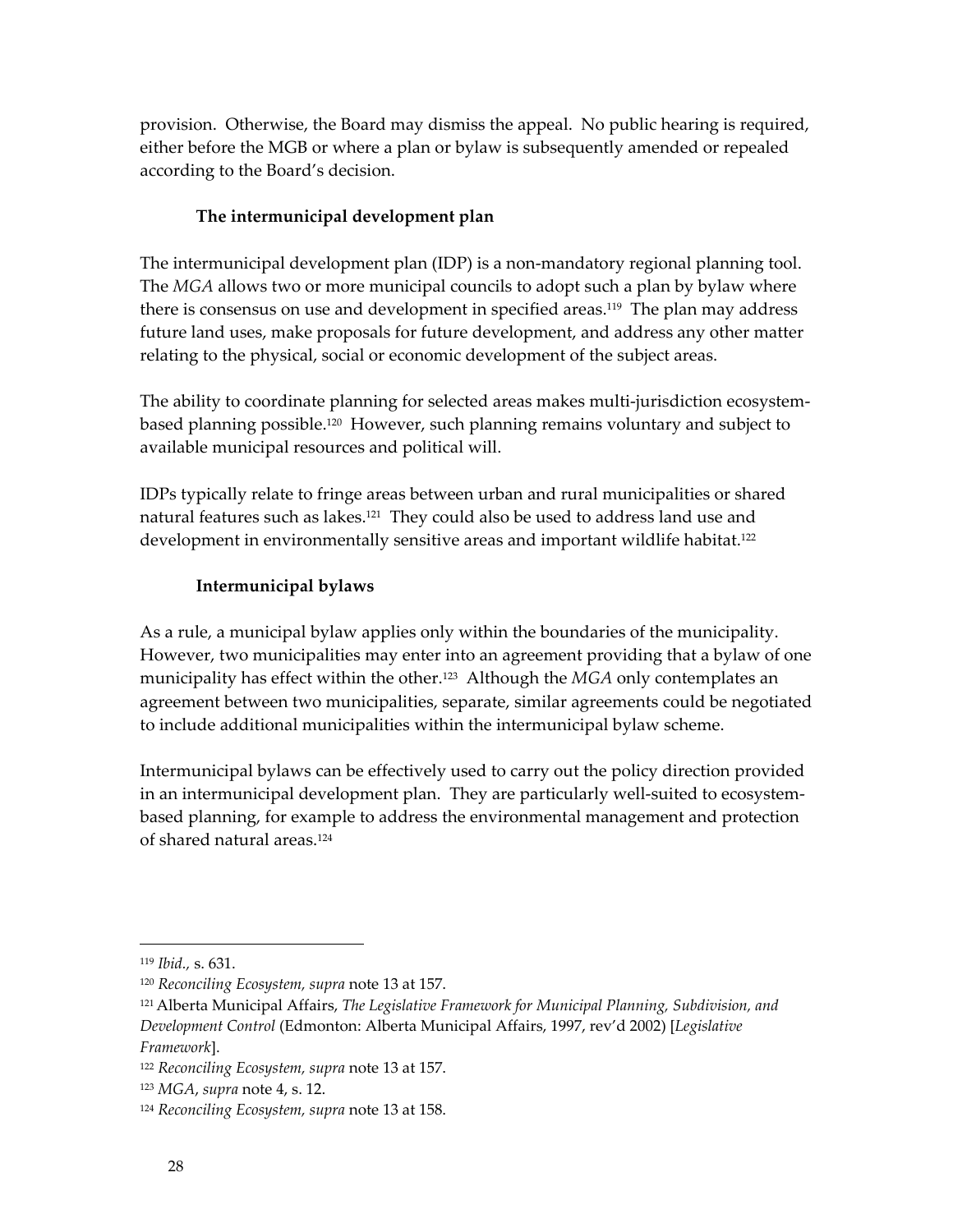provision. Otherwise, the Board may dismiss the appeal. No public hearing is required, either before the MGB or where a plan or bylaw is subsequently amended or repealed according to the Board's decision.

### The intermunicipal development plan

The intermunicipal development plan (IDP) is a non-mandatory regional planning tool. The *MGA* allows two or more municipal councils to adopt such a plan by bylaw where there is consensus on use and development in specified areas.[119] The plan may address future land uses, make proposals for future development, and address any other matter relating to the physical, social or economic development of the subject areas.

The ability to coordinate planning for selected areas makes multi-jurisdiction ecosystem-based planning possible.[120] However, such planning remains voluntary and subject to available municipal resources and political will.

IDPs typically relate to fringe areas between urban and rural municipalities or shared natural features such as lakes.[121] They could also be used to address land use and development in environmentally sensitive areas and important wildlife habitat.[122]

### Intermunicipal bylaws

As a rule, a municipal bylaw applies only within the boundaries of the municipality. However, two municipalities may enter into an agreement providing that a bylaw of one municipality has effect within the other.[123] Although the *MGA* only contemplates an agreement between two municipalities, separate, similar agreements could be negotiated to include additional municipalities within the intermunicipal bylaw scheme.

Intermunicipal bylaws can be effectively used to carry out the policy direction provided in an intermunicipal development plan. They are particularly well-suited to ecosystem-based planning, for example to address the environmental management and protection of shared natural areas.[124]

---

[119] *Ibid.,* s. 631.

[120] *Reconciling Ecosystem, supra* note 13 at 157.

[121] Alberta Municipal Affairs, *The Legislative Framework for Municipal Planning, Subdivision, and Development Control* (Edmonton: Alberta Municipal Affairs, 1997, rev'd 2002) [*Legislative Framework*].

[122] *Reconciling Ecosystem, supra* note 13 at 157.

[123] *MGA*, *supra* note 4, s. 12.

[124] *Reconciling Ecosystem, supra* note 13 at 158.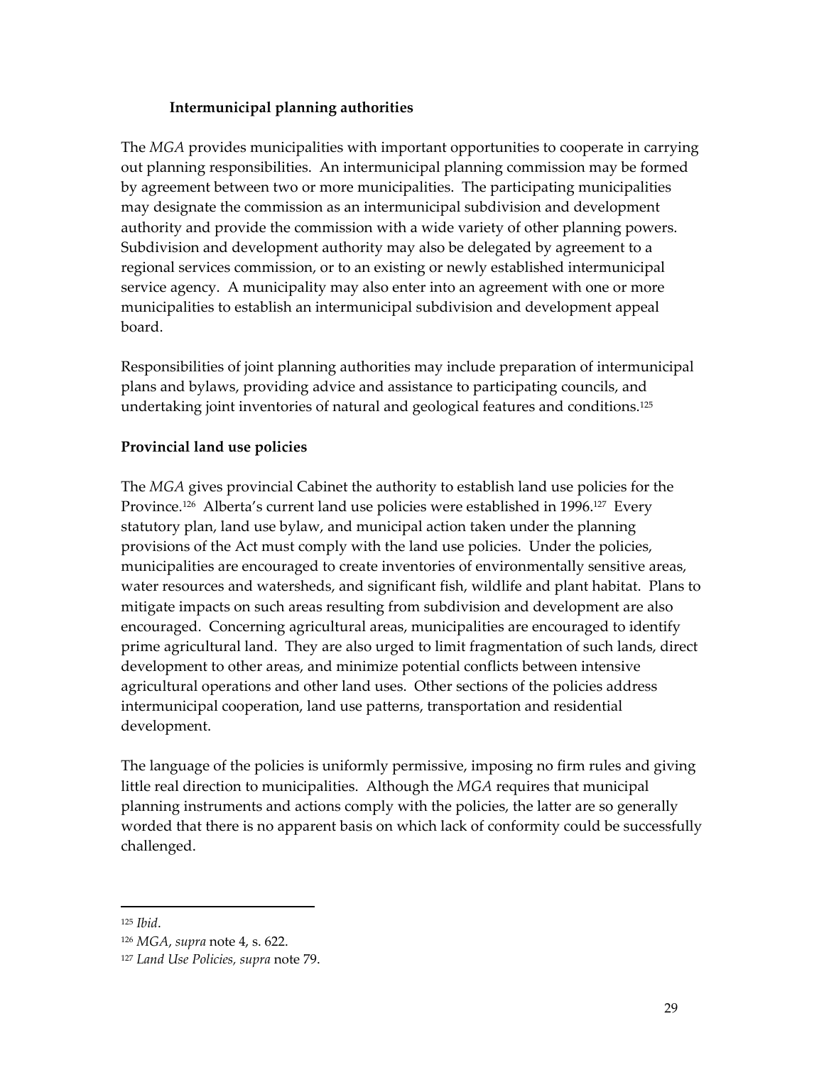### Intermunicipal planning authorities

The *MGA* provides municipalities with important opportunities to cooperate in carrying out planning responsibilities. An intermunicipal planning commission may be formed by agreement between two or more municipalities. The participating municipalities may designate the commission as an intermunicipal subdivision and development authority and provide the commission with a wide variety of other planning powers. Subdivision and development authority may also be delegated by agreement to a regional services commission, or to an existing or newly established intermunicipal service agency. A municipality may also enter into an agreement with one or more municipalities to establish an intermunicipal subdivision and development appeal board.

Responsibilities of joint planning authorities may include preparation of intermunicipal plans and bylaws, providing advice and assistance to participating councils, and undertaking joint inventories of natural and geological features and conditions.[125]

### Provincial land use policies

The *MGA* gives provincial Cabinet the authority to establish land use policies for the Province.[126] Alberta's current land use policies were established in 1996.[127] Every statutory plan, land use bylaw, and municipal action taken under the planning provisions of the Act must comply with the land use policies. Under the policies, municipalities are encouraged to create inventories of environmentally sensitive areas, water resources and watersheds, and significant fish, wildlife and plant habitat. Plans to mitigate impacts on such areas resulting from subdivision and development are also encouraged. Concerning agricultural areas, municipalities are encouraged to identify prime agricultural land. They are also urged to limit fragmentation of such lands, direct development to other areas, and minimize potential conflicts between intensive agricultural operations and other land uses. Other sections of the policies address intermunicipal cooperation, land use patterns, transportation and residential development.

The language of the policies is uniformly permissive, imposing no firm rules and giving little real direction to municipalities. Although the *MGA* requires that municipal planning instruments and actions comply with the policies, the latter are so generally worded that there is no apparent basis on which lack of conformity could be successfully challenged.

---

[125] *Ibid*.

[126] *MGA*, *supra* note 4, s. 622.

[127] *Land Use Policies, supra* note 79.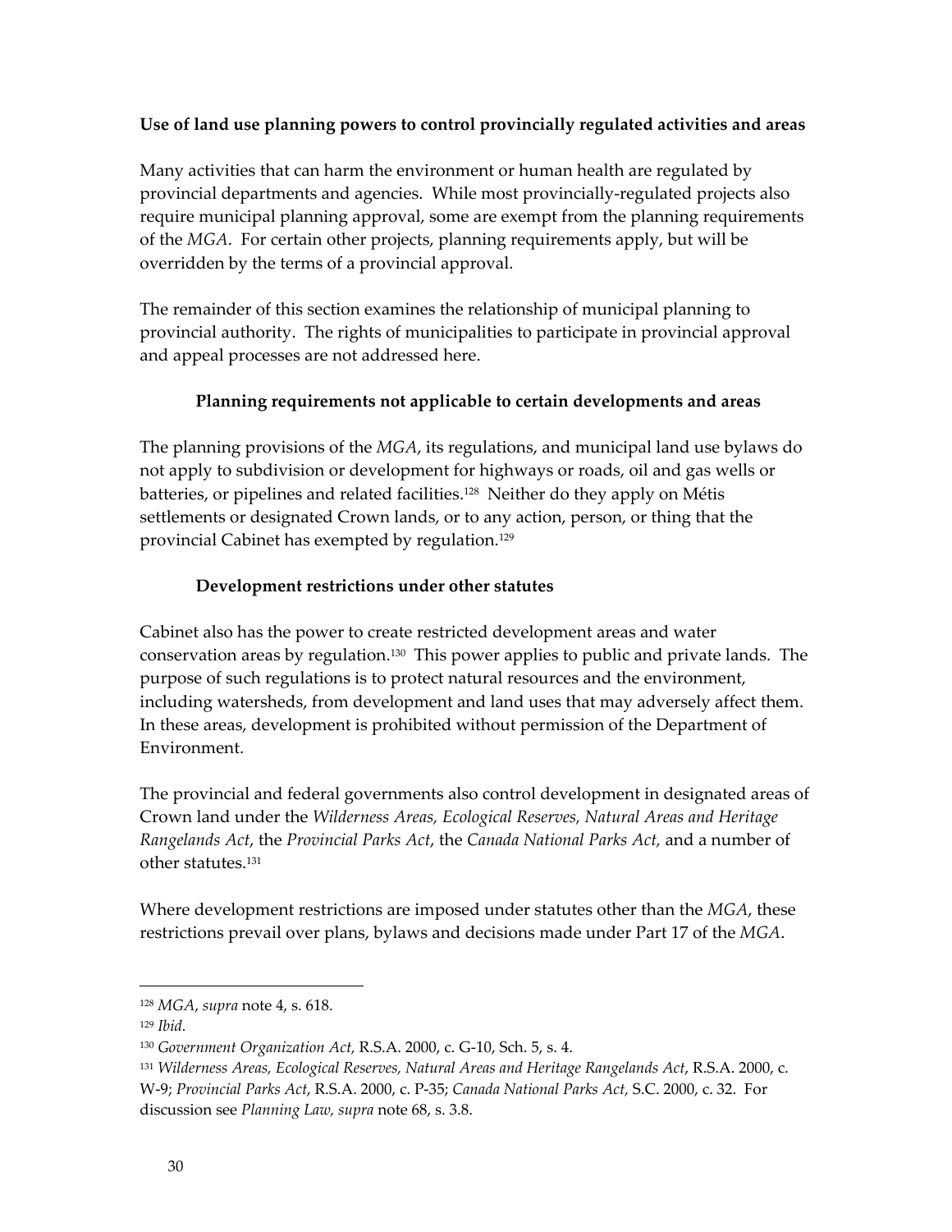**Use of land use planning powers to control provincially regulated activities and areas**

Many activities that can harm the environment or human health are regulated by provincial departments and agencies. While most provincially-regulated projects also require municipal planning approval, some are exempt from the planning requirements of the *MGA*. For certain other projects, planning requirements apply, but will be overridden by the terms of a provincial approval.

The remainder of this section examines the relationship of municipal planning to provincial authority. The rights of municipalities to participate in provincial approval and appeal processes are not addressed here.

**Planning requirements not applicable to certain developments and areas**

The planning provisions of the *MGA*, its regulations, and municipal land use bylaws do not apply to subdivision or development for highways or roads, oil and gas wells or batteries, or pipelines and related facilities.[128] Neither do they apply on Métis settlements or designated Crown lands, or to any action, person, or thing that the provincial Cabinet has exempted by regulation.[129]

**Development restrictions under other statutes**

Cabinet also has the power to create restricted development areas and water conservation areas by regulation.[130] This power applies to public and private lands. The purpose of such regulations is to protect natural resources and the environment, including watersheds, from development and land uses that may adversely affect them. In these areas, development is prohibited without permission of the Department of Environment.

The provincial and federal governments also control development in designated areas of Crown land under the *Wilderness Areas, Ecological Reserves, Natural Areas and Heritage Rangelands Act*, the *Provincial Parks Act*, the *Canada National Parks Act,* and a number of other statutes.[131]

Where development restrictions are imposed under statutes other than the *MGA*, these restrictions prevail over plans, bylaws and decisions made under Part 17 of the *MGA*.

---

[128] *MGA*, *supra* note 4, s. 618.

[129] *Ibid.*

[130] *Government Organization Act,* R.S.A. 2000, c. G-10, Sch. 5, s. 4.

[131] *Wilderness Areas, Ecological Reserves, Natural Areas and Heritage Rangelands Act*, R.S.A. 2000, c. W-9; *Provincial Parks Act*, R.S.A. 2000, c. P-35; *Canada National Parks Act,* S.C. 2000, c. 32. For discussion see *Planning Law, supra* note 68, s. 3.8.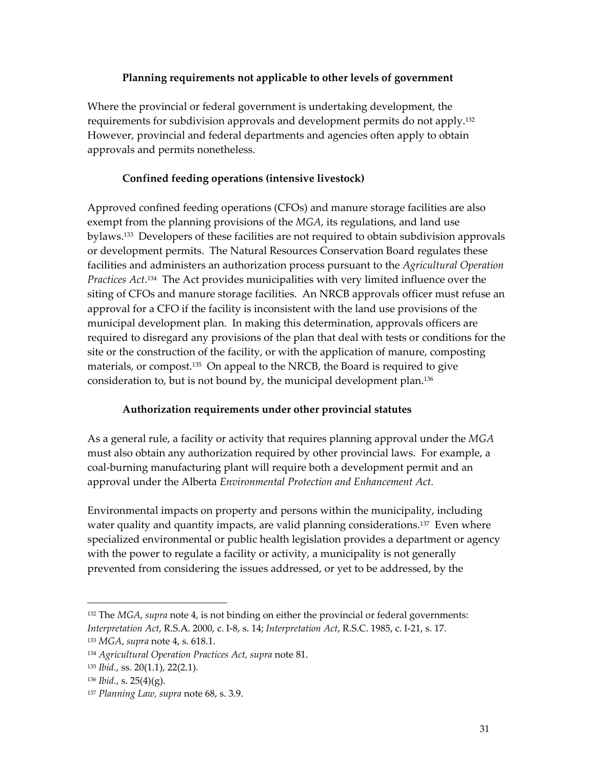### Planning requirements not applicable to other levels of government

Where the provincial or federal government is undertaking development, the requirements for subdivision approvals and development permits do not apply.[132] However, provincial and federal departments and agencies often apply to obtain approvals and permits nonetheless.

### Confined feeding operations (intensive livestock)

Approved confined feeding operations (CFOs) and manure storage facilities are also exempt from the planning provisions of the *MGA*, its regulations, and land use bylaws.[133] Developers of these facilities are not required to obtain subdivision approvals or development permits. The Natural Resources Conservation Board regulates these facilities and administers an authorization process pursuant to the *Agricultural Operation Practices Act*.[134] The Act provides municipalities with very limited influence over the siting of CFOs and manure storage facilities. An NRCB approvals officer must refuse an approval for a CFO if the facility is inconsistent with the land use provisions of the municipal development plan. In making this determination, approvals officers are required to disregard any provisions of the plan that deal with tests or conditions for the site or the construction of the facility, or with the application of manure, composting materials, or compost.[135] On appeal to the NRCB, the Board is required to give consideration to, but is not bound by, the municipal development plan.[136]

### Authorization requirements under other provincial statutes

As a general rule, a facility or activity that requires planning approval under the *MGA* must also obtain any authorization required by other provincial laws. For example, a coal-burning manufacturing plant will require both a development permit and an approval under the Alberta *Environmental Protection and Enhancement Act.*

Environmental impacts on property and persons within the municipality, including water quality and quantity impacts, are valid planning considerations.[137] Even where specialized environmental or public health legislation provides a department or agency with the power to regulate a facility or activity, a municipality is not generally prevented from considering the issues addressed, or yet to be addressed, by the

---

[132] The *MGA*, *supra* note 4, is not binding on either the provincial or federal governments: *Interpretation Act*, R.S.A. 2000, c. I-8, s. 14; *Interpretation Act*, R.S.C. 1985, c. I-21, s. 17.

[133] *MGA*, *supra* note 4, s. 618.1.

[134] *Agricultural Operation Practices Act, supra* note 81.

[135] *Ibid.*, ss. 20(1.1), 22(2.1).

[136] *Ibid.*, s. 25(4)(g).

[137] *Planning Law, supra* note 68, s. 3.9.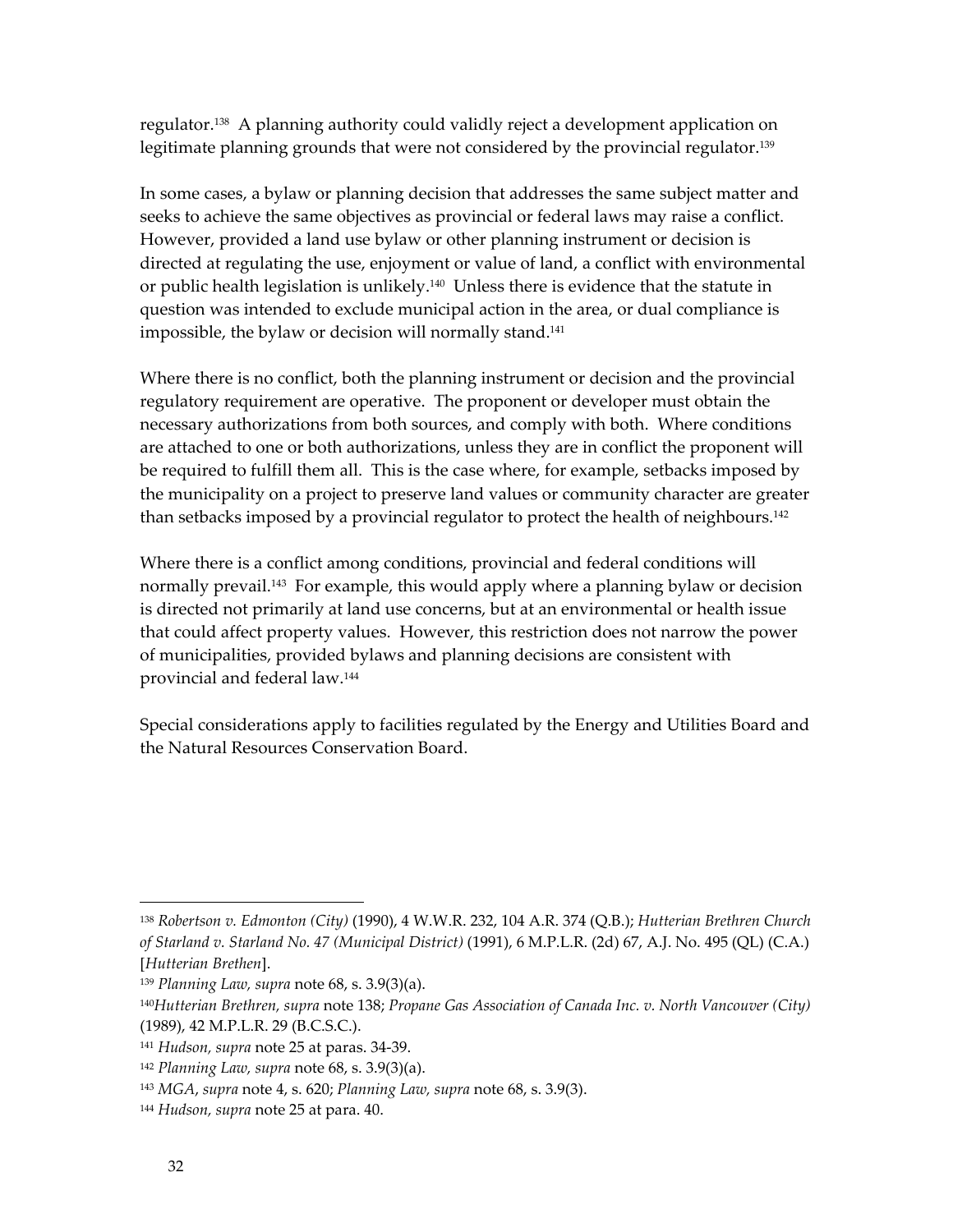regulator.[138] A planning authority could validly reject a development application on legitimate planning grounds that were not considered by the provincial regulator.[139]

In some cases, a bylaw or planning decision that addresses the same subject matter and seeks to achieve the same objectives as provincial or federal laws may raise a conflict. However, provided a land use bylaw or other planning instrument or decision is directed at regulating the use, enjoyment or value of land, a conflict with environmental or public health legislation is unlikely.[140] Unless there is evidence that the statute in question was intended to exclude municipal action in the area, or dual compliance is impossible, the bylaw or decision will normally stand.[141]

Where there is no conflict, both the planning instrument or decision and the provincial regulatory requirement are operative. The proponent or developer must obtain the necessary authorizations from both sources, and comply with both. Where conditions are attached to one or both authorizations, unless they are in conflict the proponent will be required to fulfill them all. This is the case where, for example, setbacks imposed by the municipality on a project to preserve land values or community character are greater than setbacks imposed by a provincial regulator to protect the health of neighbours.[142]

Where there is a conflict among conditions, provincial and federal conditions will normally prevail.[143] For example, this would apply where a planning bylaw or decision is directed not primarily at land use concerns, but at an environmental or health issue that could affect property values. However, this restriction does not narrow the power of municipalities, provided bylaws and planning decisions are consistent with provincial and federal law.[144]

Special considerations apply to facilities regulated by the Energy and Utilities Board and the Natural Resources Conservation Board.

---

[138] *Robertson v. Edmonton (City)* (1990), 4 W.W.R. 232, 104 A.R. 374 (Q.B.); *Hutterian Brethren Church of Starland v. Starland No. 47 (Municipal District)* (1991), 6 M.P.L.R. (2d) 67, A.J. No. 495 (QL) (C.A.) [*Hutterian Brethen*].

[139] *Planning Law, supra* note 68, s. 3.9(3)(a).

[140] *Hutterian Brethren, supra* note 138; *Propane Gas Association of Canada Inc. v. North Vancouver (City)* (1989), 42 M.P.L.R. 29 (B.C.S.C.).

[141] *Hudson, supra* note 25 at paras. 34-39.

[142] *Planning Law, supra* note 68, s. 3.9(3)(a).

[143] *MGA*, *supra* note 4, s. 620; *Planning Law, supra* note 68, s. 3.9(3).

[144] *Hudson, supra* note 25 at para. 40.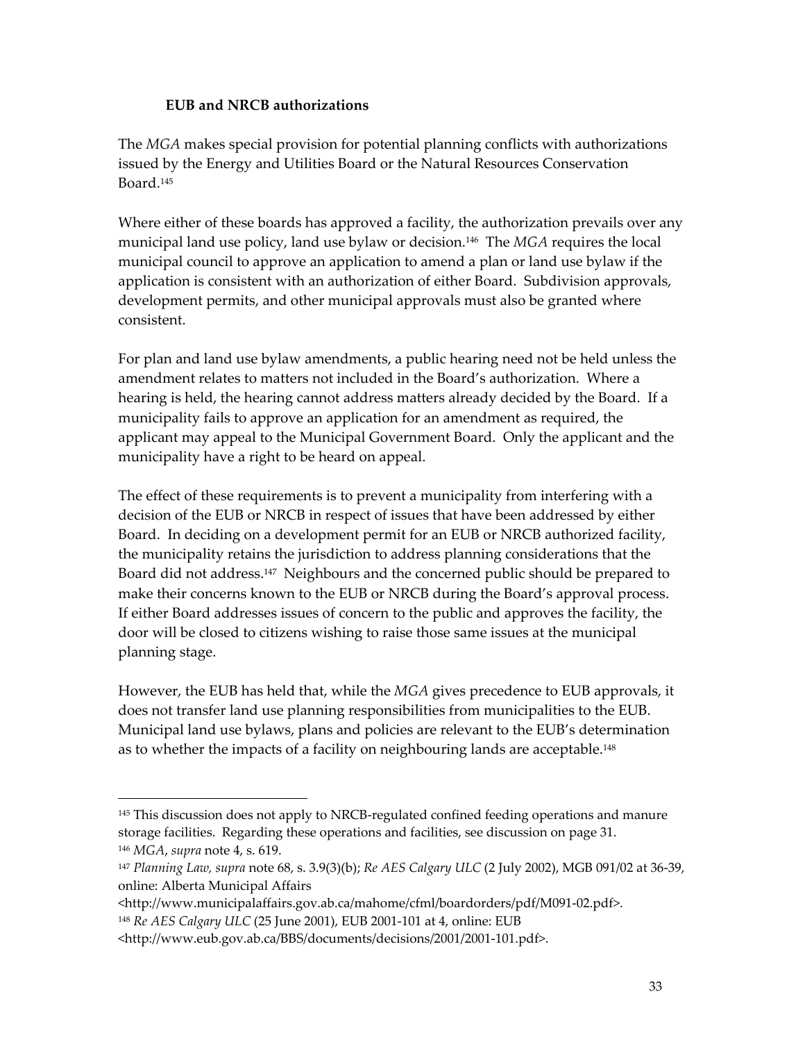### EUB and NRCB authorizations

The *MGA* makes special provision for potential planning conflicts with authorizations issued by the Energy and Utilities Board or the Natural Resources Conservation Board.[145]

Where either of these boards has approved a facility, the authorization prevails over any municipal land use policy, land use bylaw or decision.[146] The *MGA* requires the local municipal council to approve an application to amend a plan or land use bylaw if the application is consistent with an authorization of either Board. Subdivision approvals, development permits, and other municipal approvals must also be granted where consistent.

For plan and land use bylaw amendments, a public hearing need not be held unless the amendment relates to matters not included in the Board's authorization. Where a hearing is held, the hearing cannot address matters already decided by the Board. If a municipality fails to approve an application for an amendment as required, the applicant may appeal to the Municipal Government Board. Only the applicant and the municipality have a right to be heard on appeal.

The effect of these requirements is to prevent a municipality from interfering with a decision of the EUB or NRCB in respect of issues that have been addressed by either Board. In deciding on a development permit for an EUB or NRCB authorized facility, the municipality retains the jurisdiction to address planning considerations that the Board did not address.[147] Neighbours and the concerned public should be prepared to make their concerns known to the EUB or NRCB during the Board's approval process. If either Board addresses issues of concern to the public and approves the facility, the door will be closed to citizens wishing to raise those same issues at the municipal planning stage.

However, the EUB has held that, while the *MGA* gives precedence to EUB approvals, it does not transfer land use planning responsibilities from municipalities to the EUB. Municipal land use bylaws, plans and policies are relevant to the EUB's determination as to whether the impacts of a facility on neighbouring lands are acceptable.[148]

---

[145] This discussion does not apply to NRCB-regulated confined feeding operations and manure storage facilities. Regarding these operations and facilities, see discussion on page 31.

[146] *MGA*, *supra* note 4, s. 619.

[147] *Planning Law, supra* note 68, s. 3.9(3)(b); *Re AES Calgary ULC* (2 July 2002), MGB 091/02 at 36-39, online: Alberta Municipal Affairs <http://www.municipalaffairs.gov.ab.ca/mahome/cfml/boardorders/pdf/M091-02.pdf>.

[148] *Re AES Calgary ULC* (25 June 2001), EUB 2001-101 at 4, online: EUB <http://www.eub.gov.ab.ca/BBS/documents/decisions/2001/2001-101.pdf>.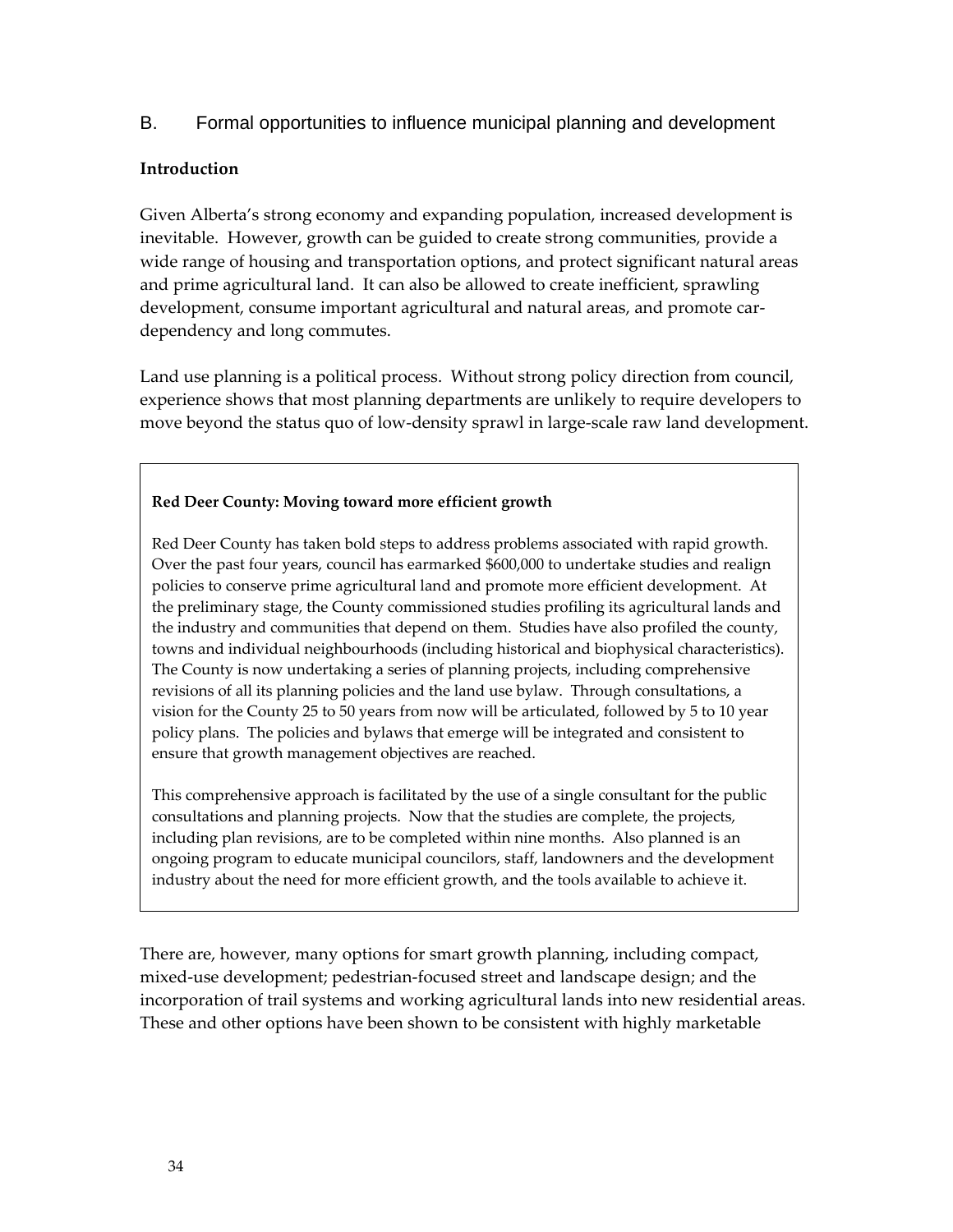## B. Formal opportunities to influence municipal planning and development

### Introduction

Given Alberta's strong economy and expanding population, increased development is inevitable. However, growth can be guided to create strong communities, provide a wide range of housing and transportation options, and protect significant natural areas and prime agricultural land. It can also be allowed to create inefficient, sprawling development, consume important agricultural and natural areas, and promote car-dependency and long commutes.

Land use planning is a political process. Without strong policy direction from council, experience shows that most planning departments are unlikely to require developers to move beyond the status quo of low-density sprawl in large-scale raw land development.

> **Red Deer County: Moving toward more efficient growth**
>
> Red Deer County has taken bold steps to address problems associated with rapid growth. Over the past four years, council has earmarked $600,000 to undertake studies and realign policies to conserve prime agricultural land and promote more efficient development. At the preliminary stage, the County commissioned studies profiling its agricultural lands and the industry and communities that depend on them. Studies have also profiled the county, towns and individual neighbourhoods (including historical and biophysical characteristics). The County is now undertaking a series of planning projects, including comprehensive revisions of all its planning policies and the land use bylaw. Through consultations, a vision for the County 25 to 50 years from now will be articulated, followed by 5 to 10 year policy plans. The policies and bylaws that emerge will be integrated and consistent to ensure that growth management objectives are reached.
>
> This comprehensive approach is facilitated by the use of a single consultant for the public consultations and planning projects. Now that the studies are complete, the projects, including plan revisions, are to be completed within nine months. Also planned is an ongoing program to educate municipal councilors, staff, landowners and the development industry about the need for more efficient growth, and the tools available to achieve it.

There are, however, many options for smart growth planning, including compact, mixed-use development; pedestrian-focused street and landscape design; and the incorporation of trail systems and working agricultural lands into new residential areas. These and other options have been shown to be consistent with highly marketable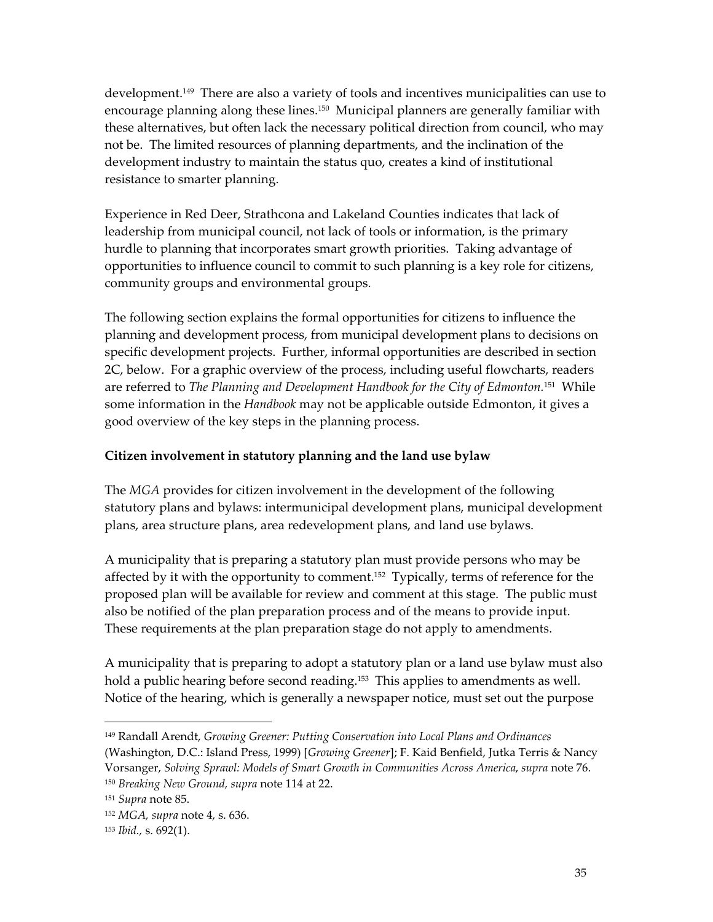development.[149] There are also a variety of tools and incentives municipalities can use to encourage planning along these lines.[150] Municipal planners are generally familiar with these alternatives, but often lack the necessary political direction from council, who may not be. The limited resources of planning departments, and the inclination of the development industry to maintain the status quo, creates a kind of institutional resistance to smarter planning.

Experience in Red Deer, Strathcona and Lakeland Counties indicates that lack of leadership from municipal council, not lack of tools or information, is the primary hurdle to planning that incorporates smart growth priorities. Taking advantage of opportunities to influence council to commit to such planning is a key role for citizens, community groups and environmental groups.

The following section explains the formal opportunities for citizens to influence the planning and development process, from municipal development plans to decisions on specific development projects. Further, informal opportunities are described in section 2C, below. For a graphic overview of the process, including useful flowcharts, readers are referred to *The Planning and Development Handbook for the City of Edmonton.*[151] While some information in the *Handbook* may not be applicable outside Edmonton, it gives a good overview of the key steps in the planning process.

**Citizen involvement in statutory planning and the land use bylaw**

The *MGA* provides for citizen involvement in the development of the following statutory plans and bylaws: intermunicipal development plans, municipal development plans, area structure plans, area redevelopment plans, and land use bylaws.

A municipality that is preparing a statutory plan must provide persons who may be affected by it with the opportunity to comment.[152] Typically, terms of reference for the proposed plan will be available for review and comment at this stage. The public must also be notified of the plan preparation process and of the means to provide input. These requirements at the plan preparation stage do not apply to amendments.

A municipality that is preparing to adopt a statutory plan or a land use bylaw must also hold a public hearing before second reading.[153] This applies to amendments as well. Notice of the hearing, which is generally a newspaper notice, must set out the purpose

---

[149] Randall Arendt, *Growing Greener: Putting Conservation into Local Plans and Ordinances* (Washington, D.C.: Island Press, 1999) [*Growing Greener*]; F. Kaid Benfield, Jutka Terris & Nancy Vorsanger, *Solving Sprawl: Models of Smart Growth in Communities Across America*, *supra* note 76.

[150] *Breaking New Ground, supra* note 114 at 22.

[151] *Supra* note 85.

[152] *MGA, supra* note 4, s. 636.

[153] *Ibid.,* s. 692(1).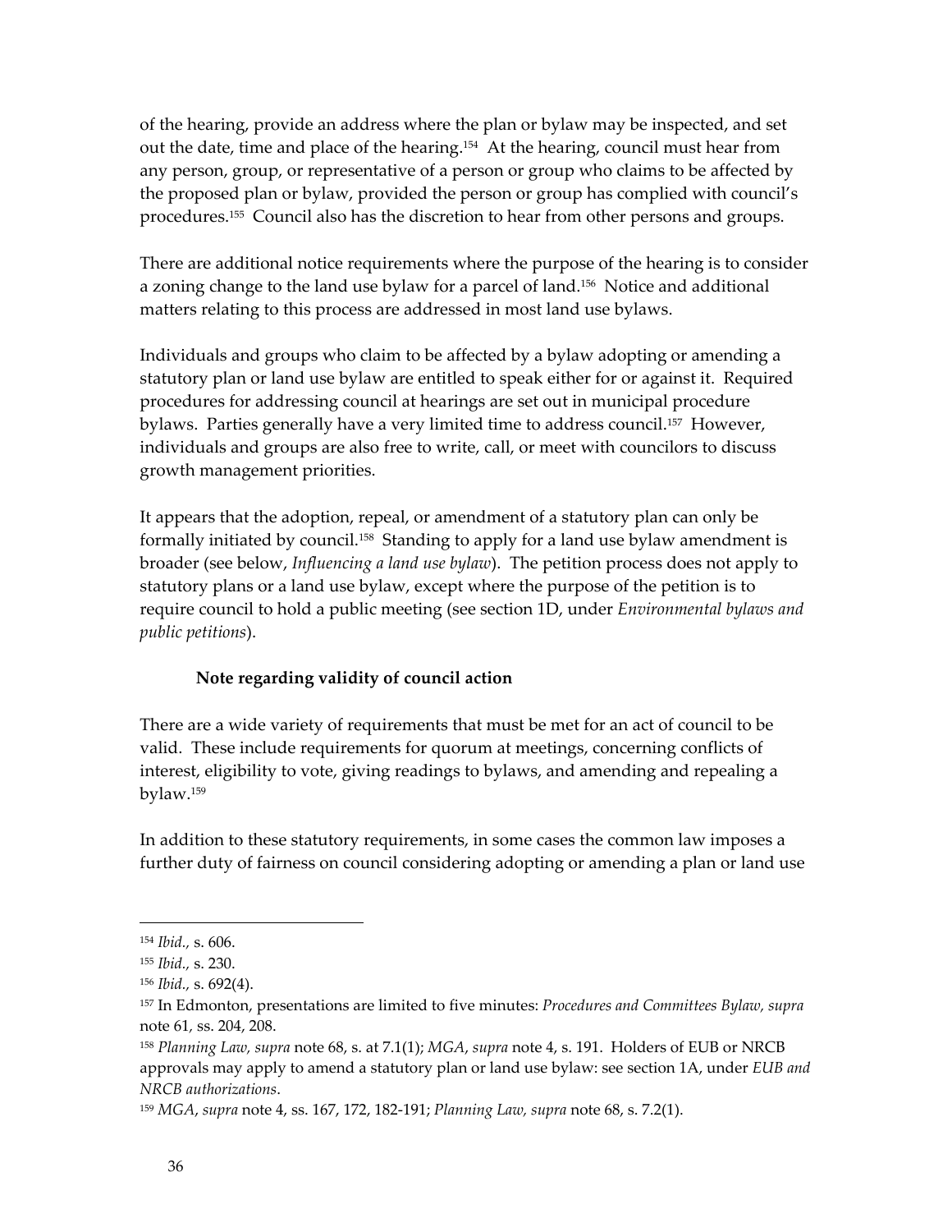of the hearing, provide an address where the plan or bylaw may be inspected, and set out the date, time and place of the hearing.[154] At the hearing, council must hear from any person, group, or representative of a person or group who claims to be affected by the proposed plan or bylaw, provided the person or group has complied with council's procedures.[155] Council also has the discretion to hear from other persons and groups.

There are additional notice requirements where the purpose of the hearing is to consider a zoning change to the land use bylaw for a parcel of land.[156] Notice and additional matters relating to this process are addressed in most land use bylaws.

Individuals and groups who claim to be affected by a bylaw adopting or amending a statutory plan or land use bylaw are entitled to speak either for or against it. Required procedures for addressing council at hearings are set out in municipal procedure bylaws. Parties generally have a very limited time to address council.[157] However, individuals and groups are also free to write, call, or meet with councilors to discuss growth management priorities.

It appears that the adoption, repeal, or amendment of a statutory plan can only be formally initiated by council.[158] Standing to apply for a land use bylaw amendment is broader (see below, *Influencing a land use bylaw*). The petition process does not apply to statutory plans or a land use bylaw, except where the purpose of the petition is to require council to hold a public meeting (see section 1D, under *Environmental bylaws and public petitions*).

**Note regarding validity of council action**

There are a wide variety of requirements that must be met for an act of council to be valid. These include requirements for quorum at meetings, concerning conflicts of interest, eligibility to vote, giving readings to bylaws, and amending and repealing a bylaw.[159]

In addition to these statutory requirements, in some cases the common law imposes a further duty of fairness on council considering adopting or amending a plan or land use

---

[154] *Ibid.,* s. 606.

[155] *Ibid.,* s. 230.

[156] *Ibid.,* s. 692(4).

[157] In Edmonton, presentations are limited to five minutes: *Procedures and Committees Bylaw, supra* note 61, ss. 204, 208.

[158] *Planning Law, supra* note 68, s. at 7.1(1); *MGA*, *supra* note 4, s. 191. Holders of EUB or NRCB approvals may apply to amend a statutory plan or land use bylaw: see section 1A, under *EUB and NRCB authorizations*.

[159] *MGA*, *supra* note 4, ss. 167, 172, 182-191; *Planning Law, supra* note 68, s. 7.2(1).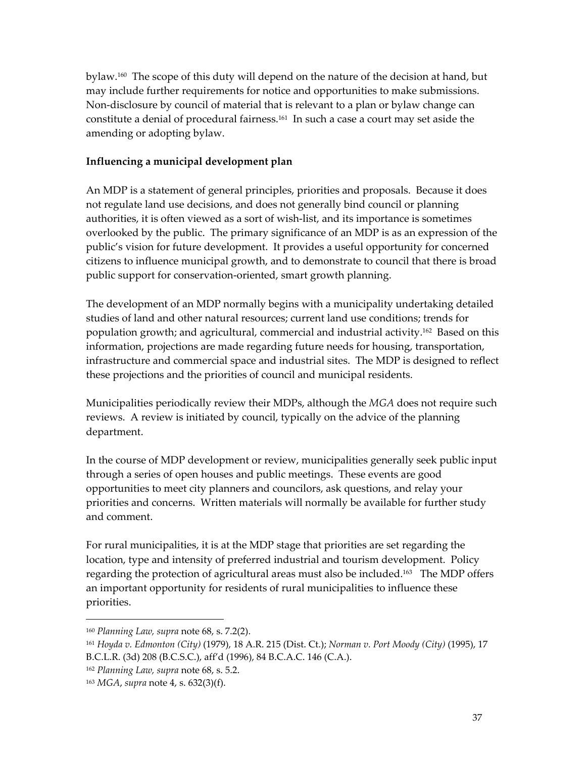bylaw.[160] The scope of this duty will depend on the nature of the decision at hand, but may include further requirements for notice and opportunities to make submissions. Non-disclosure by council of material that is relevant to a plan or bylaw change can constitute a denial of procedural fairness.[161] In such a case a court may set aside the amending or adopting bylaw.

**Influencing a municipal development plan**

An MDP is a statement of general principles, priorities and proposals. Because it does not regulate land use decisions, and does not generally bind council or planning authorities, it is often viewed as a sort of wish-list, and its importance is sometimes overlooked by the public. The primary significance of an MDP is as an expression of the public's vision for future development. It provides a useful opportunity for concerned citizens to influence municipal growth, and to demonstrate to council that there is broad public support for conservation-oriented, smart growth planning.

The development of an MDP normally begins with a municipality undertaking detailed studies of land and other natural resources; current land use conditions; trends for population growth; and agricultural, commercial and industrial activity.[162] Based on this information, projections are made regarding future needs for housing, transportation, infrastructure and commercial space and industrial sites. The MDP is designed to reflect these projections and the priorities of council and municipal residents.

Municipalities periodically review their MDPs, although the *MGA* does not require such reviews. A review is initiated by council, typically on the advice of the planning department.

In the course of MDP development or review, municipalities generally seek public input through a series of open houses and public meetings. These events are good opportunities to meet city planners and councilors, ask questions, and relay your priorities and concerns. Written materials will normally be available for further study and comment.

For rural municipalities, it is at the MDP stage that priorities are set regarding the location, type and intensity of preferred industrial and tourism development. Policy regarding the protection of agricultural areas must also be included.[163] The MDP offers an important opportunity for residents of rural municipalities to influence these priorities.

---

[160] *Planning Law, supra* note 68, s. 7.2(2).

[161] *Hoyda v. Edmonton (City)* (1979), 18 A.R. 215 (Dist. Ct.); *Norman v. Port Moody (City)* (1995), 17 B.C.L.R. (3d) 208 (B.C.S.C.), aff'd (1996), 84 B.C.A.C. 146 (C.A.).

[162] *Planning Law, supra* note 68, s. 5.2.

[163] *MGA*, *supra* note 4, s. 632(3)(f).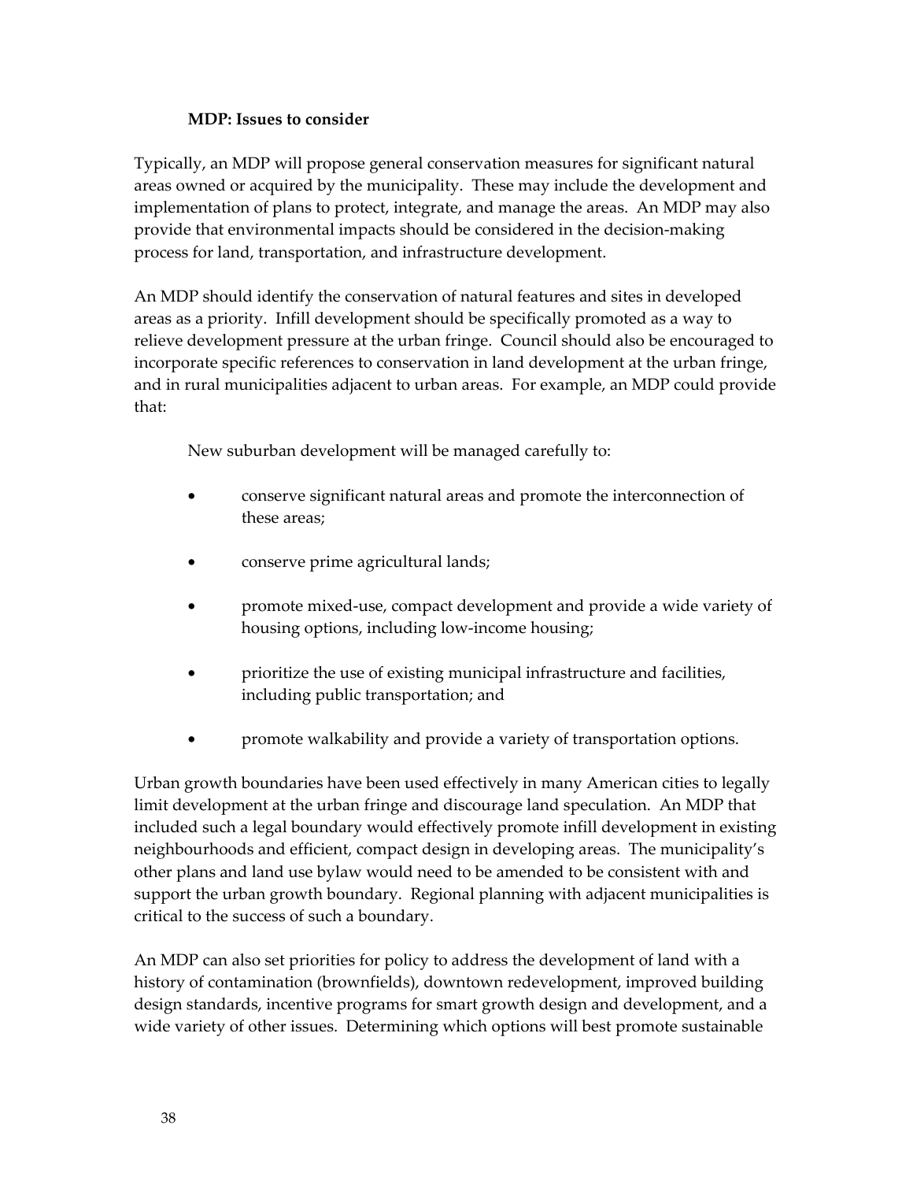### MDP: Issues to consider

Typically, an MDP will propose general conservation measures for significant natural areas owned or acquired by the municipality. These may include the development and implementation of plans to protect, integrate, and manage the areas. An MDP may also provide that environmental impacts should be considered in the decision-making process for land, transportation, and infrastructure development.

An MDP should identify the conservation of natural features and sites in developed areas as a priority. Infill development should be specifically promoted as a way to relieve development pressure at the urban fringe. Council should also be encouraged to incorporate specific references to conservation in land development at the urban fringe, and in rural municipalities adjacent to urban areas. For example, an MDP could provide that:

> New suburban development will be managed carefully to:
>
> - conserve significant natural areas and promote the interconnection of these areas;
> - conserve prime agricultural lands;
> - promote mixed-use, compact development and provide a wide variety of housing options, including low-income housing;
> - prioritize the use of existing municipal infrastructure and facilities, including public transportation; and
> - promote walkability and provide a variety of transportation options.

Urban growth boundaries have been used effectively in many American cities to legally limit development at the urban fringe and discourage land speculation. An MDP that included such a legal boundary would effectively promote infill development in existing neighbourhoods and efficient, compact design in developing areas. The municipality's other plans and land use bylaw would need to be amended to be consistent with and support the urban growth boundary. Regional planning with adjacent municipalities is critical to the success of such a boundary.

An MDP can also set priorities for policy to address the development of land with a history of contamination (brownfields), downtown redevelopment, improved building design standards, incentive programs for smart growth design and development, and a wide variety of other issues. Determining which options will best promote sustainable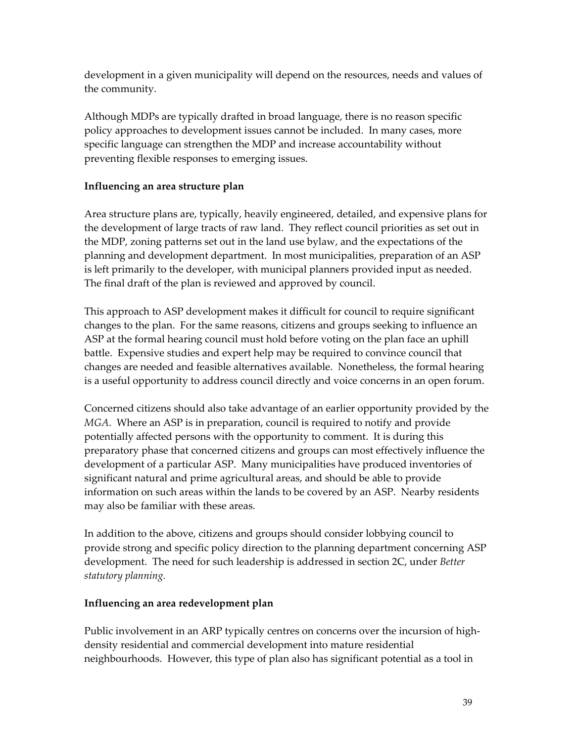development in a given municipality will depend on the resources, needs and values of the community.

Although MDPs are typically drafted in broad language, there is no reason specific policy approaches to development issues cannot be included. In many cases, more specific language can strengthen the MDP and increase accountability without preventing flexible responses to emerging issues.

**Influencing an area structure plan**

Area structure plans are, typically, heavily engineered, detailed, and expensive plans for the development of large tracts of raw land. They reflect council priorities as set out in the MDP, zoning patterns set out in the land use bylaw, and the expectations of the planning and development department. In most municipalities, preparation of an ASP is left primarily to the developer, with municipal planners provided input as needed. The final draft of the plan is reviewed and approved by council.

This approach to ASP development makes it difficult for council to require significant changes to the plan. For the same reasons, citizens and groups seeking to influence an ASP at the formal hearing council must hold before voting on the plan face an uphill battle. Expensive studies and expert help may be required to convince council that changes are needed and feasible alternatives available. Nonetheless, the formal hearing is a useful opportunity to address council directly and voice concerns in an open forum.

Concerned citizens should also take advantage of an earlier opportunity provided by the *MGA*. Where an ASP is in preparation, council is required to notify and provide potentially affected persons with the opportunity to comment. It is during this preparatory phase that concerned citizens and groups can most effectively influence the development of a particular ASP. Many municipalities have produced inventories of significant natural and prime agricultural areas, and should be able to provide information on such areas within the lands to be covered by an ASP. Nearby residents may also be familiar with these areas.

In addition to the above, citizens and groups should consider lobbying council to provide strong and specific policy direction to the planning department concerning ASP development. The need for such leadership is addressed in section 2C, under *Better statutory planning.*

**Influencing an area redevelopment plan**

Public involvement in an ARP typically centres on concerns over the incursion of high-density residential and commercial development into mature residential neighbourhoods. However, this type of plan also has significant potential as a tool in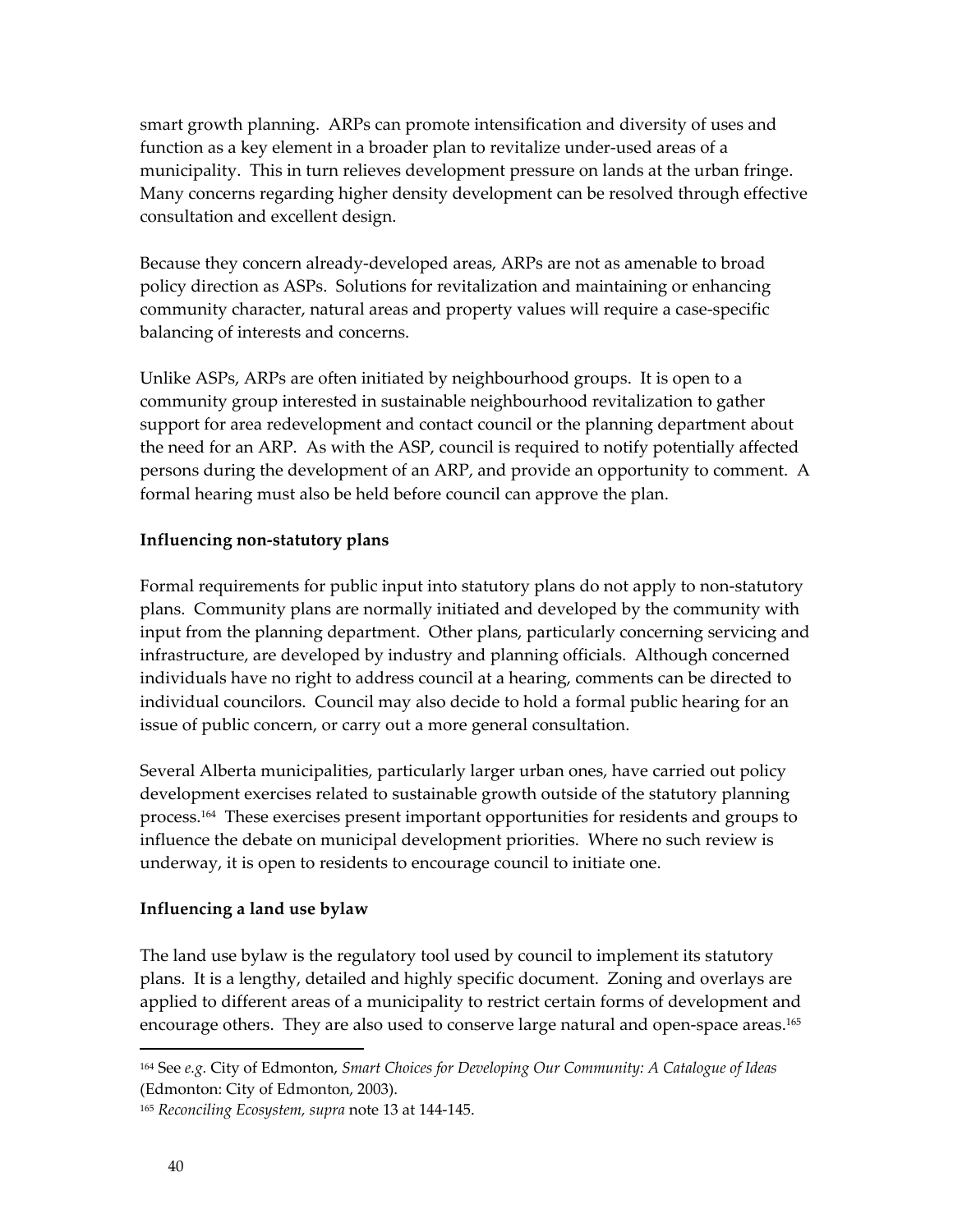smart growth planning. ARPs can promote intensification and diversity of uses and function as a key element in a broader plan to revitalize under-used areas of a municipality. This in turn relieves development pressure on lands at the urban fringe. Many concerns regarding higher density development can be resolved through effective consultation and excellent design.

Because they concern already-developed areas, ARPs are not as amenable to broad policy direction as ASPs. Solutions for revitalization and maintaining or enhancing community character, natural areas and property values will require a case-specific balancing of interests and concerns.

Unlike ASPs, ARPs are often initiated by neighbourhood groups. It is open to a community group interested in sustainable neighbourhood revitalization to gather support for area redevelopment and contact council or the planning department about the need for an ARP. As with the ASP, council is required to notify potentially affected persons during the development of an ARP, and provide an opportunity to comment. A formal hearing must also be held before council can approve the plan.

**Influencing non-statutory plans**

Formal requirements for public input into statutory plans do not apply to non-statutory plans. Community plans are normally initiated and developed by the community with input from the planning department. Other plans, particularly concerning servicing and infrastructure, are developed by industry and planning officials. Although concerned individuals have no right to address council at a hearing, comments can be directed to individual councilors. Council may also decide to hold a formal public hearing for an issue of public concern, or carry out a more general consultation.

Several Alberta municipalities, particularly larger urban ones, have carried out policy development exercises related to sustainable growth outside of the statutory planning process.[164] These exercises present important opportunities for residents and groups to influence the debate on municipal development priorities. Where no such review is underway, it is open to residents to encourage council to initiate one.

**Influencing a land use bylaw**

The land use bylaw is the regulatory tool used by council to implement its statutory plans. It is a lengthy, detailed and highly specific document. Zoning and overlays are applied to different areas of a municipality to restrict certain forms of development and encourage others. They are also used to conserve large natural and open-space areas.[165]

---

[164] See *e.g.* City of Edmonton, *Smart Choices for Developing Our Community: A Catalogue of Ideas* (Edmonton: City of Edmonton, 2003).

[165] *Reconciling Ecosystem, supra* note 13 at 144-145.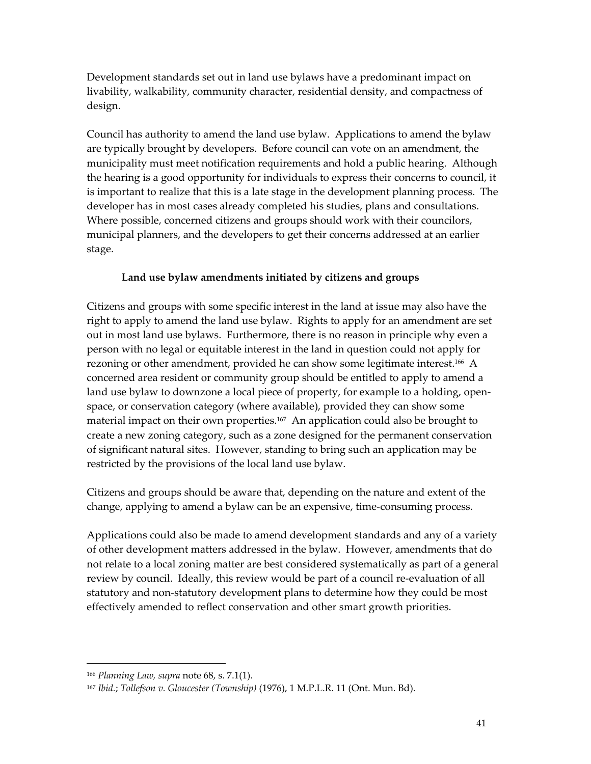Development standards set out in land use bylaws have a predominant impact on livability, walkability, community character, residential density, and compactness of design.

Council has authority to amend the land use bylaw. Applications to amend the bylaw are typically brought by developers. Before council can vote on an amendment, the municipality must meet notification requirements and hold a public hearing. Although the hearing is a good opportunity for individuals to express their concerns to council, it is important to realize that this is a late stage in the development planning process. The developer has in most cases already completed his studies, plans and consultations. Where possible, concerned citizens and groups should work with their councilors, municipal planners, and the developers to get their concerns addressed at an earlier stage.

#### Land use bylaw amendments initiated by citizens and groups

Citizens and groups with some specific interest in the land at issue may also have the right to apply to amend the land use bylaw. Rights to apply for an amendment are set out in most land use bylaws. Furthermore, there is no reason in principle why even a person with no legal or equitable interest in the land in question could not apply for rezoning or other amendment, provided he can show some legitimate interest.[166] A concerned area resident or community group should be entitled to apply to amend a land use bylaw to downzone a local piece of property, for example to a holding, open-space, or conservation category (where available), provided they can show some material impact on their own properties.[167] An application could also be brought to create a new zoning category, such as a zone designed for the permanent conservation of significant natural sites. However, standing to bring such an application may be restricted by the provisions of the local land use bylaw.

Citizens and groups should be aware that, depending on the nature and extent of the change, applying to amend a bylaw can be an expensive, time-consuming process.

Applications could also be made to amend development standards and any of a variety of other development matters addressed in the bylaw. However, amendments that do not relate to a local zoning matter are best considered systematically as part of a general review by council. Ideally, this review would be part of a council re-evaluation of all statutory and non-statutory development plans to determine how they could be most effectively amended to reflect conservation and other smart growth priorities.

---

[166] *Planning Law, supra* note 68, s. 7.1(1).

[167] *Ibid.*; *Tollefson v. Gloucester (Township)* (1976), 1 M.P.L.R. 11 (Ont. Mun. Bd).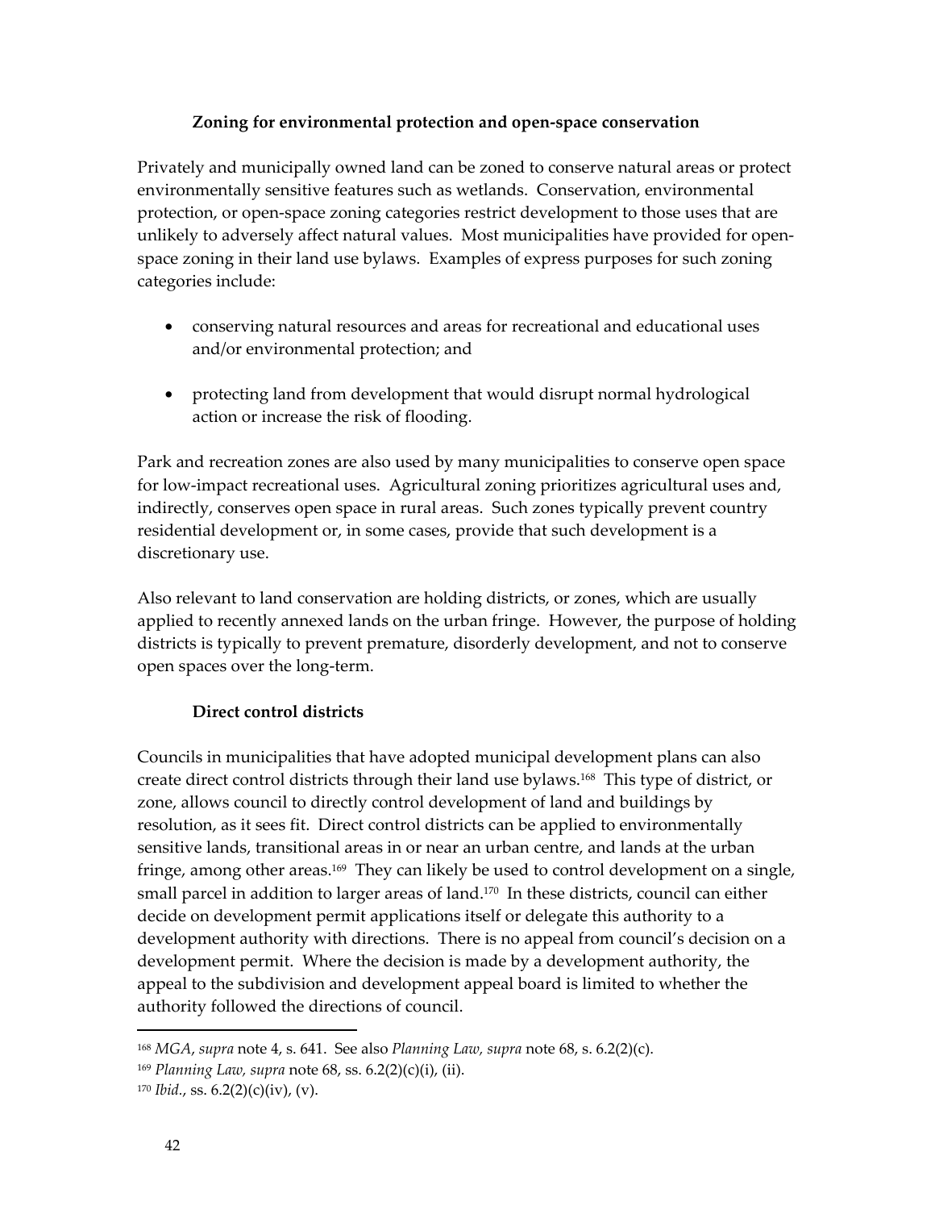### Zoning for environmental protection and open-space conservation

Privately and municipally owned land can be zoned to conserve natural areas or protect environmentally sensitive features such as wetlands. Conservation, environmental protection, or open-space zoning categories restrict development to those uses that are unlikely to adversely affect natural values. Most municipalities have provided for open-space zoning in their land use bylaws. Examples of express purposes for such zoning categories include:

- conserving natural resources and areas for recreational and educational uses and/or environmental protection; and
- protecting land from development that would disrupt normal hydrological action or increase the risk of flooding.

Park and recreation zones are also used by many municipalities to conserve open space for low-impact recreational uses. Agricultural zoning prioritizes agricultural uses and, indirectly, conserves open space in rural areas. Such zones typically prevent country residential development or, in some cases, provide that such development is a discretionary use.

Also relevant to land conservation are holding districts, or zones, which are usually applied to recently annexed lands on the urban fringe. However, the purpose of holding districts is typically to prevent premature, disorderly development, and not to conserve open spaces over the long-term.

### Direct control districts

Councils in municipalities that have adopted municipal development plans can also create direct control districts through their land use bylaws.[168] This type of district, or zone, allows council to directly control development of land and buildings by resolution, as it sees fit. Direct control districts can be applied to environmentally sensitive lands, transitional areas in or near an urban centre, and lands at the urban fringe, among other areas.[169] They can likely be used to control development on a single, small parcel in addition to larger areas of land.[170] In these districts, council can either decide on development permit applications itself or delegate this authority to a development authority with directions. There is no appeal from council's decision on a development permit. Where the decision is made by a development authority, the appeal to the subdivision and development appeal board is limited to whether the authority followed the directions of council.

---

[168] *MGA*, *supra* note 4, s. 641. See also *Planning Law, supra* note 68, s. 6.2(2)(c).

[169] *Planning Law, supra* note 68, ss. 6.2(2)(c)(i), (ii).

[170] *Ibid.*, ss. 6.2(2)(c)(iv), (v).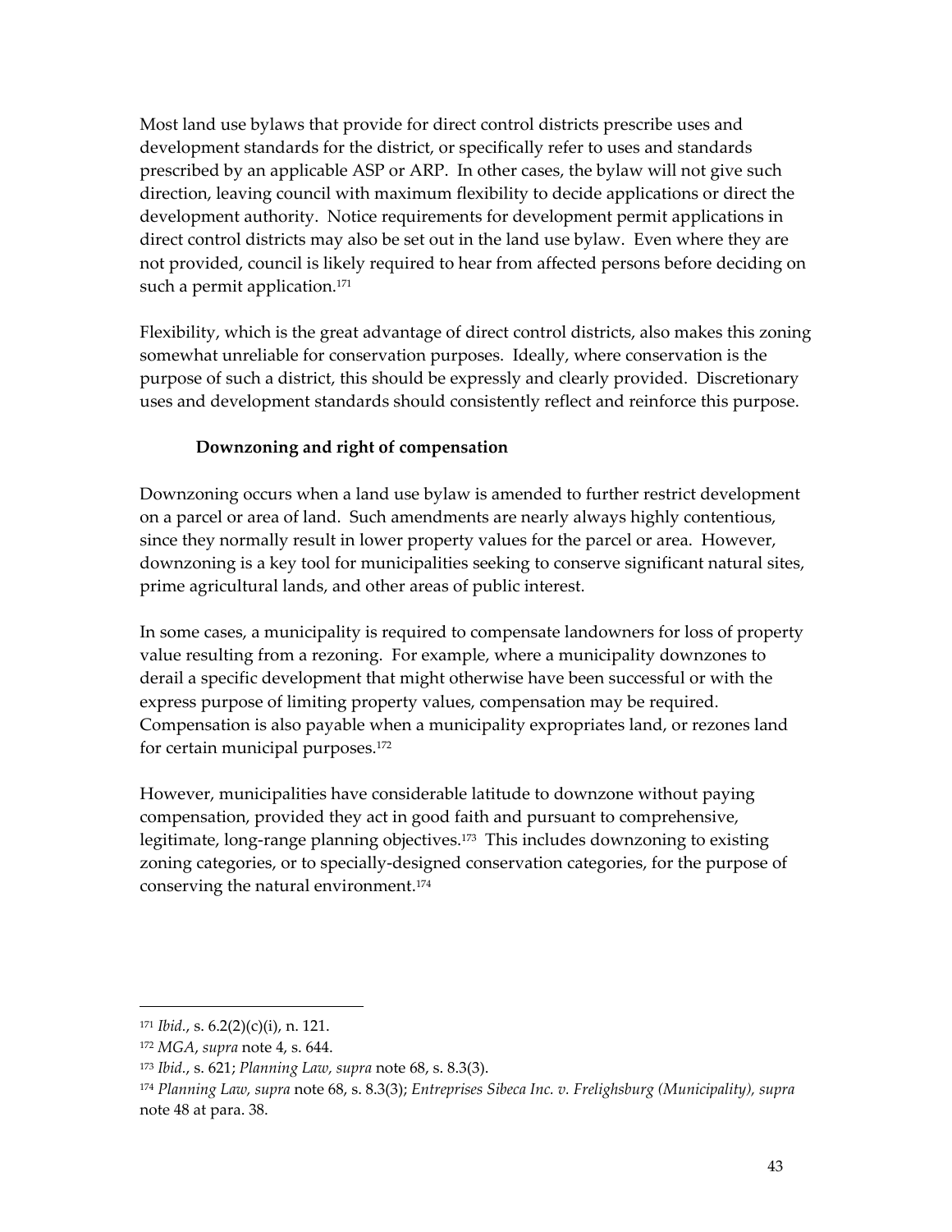Most land use bylaws that provide for direct control districts prescribe uses and development standards for the district, or specifically refer to uses and standards prescribed by an applicable ASP or ARP. In other cases, the bylaw will not give such direction, leaving council with maximum flexibility to decide applications or direct the development authority. Notice requirements for development permit applications in direct control districts may also be set out in the land use bylaw. Even where they are not provided, council is likely required to hear from affected persons before deciding on such a permit application.[171]

Flexibility, which is the great advantage of direct control districts, also makes this zoning somewhat unreliable for conservation purposes. Ideally, where conservation is the purpose of such a district, this should be expressly and clearly provided. Discretionary uses and development standards should consistently reflect and reinforce this purpose.

### Downzoning and right of compensation

Downzoning occurs when a land use bylaw is amended to further restrict development on a parcel or area of land. Such amendments are nearly always highly contentious, since they normally result in lower property values for the parcel or area. However, downzoning is a key tool for municipalities seeking to conserve significant natural sites, prime agricultural lands, and other areas of public interest.

In some cases, a municipality is required to compensate landowners for loss of property value resulting from a rezoning. For example, where a municipality downzones to derail a specific development that might otherwise have been successful or with the express purpose of limiting property values, compensation may be required. Compensation is also payable when a municipality expropriates land, or rezones land for certain municipal purposes.[172]

However, municipalities have considerable latitude to downzone without paying compensation, provided they act in good faith and pursuant to comprehensive, legitimate, long-range planning objectives.[173] This includes downzoning to existing zoning categories, or to specially-designed conservation categories, for the purpose of conserving the natural environment.[174]

---

[171] *Ibid.*, s. 6.2(2)(c)(i), n. 121.

[172] *MGA*, *supra* note 4, s. 644.

[173] *Ibid.*, s. 621; *Planning Law, supra* note 68, s. 8.3(3).

[174] *Planning Law, supra* note 68, s. 8.3(3); *Entreprises Sibeca Inc. v. Frelighsburg (Municipality), supra* note 48 at para. 38.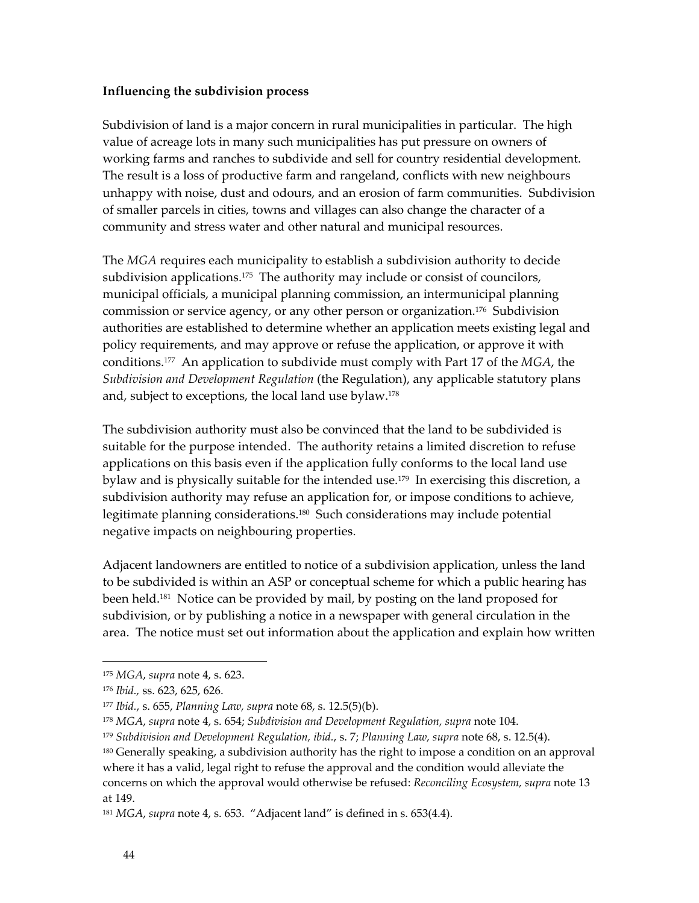**Influencing the subdivision process**

Subdivision of land is a major concern in rural municipalities in particular. The high value of acreage lots in many such municipalities has put pressure on owners of working farms and ranches to subdivide and sell for country residential development. The result is a loss of productive farm and rangeland, conflicts with new neighbours unhappy with noise, dust and odours, and an erosion of farm communities. Subdivision of smaller parcels in cities, towns and villages can also change the character of a community and stress water and other natural and municipal resources.

The *MGA* requires each municipality to establish a subdivision authority to decide subdivision applications.[175] The authority may include or consist of councilors, municipal officials, a municipal planning commission, an intermunicipal planning commission or service agency, or any other person or organization.[176] Subdivision authorities are established to determine whether an application meets existing legal and policy requirements, and may approve or refuse the application, or approve it with conditions.[177] An application to subdivide must comply with Part 17 of the *MGA*, the *Subdivision and Development Regulation* (the Regulation), any applicable statutory plans and, subject to exceptions, the local land use bylaw.[178]

The subdivision authority must also be convinced that the land to be subdivided is suitable for the purpose intended. The authority retains a limited discretion to refuse applications on this basis even if the application fully conforms to the local land use bylaw and is physically suitable for the intended use.[179] In exercising this discretion, a subdivision authority may refuse an application for, or impose conditions to achieve, legitimate planning considerations.[180] Such considerations may include potential negative impacts on neighbouring properties.

Adjacent landowners are entitled to notice of a subdivision application, unless the land to be subdivided is within an ASP or conceptual scheme for which a public hearing has been held.[181] Notice can be provided by mail, by posting on the land proposed for subdivision, or by publishing a notice in a newspaper with general circulation in the area. The notice must set out information about the application and explain how written

---

[175] *MGA*, *supra* note 4, s. 623.

[176] *Ibid.,* ss. 623, 625, 626.

[177] *Ibid.*, s. 655, *Planning Law, supra* note 68, s. 12.5(5)(b).

[178] *MGA*, *supra* note 4, s. 654; *Subdivision and Development Regulation, supra* note 104.

[179] *Subdivision and Development Regulation, ibid.*, s. 7; *Planning Law, supra* note 68, s. 12.5(4).

[180] Generally speaking, a subdivision authority has the right to impose a condition on an approval where it has a valid, legal right to refuse the approval and the condition would alleviate the concerns on which the approval would otherwise be refused: *Reconciling Ecosystem, supra* note 13 at 149.

[181] *MGA*, *supra* note 4, s. 653. "Adjacent land" is defined in s. 653(4.4).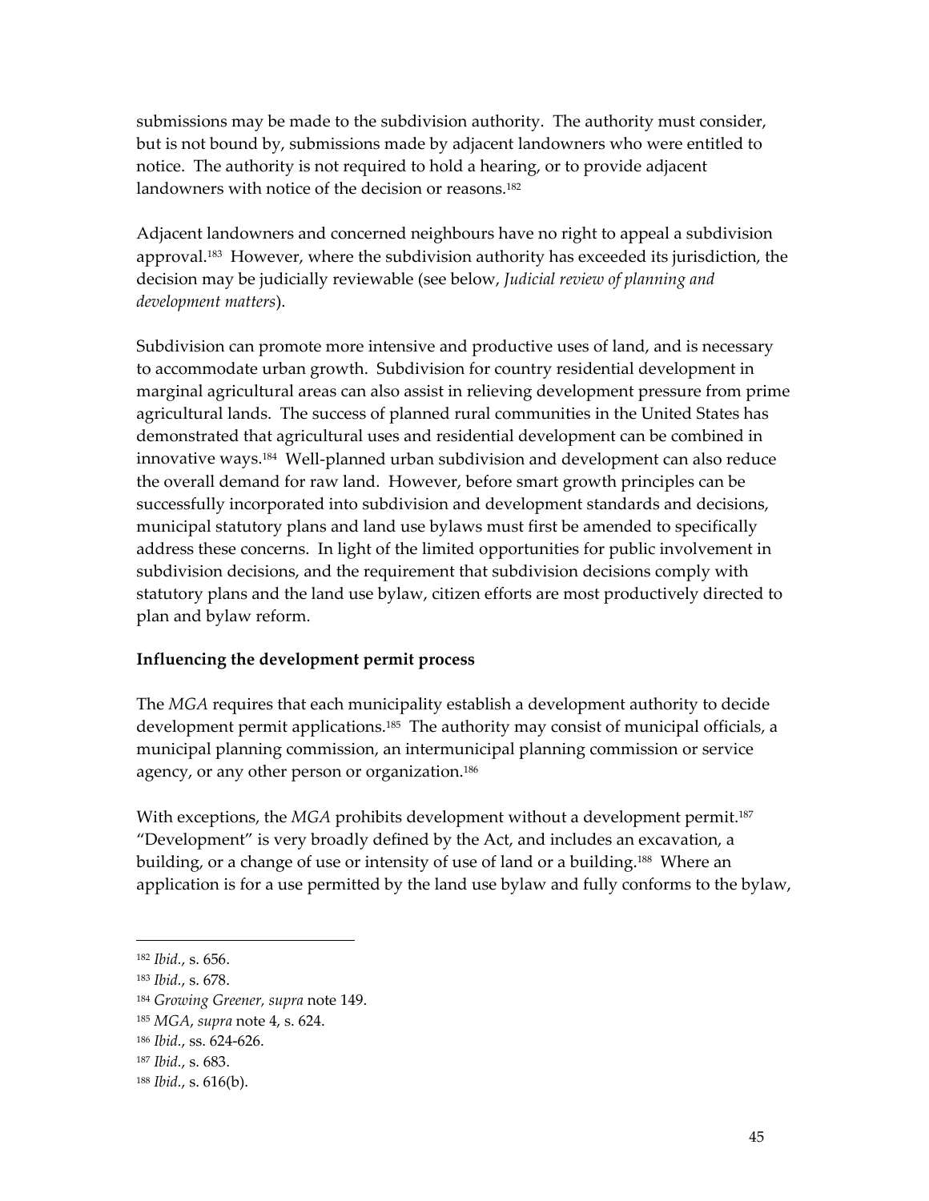submissions may be made to the subdivision authority. The authority must consider, but is not bound by, submissions made by adjacent landowners who were entitled to notice. The authority is not required to hold a hearing, or to provide adjacent landowners with notice of the decision or reasons.[182]

Adjacent landowners and concerned neighbours have no right to appeal a subdivision approval.[183] However, where the subdivision authority has exceeded its jurisdiction, the decision may be judicially reviewable (see below, *Judicial review of planning and development matters*).

Subdivision can promote more intensive and productive uses of land, and is necessary to accommodate urban growth. Subdivision for country residential development in marginal agricultural areas can also assist in relieving development pressure from prime agricultural lands. The success of planned rural communities in the United States has demonstrated that agricultural uses and residential development can be combined in innovative ways.[184] Well-planned urban subdivision and development can also reduce the overall demand for raw land. However, before smart growth principles can be successfully incorporated into subdivision and development standards and decisions, municipal statutory plans and land use bylaws must first be amended to specifically address these concerns. In light of the limited opportunities for public involvement in subdivision decisions, and the requirement that subdivision decisions comply with statutory plans and the land use bylaw, citizen efforts are most productively directed to plan and bylaw reform.

**Influencing the development permit process**

The *MGA* requires that each municipality establish a development authority to decide development permit applications.[185] The authority may consist of municipal officials, a municipal planning commission, an intermunicipal planning commission or service agency, or any other person or organization.[186]

With exceptions, the *MGA* prohibits development without a development permit.[187] "Development" is very broadly defined by the Act, and includes an excavation, a building, or a change of use or intensity of use of land or a building.[188] Where an application is for a use permitted by the land use bylaw and fully conforms to the bylaw,

---

[182] *Ibid.*, s. 656.

[183] *Ibid.*, s. 678.

[184] *Growing Greener, supra* note 149.

[185] *MGA*, *supra* note 4, s. 624.

[186] *Ibid.*, ss. 624-626.

[187] *Ibid.*, s. 683.

[188] *Ibid.*, s. 616(b).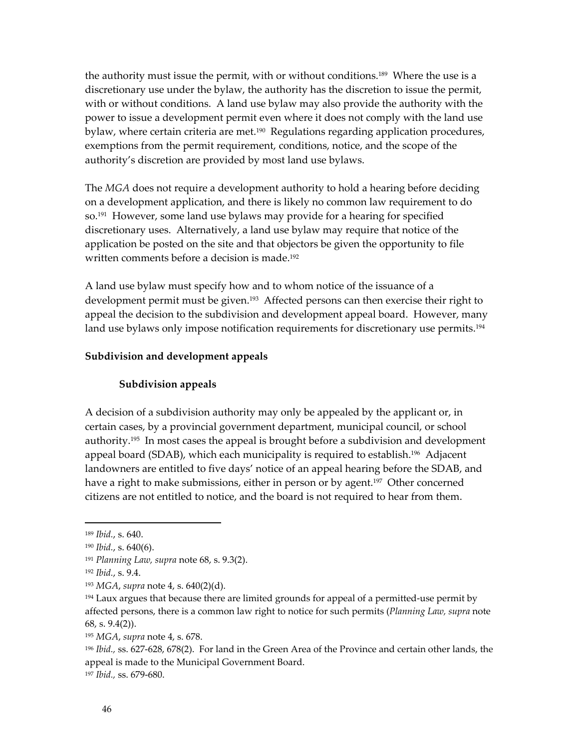the authority must issue the permit, with or without conditions.[189] Where the use is a discretionary use under the bylaw, the authority has the discretion to issue the permit, with or without conditions. A land use bylaw may also provide the authority with the power to issue a development permit even where it does not comply with the land use bylaw, where certain criteria are met.[190] Regulations regarding application procedures, exemptions from the permit requirement, conditions, notice, and the scope of the authority's discretion are provided by most land use bylaws.

The *MGA* does not require a development authority to hold a hearing before deciding on a development application, and there is likely no common law requirement to do so.[191] However, some land use bylaws may provide for a hearing for specified discretionary uses. Alternatively, a land use bylaw may require that notice of the application be posted on the site and that objectors be given the opportunity to file written comments before a decision is made.[192]

A land use bylaw must specify how and to whom notice of the issuance of a development permit must be given.[193] Affected persons can then exercise their right to appeal the decision to the subdivision and development appeal board. However, many land use bylaws only impose notification requirements for discretionary use permits.[194]

### Subdivision and development appeals

#### Subdivision appeals

A decision of a subdivision authority may only be appealed by the applicant or, in certain cases, by a provincial government department, municipal council, or school authority.[195] In most cases the appeal is brought before a subdivision and development appeal board (SDAB), which each municipality is required to establish.[196] Adjacent landowners are entitled to five days' notice of an appeal hearing before the SDAB, and have a right to make submissions, either in person or by agent.[197] Other concerned citizens are not entitled to notice, and the board is not required to hear from them.

---

[189] *Ibid.*, s. 640.

[190] *Ibid.*, s. 640(6).

[191] *Planning Law, supra* note 68, s. 9.3(2).

[192] *Ibid.*, s. 9.4.

[193] *MGA*, *supra* note 4, s. 640(2)(d).

[194] Laux argues that because there are limited grounds for appeal of a permitted-use permit by affected persons, there is a common law right to notice for such permits (*Planning Law, supra* note 68, s. 9.4(2)).

[195] *MGA*, *supra* note 4, s. 678.

[196] *Ibid.,* ss. 627-628, 678(2). For land in the Green Area of the Province and certain other lands, the appeal is made to the Municipal Government Board.

[197] *Ibid.,* ss. 679-680.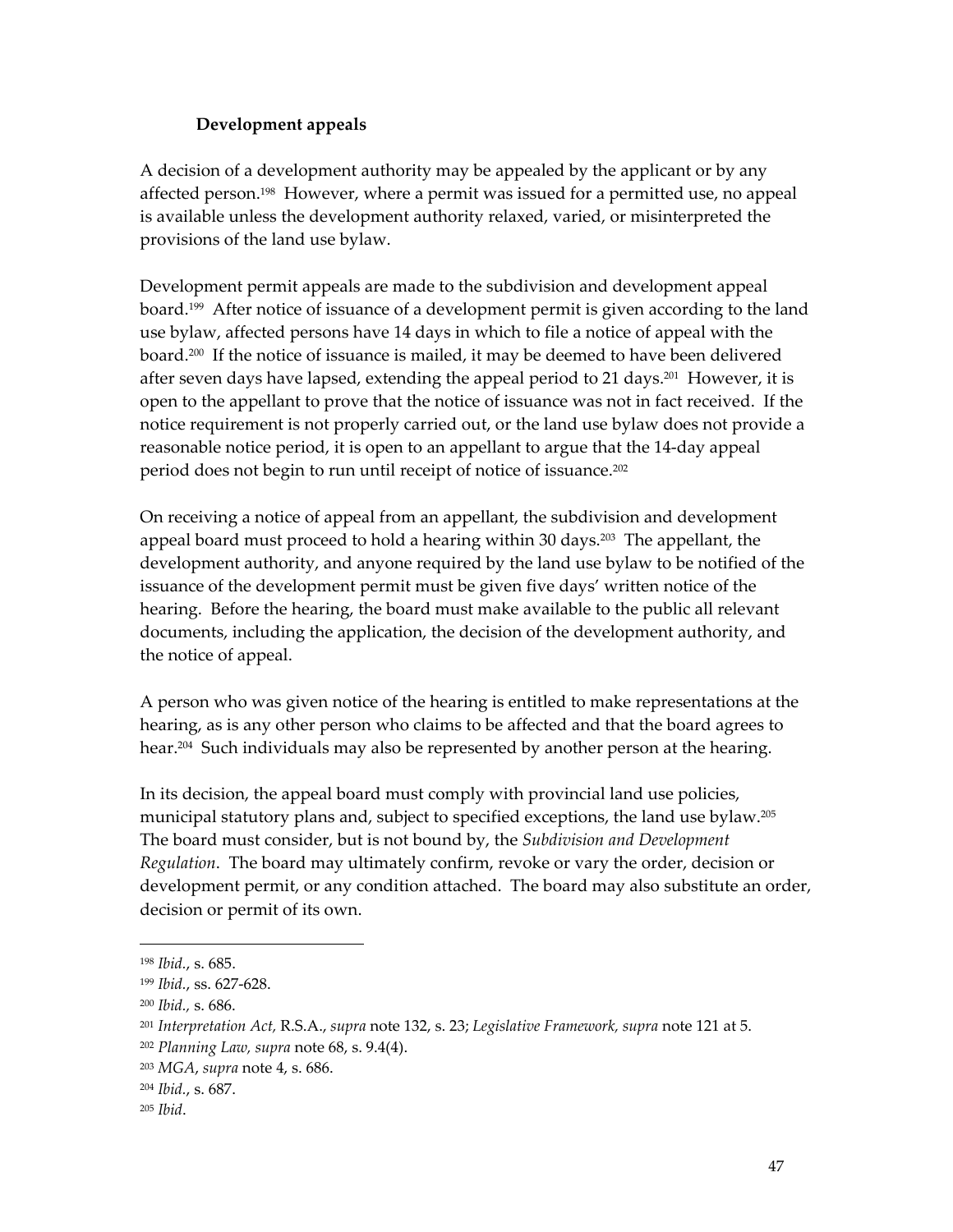### Development appeals

A decision of a development authority may be appealed by the applicant or by any affected person.[198] However, where a permit was issued for a permitted use, no appeal is available unless the development authority relaxed, varied, or misinterpreted the provisions of the land use bylaw.

Development permit appeals are made to the subdivision and development appeal board.[199] After notice of issuance of a development permit is given according to the land use bylaw, affected persons have 14 days in which to file a notice of appeal with the board.[200] If the notice of issuance is mailed, it may be deemed to have been delivered after seven days have lapsed, extending the appeal period to 21 days.[201] However, it is open to the appellant to prove that the notice of issuance was not in fact received. If the notice requirement is not properly carried out, or the land use bylaw does not provide a reasonable notice period, it is open to an appellant to argue that the 14-day appeal period does not begin to run until receipt of notice of issuance.[202]

On receiving a notice of appeal from an appellant, the subdivision and development appeal board must proceed to hold a hearing within 30 days.[203] The appellant, the development authority, and anyone required by the land use bylaw to be notified of the issuance of the development permit must be given five days' written notice of the hearing. Before the hearing, the board must make available to the public all relevant documents, including the application, the decision of the development authority, and the notice of appeal.

A person who was given notice of the hearing is entitled to make representations at the hearing, as is any other person who claims to be affected and that the board agrees to hear.[204] Such individuals may also be represented by another person at the hearing.

In its decision, the appeal board must comply with provincial land use policies, municipal statutory plans and, subject to specified exceptions, the land use bylaw.[205] The board must consider, but is not bound by, the *Subdivision and Development Regulation*. The board may ultimately confirm, revoke or vary the order, decision or development permit, or any condition attached. The board may also substitute an order, decision or permit of its own.

---

[198] *Ibid.*, s. 685.

[199] *Ibid.*, ss. 627-628.

[200] *Ibid.,* s. 686.

[201] *Interpretation Act,* R.S.A., *supra* note 132, s. 23; *Legislative Framework, supra* note 121 at 5.

[202] *Planning Law, supra* note 68, s. 9.4(4).

[203] *MGA*, *supra* note 4, s. 686.

[204] *Ibid.*, s. 687.

[205] *Ibid*.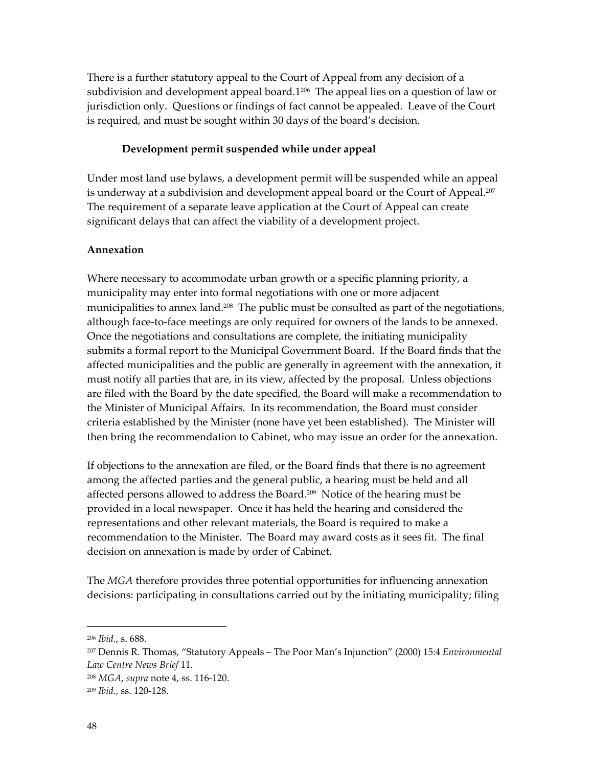There is a further statutory appeal to the Court of Appeal from any decision of a subdivision and development appeal board.1[206] The appeal lies on a question of law or jurisdiction only. Questions or findings of fact cannot be appealed. Leave of the Court is required, and must be sought within 30 days of the board's decision.

### Development permit suspended while under appeal

Under most land use bylaws, a development permit will be suspended while an appeal is underway at a subdivision and development appeal board or the Court of Appeal.[207] The requirement of a separate leave application at the Court of Appeal can create significant delays that can affect the viability of a development project.

## Annexation

Where necessary to accommodate urban growth or a specific planning priority, a municipality may enter into formal negotiations with one or more adjacent municipalities to annex land.[208] The public must be consulted as part of the negotiations, although face-to-face meetings are only required for owners of the lands to be annexed. Once the negotiations and consultations are complete, the initiating municipality submits a formal report to the Municipal Government Board. If the Board finds that the affected municipalities and the public are generally in agreement with the annexation, it must notify all parties that are, in its view, affected by the proposal. Unless objections are filed with the Board by the date specified, the Board will make a recommendation to the Minister of Municipal Affairs. In its recommendation, the Board must consider criteria established by the Minister (none have yet been established). The Minister will then bring the recommendation to Cabinet, who may issue an order for the annexation.

If objections to the annexation are filed, or the Board finds that there is no agreement among the affected parties and the general public, a hearing must be held and all affected persons allowed to address the Board.[209] Notice of the hearing must be provided in a local newspaper. Once it has held the hearing and considered the representations and other relevant materials, the Board is required to make a recommendation to the Minister. The Board may award costs as it sees fit. The final decision on annexation is made by order of Cabinet.

The *MGA* therefore provides three potential opportunities for influencing annexation decisions: participating in consultations carried out by the initiating municipality; filing

---

[206] *Ibid.*, s. 688.

[207] Dennis R. Thomas, "Statutory Appeals – The Poor Man's Injunction" (2000) 15:4 *Environmental Law Centre News Brief* 11.

[208] *MGA*, *supra* note 4, ss. 116-120.

[209] *Ibid.*, ss. 120-128.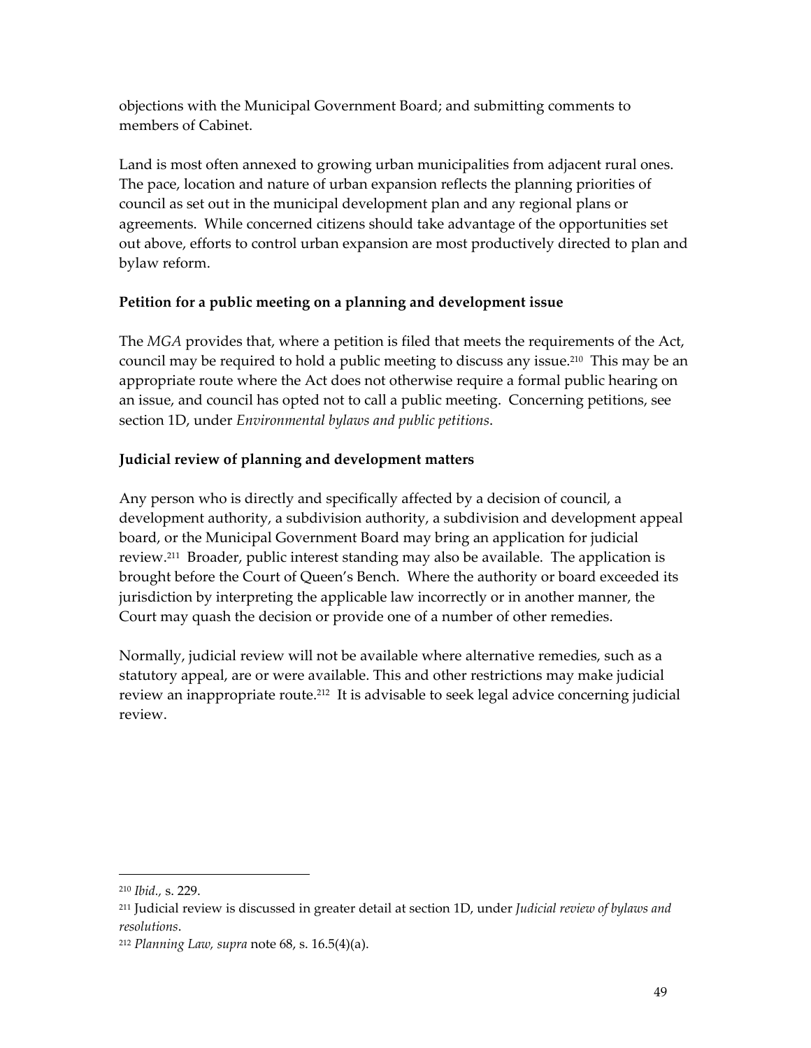objections with the Municipal Government Board; and submitting comments to members of Cabinet.

Land is most often annexed to growing urban municipalities from adjacent rural ones. The pace, location and nature of urban expansion reflects the planning priorities of council as set out in the municipal development plan and any regional plans or agreements. While concerned citizens should take advantage of the opportunities set out above, efforts to control urban expansion are most productively directed to plan and bylaw reform.

**Petition for a public meeting on a planning and development issue**

The *MGA* provides that, where a petition is filed that meets the requirements of the Act, council may be required to hold a public meeting to discuss any issue.[210] This may be an appropriate route where the Act does not otherwise require a formal public hearing on an issue, and council has opted not to call a public meeting. Concerning petitions, see section 1D, under *Environmental bylaws and public petitions*.

**Judicial review of planning and development matters**

Any person who is directly and specifically affected by a decision of council, a development authority, a subdivision authority, a subdivision and development appeal board, or the Municipal Government Board may bring an application for judicial review.[211] Broader, public interest standing may also be available. The application is brought before the Court of Queen's Bench. Where the authority or board exceeded its jurisdiction by interpreting the applicable law incorrectly or in another manner, the Court may quash the decision or provide one of a number of other remedies.

Normally, judicial review will not be available where alternative remedies, such as a statutory appeal, are or were available. This and other restrictions may make judicial review an inappropriate route.[212] It is advisable to seek legal advice concerning judicial review.

---

[210] *Ibid.,* s. 229.

[211] Judicial review is discussed in greater detail at section 1D, under *Judicial review of bylaws and resolutions*.

[212] *Planning Law, supra* note 68, s. 16.5(4)(a).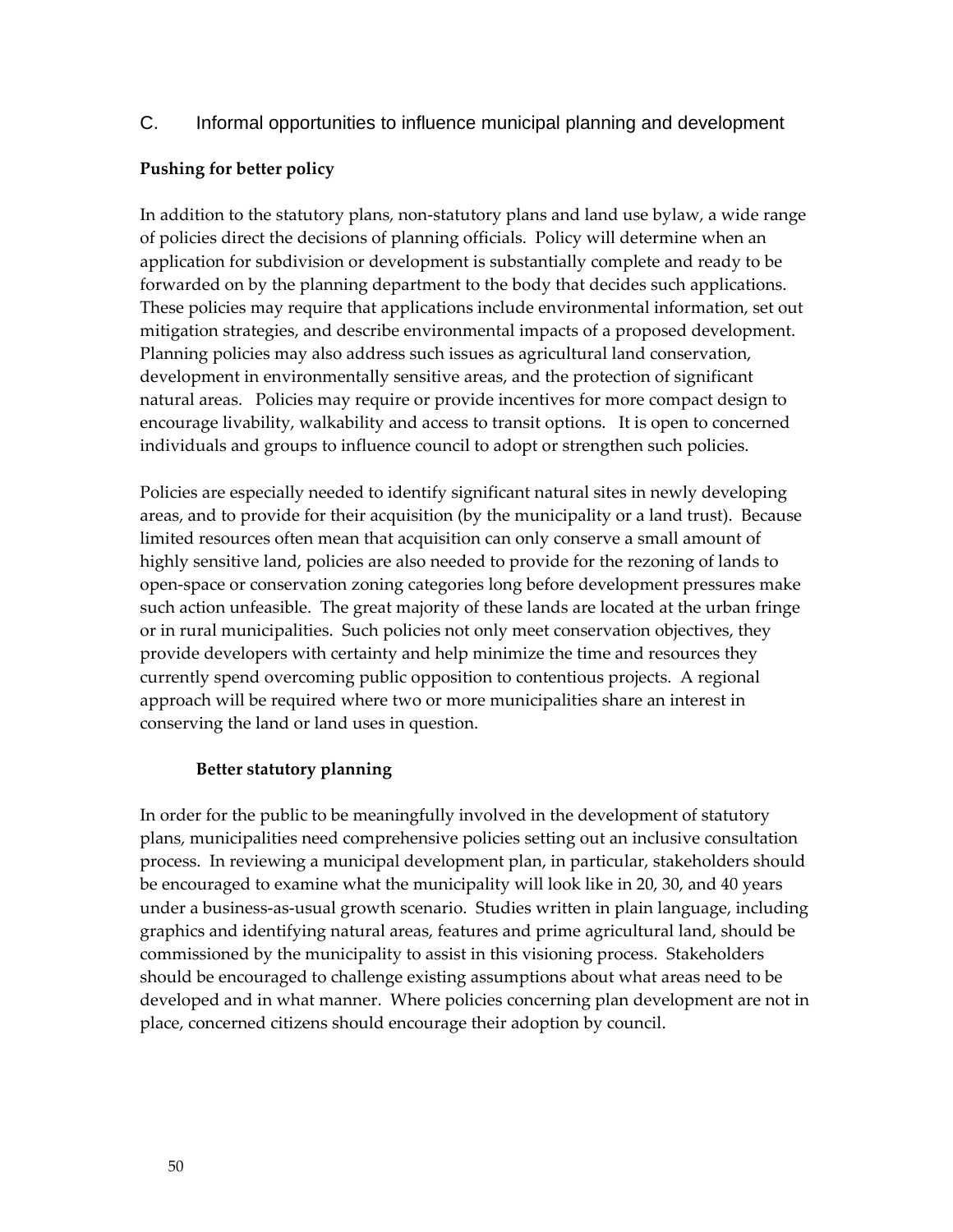## C. Informal opportunities to influence municipal planning and development

### Pushing for better policy

In addition to the statutory plans, non-statutory plans and land use bylaw, a wide range of policies direct the decisions of planning officials. Policy will determine when an application for subdivision or development is substantially complete and ready to be forwarded on by the planning department to the body that decides such applications. These policies may require that applications include environmental information, set out mitigation strategies, and describe environmental impacts of a proposed development. Planning policies may also address such issues as agricultural land conservation, development in environmentally sensitive areas, and the protection of significant natural areas. Policies may require or provide incentives for more compact design to encourage livability, walkability and access to transit options. It is open to concerned individuals and groups to influence council to adopt or strengthen such policies.

Policies are especially needed to identify significant natural sites in newly developing areas, and to provide for their acquisition (by the municipality or a land trust). Because limited resources often mean that acquisition can only conserve a small amount of highly sensitive land, policies are also needed to provide for the rezoning of lands to open-space or conservation zoning categories long before development pressures make such action unfeasible. The great majority of these lands are located at the urban fringe or in rural municipalities. Such policies not only meet conservation objectives, they provide developers with certainty and help minimize the time and resources they currently spend overcoming public opposition to contentious projects. A regional approach will be required where two or more municipalities share an interest in conserving the land or land uses in question.

#### Better statutory planning

In order for the public to be meaningfully involved in the development of statutory plans, municipalities need comprehensive policies setting out an inclusive consultation process. In reviewing a municipal development plan, in particular, stakeholders should be encouraged to examine what the municipality will look like in 20, 30, and 40 years under a business-as-usual growth scenario. Studies written in plain language, including graphics and identifying natural areas, features and prime agricultural land, should be commissioned by the municipality to assist in this visioning process. Stakeholders should be encouraged to challenge existing assumptions about what areas need to be developed and in what manner. Where policies concerning plan development are not in place, concerned citizens should encourage their adoption by council.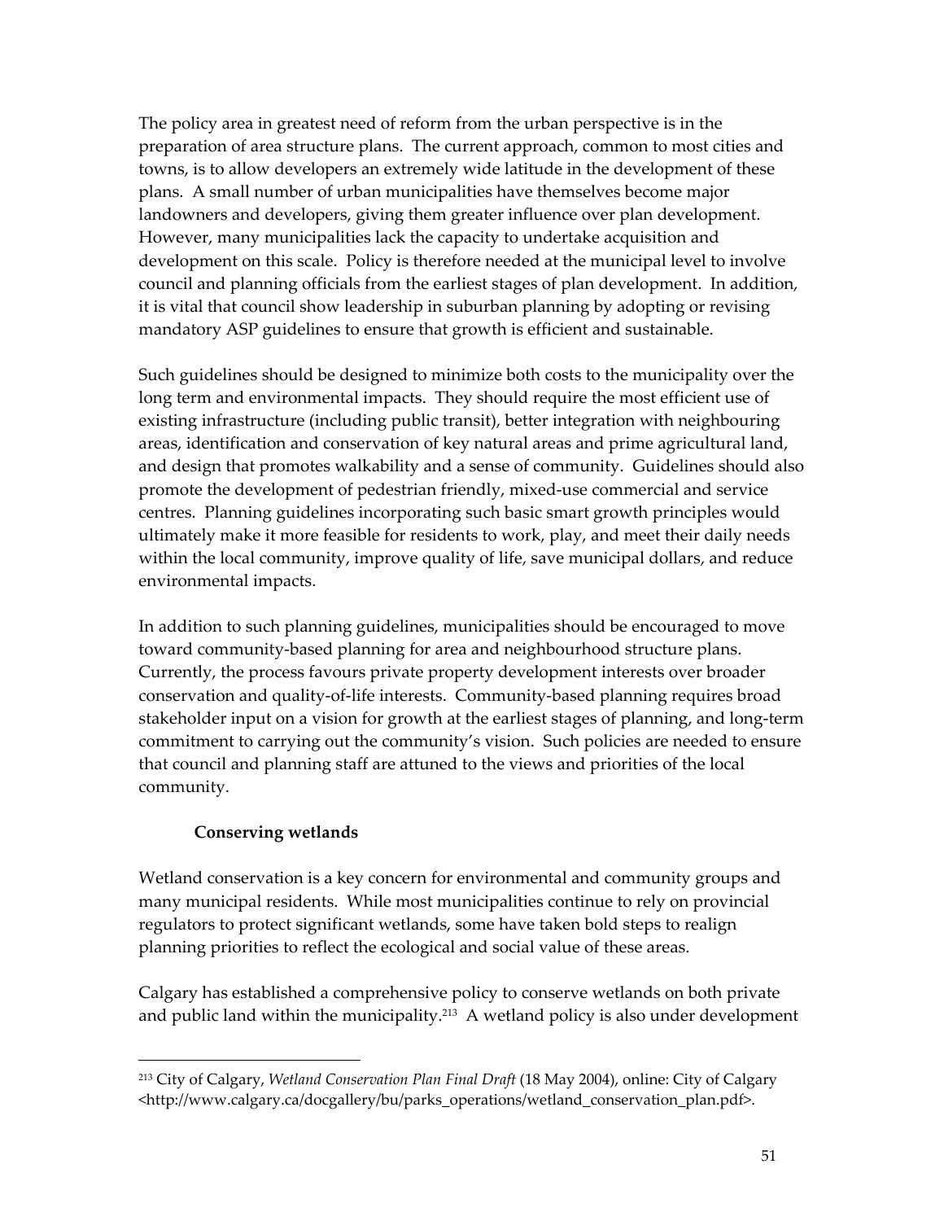The policy area in greatest need of reform from the urban perspective is in the preparation of area structure plans. The current approach, common to most cities and towns, is to allow developers an extremely wide latitude in the development of these plans. A small number of urban municipalities have themselves become major landowners and developers, giving them greater influence over plan development. However, many municipalities lack the capacity to undertake acquisition and development on this scale. Policy is therefore needed at the municipal level to involve council and planning officials from the earliest stages of plan development. In addition, it is vital that council show leadership in suburban planning by adopting or revising mandatory ASP guidelines to ensure that growth is efficient and sustainable.

Such guidelines should be designed to minimize both costs to the municipality over the long term and environmental impacts. They should require the most efficient use of existing infrastructure (including public transit), better integration with neighbouring areas, identification and conservation of key natural areas and prime agricultural land, and design that promotes walkability and a sense of community. Guidelines should also promote the development of pedestrian friendly, mixed-use commercial and service centres. Planning guidelines incorporating such basic smart growth principles would ultimately make it more feasible for residents to work, play, and meet their daily needs within the local community, improve quality of life, save municipal dollars, and reduce environmental impacts.

In addition to such planning guidelines, municipalities should be encouraged to move toward community-based planning for area and neighbourhood structure plans. Currently, the process favours private property development interests over broader conservation and quality-of-life interests. Community-based planning requires broad stakeholder input on a vision for growth at the earliest stages of planning, and long-term commitment to carrying out the community's vision. Such policies are needed to ensure that council and planning staff are attuned to the views and priorities of the local community.

### Conserving wetlands

Wetland conservation is a key concern for environmental and community groups and many municipal residents. While most municipalities continue to rely on provincial regulators to protect significant wetlands, some have taken bold steps to realign planning priorities to reflect the ecological and social value of these areas.

Calgary has established a comprehensive policy to conserve wetlands on both private and public land within the municipality.[213] A wetland policy is also under development

---

[213] City of Calgary, *Wetland Conservation Plan Final Draft* (18 May 2004), online: City of Calgary <http://www.calgary.ca/docgallery/bu/parks_operations/wetland_conservation_plan.pdf>.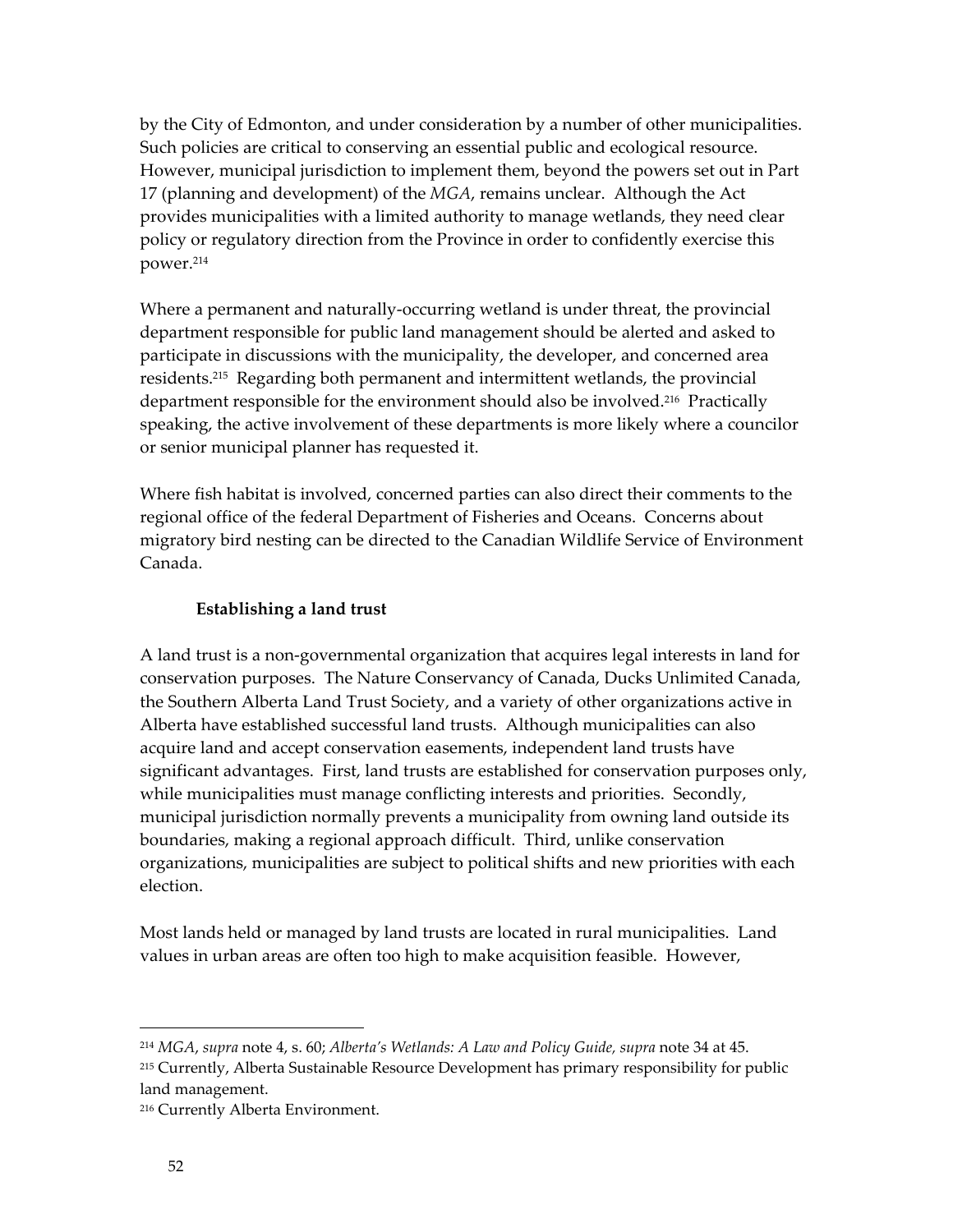by the City of Edmonton, and under consideration by a number of other municipalities. Such policies are critical to conserving an essential public and ecological resource. However, municipal jurisdiction to implement them, beyond the powers set out in Part 17 (planning and development) of the *MGA*, remains unclear. Although the Act provides municipalities with a limited authority to manage wetlands, they need clear policy or regulatory direction from the Province in order to confidently exercise this power.[214]

Where a permanent and naturally-occurring wetland is under threat, the provincial department responsible for public land management should be alerted and asked to participate in discussions with the municipality, the developer, and concerned area residents.[215] Regarding both permanent and intermittent wetlands, the provincial department responsible for the environment should also be involved.[216] Practically speaking, the active involvement of these departments is more likely where a councilor or senior municipal planner has requested it.

Where fish habitat is involved, concerned parties can also direct their comments to the regional office of the federal Department of Fisheries and Oceans. Concerns about migratory bird nesting can be directed to the Canadian Wildlife Service of Environment Canada.

### Establishing a land trust

A land trust is a non-governmental organization that acquires legal interests in land for conservation purposes. The Nature Conservancy of Canada, Ducks Unlimited Canada, the Southern Alberta Land Trust Society, and a variety of other organizations active in Alberta have established successful land trusts. Although municipalities can also acquire land and accept conservation easements, independent land trusts have significant advantages. First, land trusts are established for conservation purposes only, while municipalities must manage conflicting interests and priorities. Secondly, municipal jurisdiction normally prevents a municipality from owning land outside its boundaries, making a regional approach difficult. Third, unlike conservation organizations, municipalities are subject to political shifts and new priorities with each election.

Most lands held or managed by land trusts are located in rural municipalities. Land values in urban areas are often too high to make acquisition feasible. However,

---

[214] *MGA*, *supra* note 4, s. 60; *Alberta's Wetlands: A Law and Policy Guide, supra* note 34 at 45.

[215] Currently, Alberta Sustainable Resource Development has primary responsibility for public land management.

[216] Currently Alberta Environment.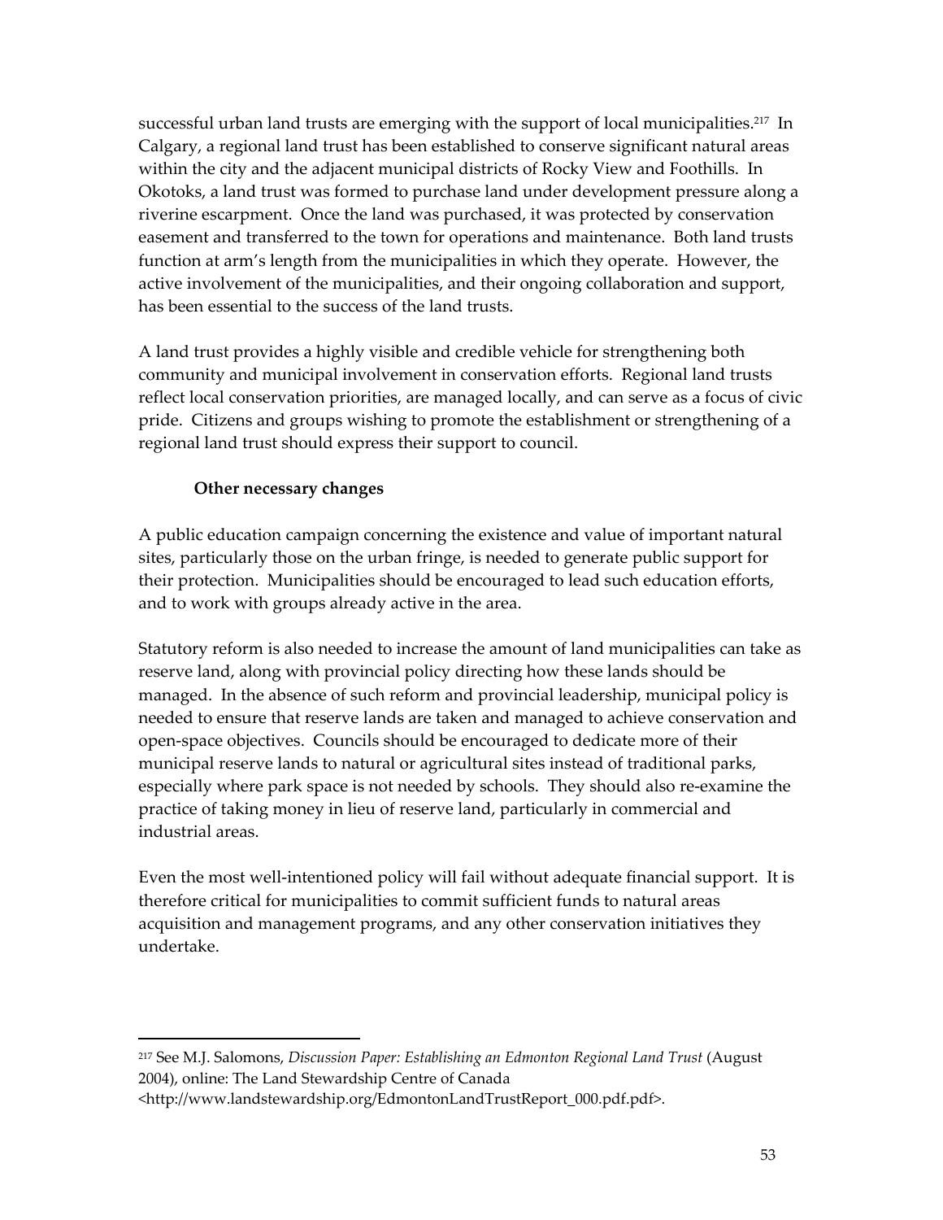successful urban land trusts are emerging with the support of local municipalities.[217] In Calgary, a regional land trust has been established to conserve significant natural areas within the city and the adjacent municipal districts of Rocky View and Foothills. In Okotoks, a land trust was formed to purchase land under development pressure along a riverine escarpment. Once the land was purchased, it was protected by conservation easement and transferred to the town for operations and maintenance. Both land trusts function at arm's length from the municipalities in which they operate. However, the active involvement of the municipalities, and their ongoing collaboration and support, has been essential to the success of the land trusts.

A land trust provides a highly visible and credible vehicle for strengthening both community and municipal involvement in conservation efforts. Regional land trusts reflect local conservation priorities, are managed locally, and can serve as a focus of civic pride. Citizens and groups wishing to promote the establishment or strengthening of a regional land trust should express their support to council.

**Other necessary changes**

A public education campaign concerning the existence and value of important natural sites, particularly those on the urban fringe, is needed to generate public support for their protection. Municipalities should be encouraged to lead such education efforts, and to work with groups already active in the area.

Statutory reform is also needed to increase the amount of land municipalities can take as reserve land, along with provincial policy directing how these lands should be managed. In the absence of such reform and provincial leadership, municipal policy is needed to ensure that reserve lands are taken and managed to achieve conservation and open-space objectives. Councils should be encouraged to dedicate more of their municipal reserve lands to natural or agricultural sites instead of traditional parks, especially where park space is not needed by schools. They should also re-examine the practice of taking money in lieu of reserve land, particularly in commercial and industrial areas.

Even the most well-intentioned policy will fail without adequate financial support. It is therefore critical for municipalities to commit sufficient funds to natural areas acquisition and management programs, and any other conservation initiatives they undertake.

---

[217] See M.J. Salomons, *Discussion Paper: Establishing an Edmonton Regional Land Trust* (August 2004), online: The Land Stewardship Centre of Canada <http://www.landstewardship.org/EdmontonLandTrustReport_000.pdf.pdf>.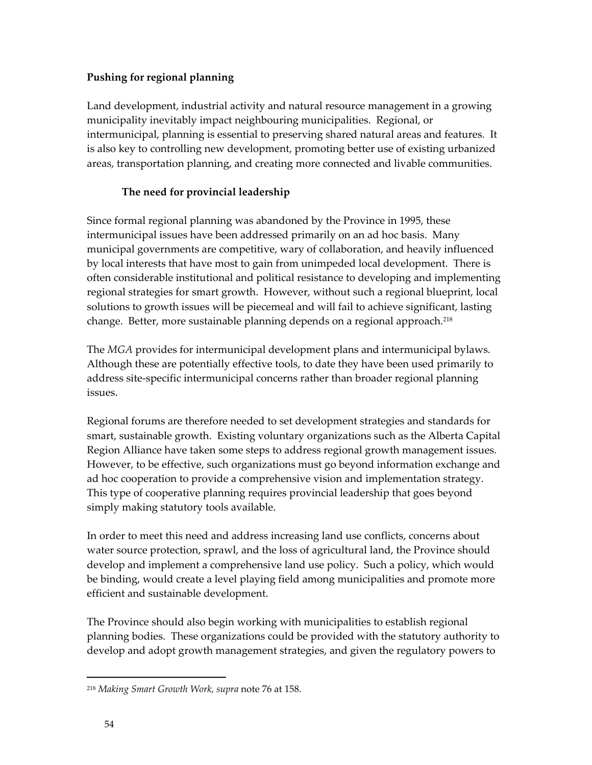## Pushing for regional planning

Land development, industrial activity and natural resource management in a growing municipality inevitably impact neighbouring municipalities. Regional, or intermunicipal, planning is essential to preserving shared natural areas and features. It is also key to controlling new development, promoting better use of existing urbanized areas, transportation planning, and creating more connected and livable communities.

### The need for provincial leadership

Since formal regional planning was abandoned by the Province in 1995, these intermunicipal issues have been addressed primarily on an ad hoc basis. Many municipal governments are competitive, wary of collaboration, and heavily influenced by local interests that have most to gain from unimpeded local development. There is often considerable institutional and political resistance to developing and implementing regional strategies for smart growth. However, without such a regional blueprint, local solutions to growth issues will be piecemeal and will fail to achieve significant, lasting change. Better, more sustainable planning depends on a regional approach.[218]

The *MGA* provides for intermunicipal development plans and intermunicipal bylaws. Although these are potentially effective tools, to date they have been used primarily to address site-specific intermunicipal concerns rather than broader regional planning issues.

Regional forums are therefore needed to set development strategies and standards for smart, sustainable growth. Existing voluntary organizations such as the Alberta Capital Region Alliance have taken some steps to address regional growth management issues. However, to be effective, such organizations must go beyond information exchange and ad hoc cooperation to provide a comprehensive vision and implementation strategy. This type of cooperative planning requires provincial leadership that goes beyond simply making statutory tools available.

In order to meet this need and address increasing land use conflicts, concerns about water source protection, sprawl, and the loss of agricultural land, the Province should develop and implement a comprehensive land use policy. Such a policy, which would be binding, would create a level playing field among municipalities and promote more efficient and sustainable development.

The Province should also begin working with municipalities to establish regional planning bodies. These organizations could be provided with the statutory authority to develop and adopt growth management strategies, and given the regulatory powers to

---

[218] *Making Smart Growth Work, supra* note 76 at 158.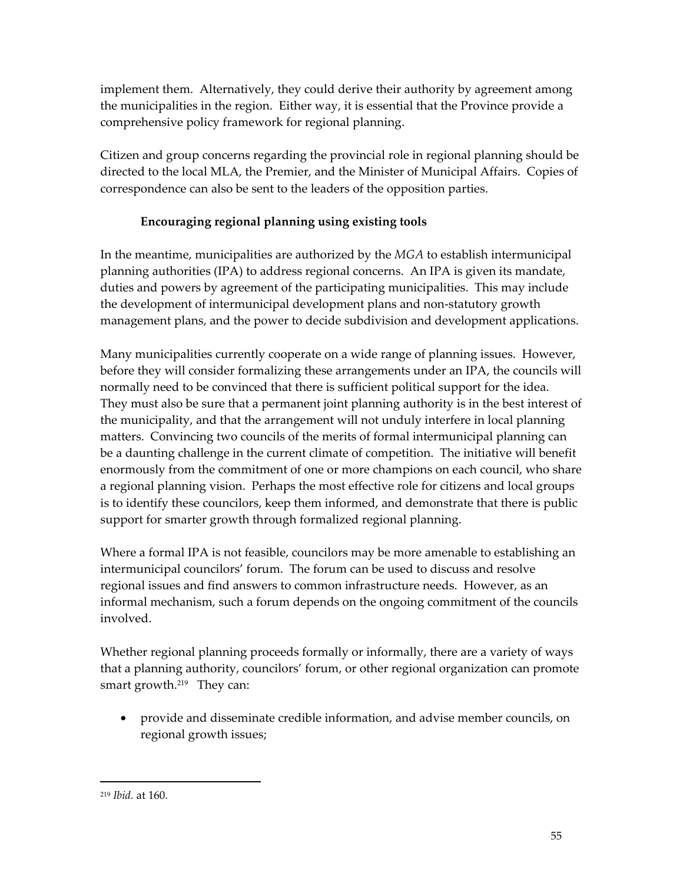implement them. Alternatively, they could derive their authority by agreement among the municipalities in the region. Either way, it is essential that the Province provide a comprehensive policy framework for regional planning.

Citizen and group concerns regarding the provincial role in regional planning should be directed to the local MLA, the Premier, and the Minister of Municipal Affairs. Copies of correspondence can also be sent to the leaders of the opposition parties.

### Encouraging regional planning using existing tools

In the meantime, municipalities are authorized by the *MGA* to establish intermunicipal planning authorities (IPA) to address regional concerns. An IPA is given its mandate, duties and powers by agreement of the participating municipalities. This may include the development of intermunicipal development plans and non-statutory growth management plans, and the power to decide subdivision and development applications.

Many municipalities currently cooperate on a wide range of planning issues. However, before they will consider formalizing these arrangements under an IPA, the councils will normally need to be convinced that there is sufficient political support for the idea. They must also be sure that a permanent joint planning authority is in the best interest of the municipality, and that the arrangement will not unduly interfere in local planning matters. Convincing two councils of the merits of formal intermunicipal planning can be a daunting challenge in the current climate of competition. The initiative will benefit enormously from the commitment of one or more champions on each council, who share a regional planning vision. Perhaps the most effective role for citizens and local groups is to identify these councilors, keep them informed, and demonstrate that there is public support for smarter growth through formalized regional planning.

Where a formal IPA is not feasible, councilors may be more amenable to establishing an intermunicipal councilors' forum. The forum can be used to discuss and resolve regional issues and find answers to common infrastructure needs. However, as an informal mechanism, such a forum depends on the ongoing commitment of the councils involved.

Whether regional planning proceeds formally or informally, there are a variety of ways that a planning authority, councilors' forum, or other regional organization can promote smart growth.[219] They can:

- provide and disseminate credible information, and advise member councils, on regional growth issues;

---

[219] *Ibid.* at 160.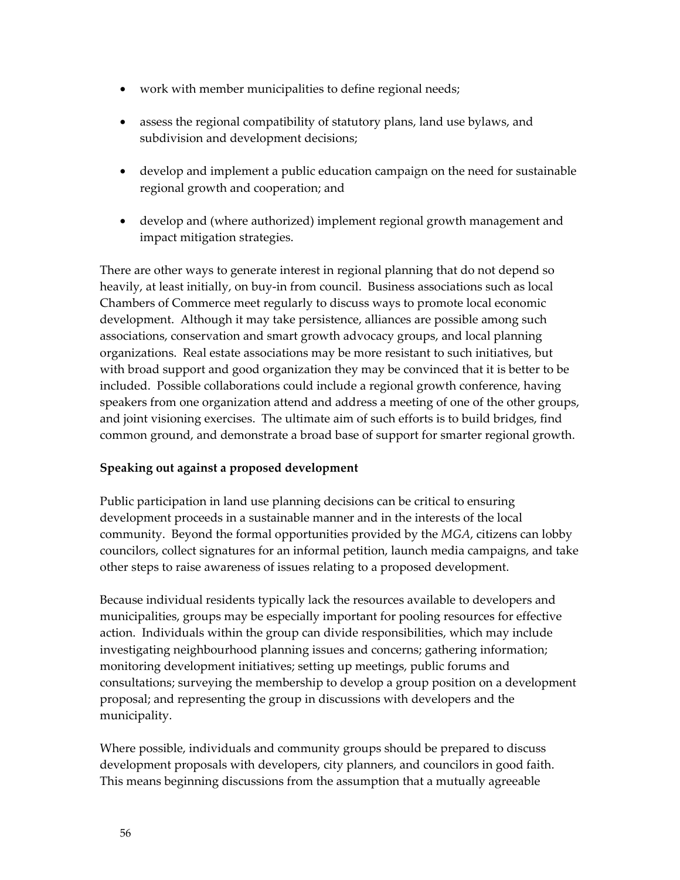- work with member municipalities to define regional needs;
- assess the regional compatibility of statutory plans, land use bylaws, and subdivision and development decisions;
- develop and implement a public education campaign on the need for sustainable regional growth and cooperation; and
- develop and (where authorized) implement regional growth management and impact mitigation strategies.

There are other ways to generate interest in regional planning that do not depend so heavily, at least initially, on buy-in from council. Business associations such as local Chambers of Commerce meet regularly to discuss ways to promote local economic development. Although it may take persistence, alliances are possible among such associations, conservation and smart growth advocacy groups, and local planning organizations. Real estate associations may be more resistant to such initiatives, but with broad support and good organization they may be convinced that it is better to be included. Possible collaborations could include a regional growth conference, having speakers from one organization attend and address a meeting of one of the other groups, and joint visioning exercises. The ultimate aim of such efforts is to build bridges, find common ground, and demonstrate a broad base of support for smarter regional growth.

**Speaking out against a proposed development**

Public participation in land use planning decisions can be critical to ensuring development proceeds in a sustainable manner and in the interests of the local community. Beyond the formal opportunities provided by the *MGA*, citizens can lobby councilors, collect signatures for an informal petition, launch media campaigns, and take other steps to raise awareness of issues relating to a proposed development.

Because individual residents typically lack the resources available to developers and municipalities, groups may be especially important for pooling resources for effective action. Individuals within the group can divide responsibilities, which may include investigating neighbourhood planning issues and concerns; gathering information; monitoring development initiatives; setting up meetings, public forums and consultations; surveying the membership to develop a group position on a development proposal; and representing the group in discussions with developers and the municipality.

Where possible, individuals and community groups should be prepared to discuss development proposals with developers, city planners, and councilors in good faith. This means beginning discussions from the assumption that a mutually agreeable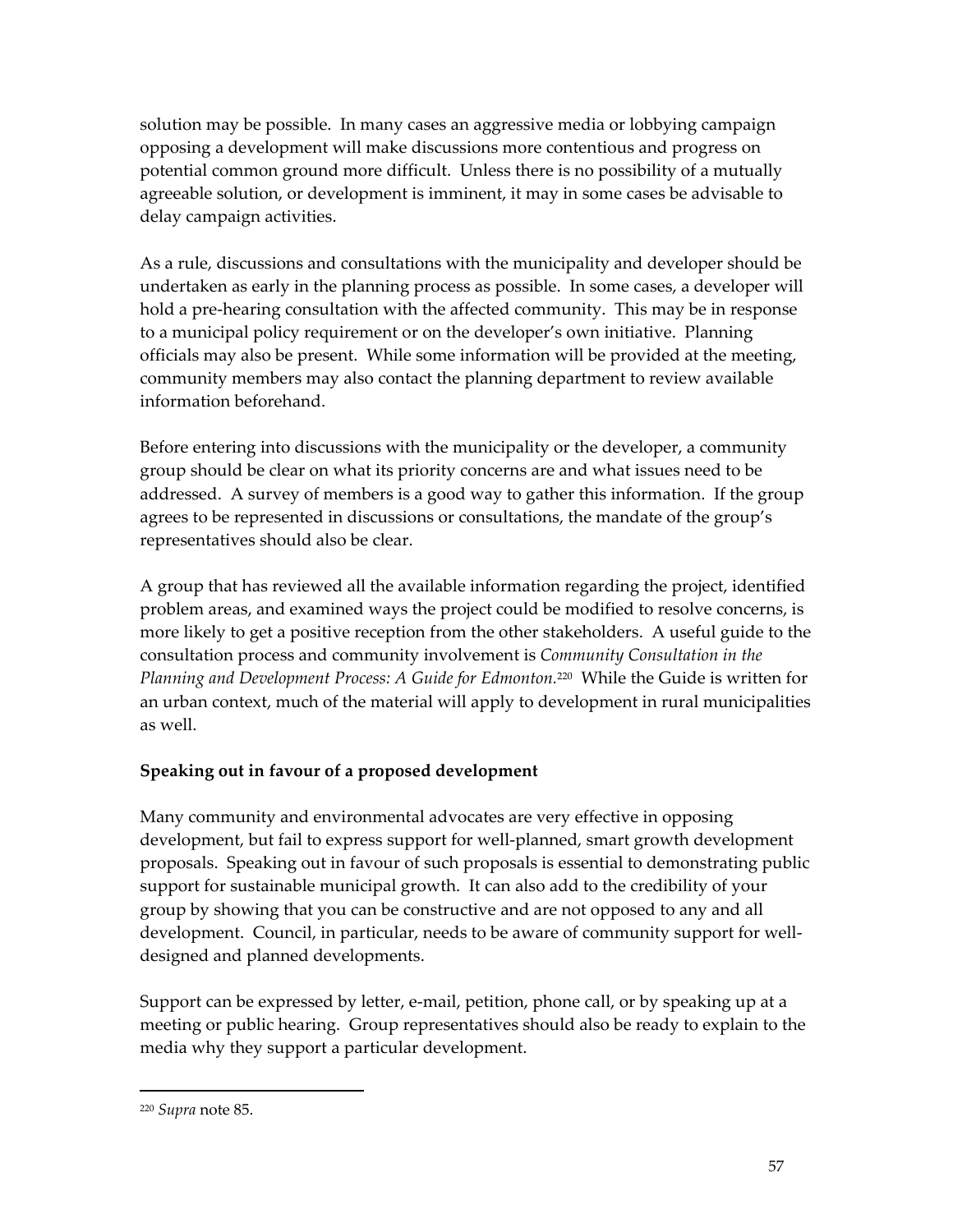solution may be possible. In many cases an aggressive media or lobbying campaign opposing a development will make discussions more contentious and progress on potential common ground more difficult. Unless there is no possibility of a mutually agreeable solution, or development is imminent, it may in some cases be advisable to delay campaign activities.

As a rule, discussions and consultations with the municipality and developer should be undertaken as early in the planning process as possible. In some cases, a developer will hold a pre-hearing consultation with the affected community. This may be in response to a municipal policy requirement or on the developer's own initiative. Planning officials may also be present. While some information will be provided at the meeting, community members may also contact the planning department to review available information beforehand.

Before entering into discussions with the municipality or the developer, a community group should be clear on what its priority concerns are and what issues need to be addressed. A survey of members is a good way to gather this information. If the group agrees to be represented in discussions or consultations, the mandate of the group's representatives should also be clear.

A group that has reviewed all the available information regarding the project, identified problem areas, and examined ways the project could be modified to resolve concerns, is more likely to get a positive reception from the other stakeholders. A useful guide to the consultation process and community involvement is *Community Consultation in the Planning and Development Process: A Guide for Edmonton*.[220] While the Guide is written for an urban context, much of the material will apply to development in rural municipalities as well.

**Speaking out in favour of a proposed development**

Many community and environmental advocates are very effective in opposing development, but fail to express support for well-planned, smart growth development proposals. Speaking out in favour of such proposals is essential to demonstrating public support for sustainable municipal growth. It can also add to the credibility of your group by showing that you can be constructive and are not opposed to any and all development. Council, in particular, needs to be aware of community support for well-designed and planned developments.

Support can be expressed by letter, e-mail, petition, phone call, or by speaking up at a meeting or public hearing. Group representatives should also be ready to explain to the media why they support a particular development.

---

[220] *Supra* note 85.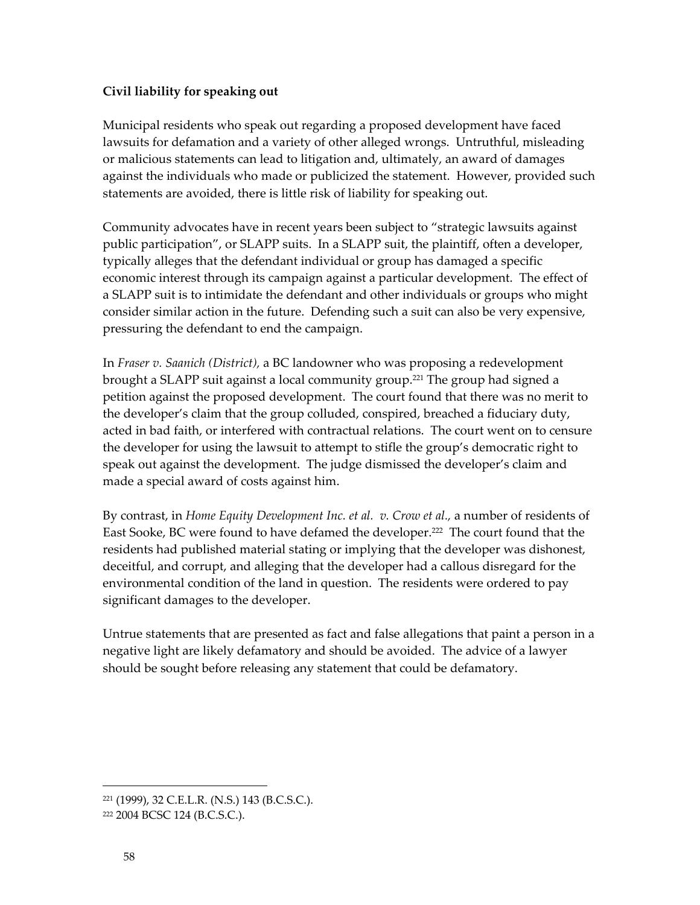**Civil liability for speaking out**

Municipal residents who speak out regarding a proposed development have faced lawsuits for defamation and a variety of other alleged wrongs. Untruthful, misleading or malicious statements can lead to litigation and, ultimately, an award of damages against the individuals who made or publicized the statement. However, provided such statements are avoided, there is little risk of liability for speaking out.

Community advocates have in recent years been subject to "strategic lawsuits against public participation", or SLAPP suits. In a SLAPP suit, the plaintiff, often a developer, typically alleges that the defendant individual or group has damaged a specific economic interest through its campaign against a particular development. The effect of a SLAPP suit is to intimidate the defendant and other individuals or groups who might consider similar action in the future. Defending such a suit can also be very expensive, pressuring the defendant to end the campaign.

In *Fraser v. Saanich (District),* a BC landowner who was proposing a redevelopment brought a SLAPP suit against a local community group.[221] The group had signed a petition against the proposed development. The court found that there was no merit to the developer's claim that the group colluded, conspired, breached a fiduciary duty, acted in bad faith, or interfered with contractual relations. The court went on to censure the developer for using the lawsuit to attempt to stifle the group's democratic right to speak out against the development. The judge dismissed the developer's claim and made a special award of costs against him.

By contrast, in *Home Equity Development Inc. et al. v. Crow et al.,* a number of residents of East Sooke, BC were found to have defamed the developer.[222] The court found that the residents had published material stating or implying that the developer was dishonest, deceitful, and corrupt, and alleging that the developer had a callous disregard for the environmental condition of the land in question. The residents were ordered to pay significant damages to the developer.

Untrue statements that are presented as fact and false allegations that paint a person in a negative light are likely defamatory and should be avoided. The advice of a lawyer should be sought before releasing any statement that could be defamatory.

---

[221] (1999), 32 C.E.L.R. (N.S.) 143 (B.C.S.C.).

[222] 2004 BCSC 124 (B.C.S.C.).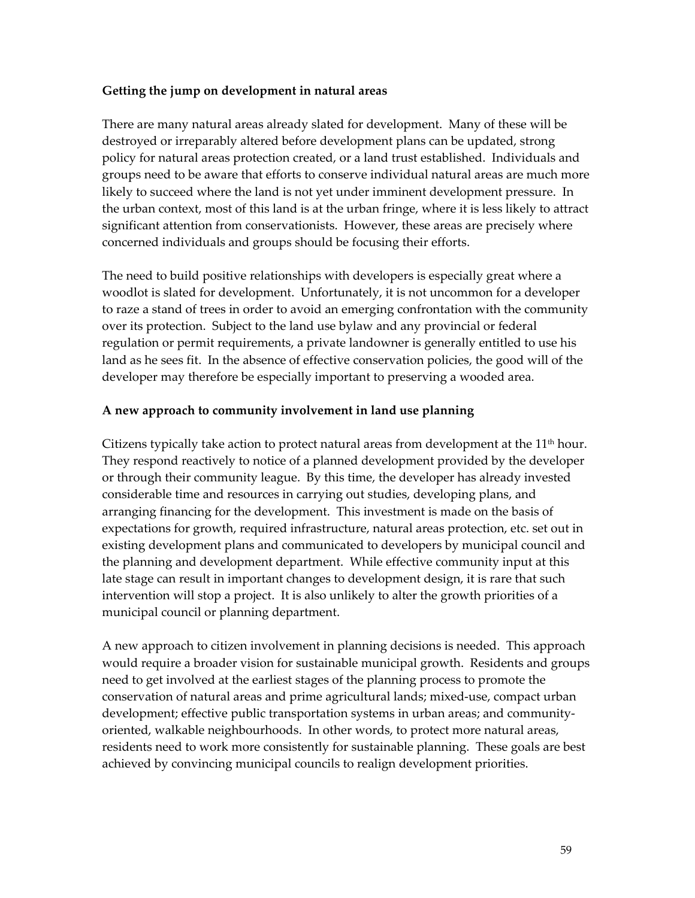**Getting the jump on development in natural areas**

There are many natural areas already slated for development. Many of these will be destroyed or irreparably altered before development plans can be updated, strong policy for natural areas protection created, or a land trust established. Individuals and groups need to be aware that efforts to conserve individual natural areas are much more likely to succeed where the land is not yet under imminent development pressure. In the urban context, most of this land is at the urban fringe, where it is less likely to attract significant attention from conservationists. However, these areas are precisely where concerned individuals and groups should be focusing their efforts.

The need to build positive relationships with developers is especially great where a woodlot is slated for development. Unfortunately, it is not uncommon for a developer to raze a stand of trees in order to avoid an emerging confrontation with the community over its protection. Subject to the land use bylaw and any provincial or federal regulation or permit requirements, a private landowner is generally entitled to use his land as he sees fit. In the absence of effective conservation policies, the good will of the developer may therefore be especially important to preserving a wooded area.

**A new approach to community involvement in land use planning**

Citizens typically take action to protect natural areas from development at the 11th hour. They respond reactively to notice of a planned development provided by the developer or through their community league. By this time, the developer has already invested considerable time and resources in carrying out studies, developing plans, and arranging financing for the development. This investment is made on the basis of expectations for growth, required infrastructure, natural areas protection, etc. set out in existing development plans and communicated to developers by municipal council and the planning and development department. While effective community input at this late stage can result in important changes to development design, it is rare that such intervention will stop a project. It is also unlikely to alter the growth priorities of a municipal council or planning department.

A new approach to citizen involvement in planning decisions is needed. This approach would require a broader vision for sustainable municipal growth. Residents and groups need to get involved at the earliest stages of the planning process to promote the conservation of natural areas and prime agricultural lands; mixed-use, compact urban development; effective public transportation systems in urban areas; and community-oriented, walkable neighbourhoods. In other words, to protect more natural areas, residents need to work more consistently for sustainable planning. These goals are best achieved by convincing municipal councils to realign development priorities.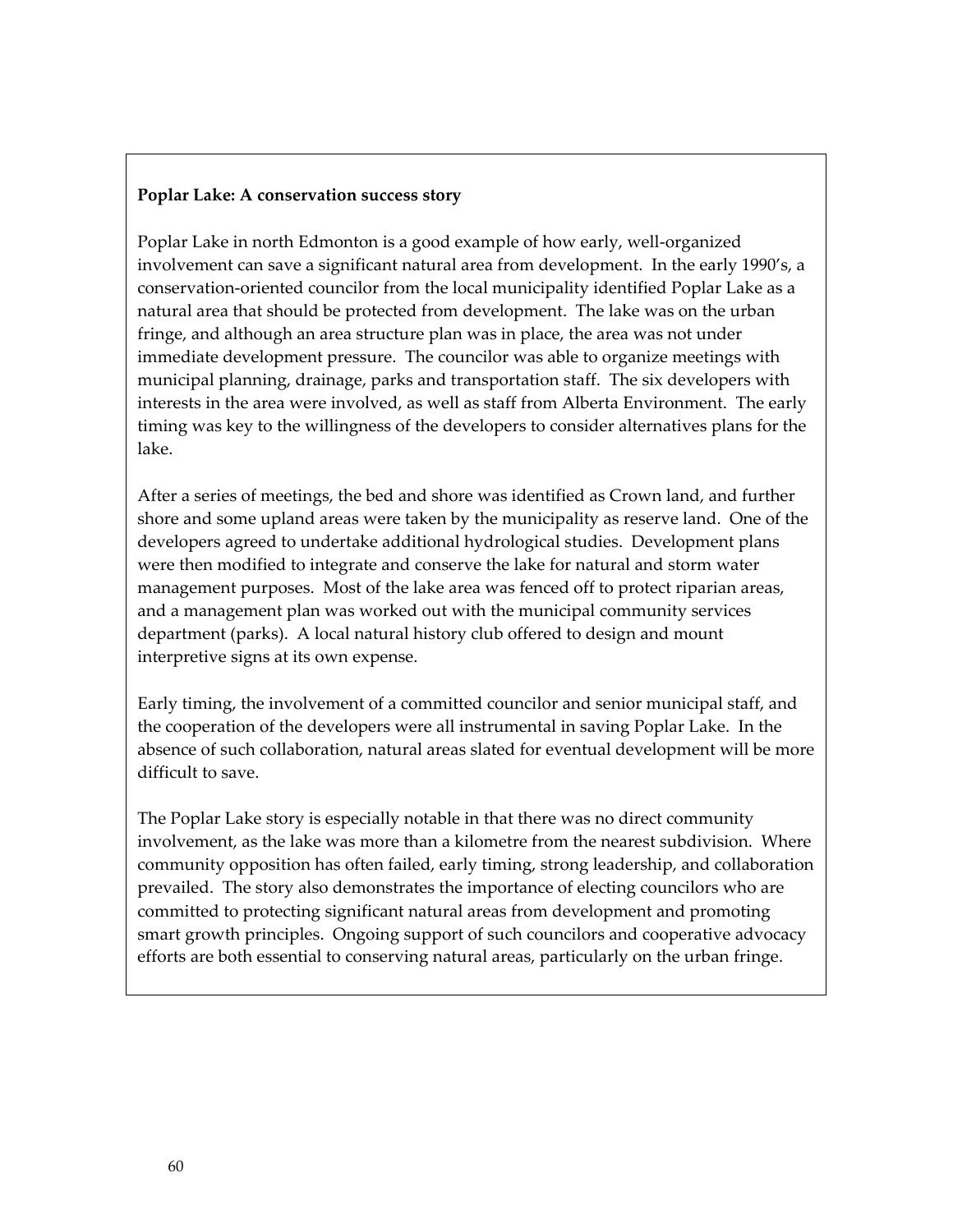**Poplar Lake: A conservation success story**

Poplar Lake in north Edmonton is a good example of how early, well-organized involvement can save a significant natural area from development. In the early 1990's, a conservation-oriented councilor from the local municipality identified Poplar Lake as a natural area that should be protected from development. The lake was on the urban fringe, and although an area structure plan was in place, the area was not under immediate development pressure. The councilor was able to organize meetings with municipal planning, drainage, parks and transportation staff. The six developers with interests in the area were involved, as well as staff from Alberta Environment. The early timing was key to the willingness of the developers to consider alternatives plans for the lake.

After a series of meetings, the bed and shore was identified as Crown land, and further shore and some upland areas were taken by the municipality as reserve land. One of the developers agreed to undertake additional hydrological studies. Development plans were then modified to integrate and conserve the lake for natural and storm water management purposes. Most of the lake area was fenced off to protect riparian areas, and a management plan was worked out with the municipal community services department (parks). A local natural history club offered to design and mount interpretive signs at its own expense.

Early timing, the involvement of a committed councilor and senior municipal staff, and the cooperation of the developers were all instrumental in saving Poplar Lake. In the absence of such collaboration, natural areas slated for eventual development will be more difficult to save.

The Poplar Lake story is especially notable in that there was no direct community involvement, as the lake was more than a kilometre from the nearest subdivision. Where community opposition has often failed, early timing, strong leadership, and collaboration prevailed. The story also demonstrates the importance of electing councilors who are committed to protecting significant natural areas from development and promoting smart growth principles. Ongoing support of such councilors and cooperative advocacy efforts are both essential to conserving natural areas, particularly on the urban fringe.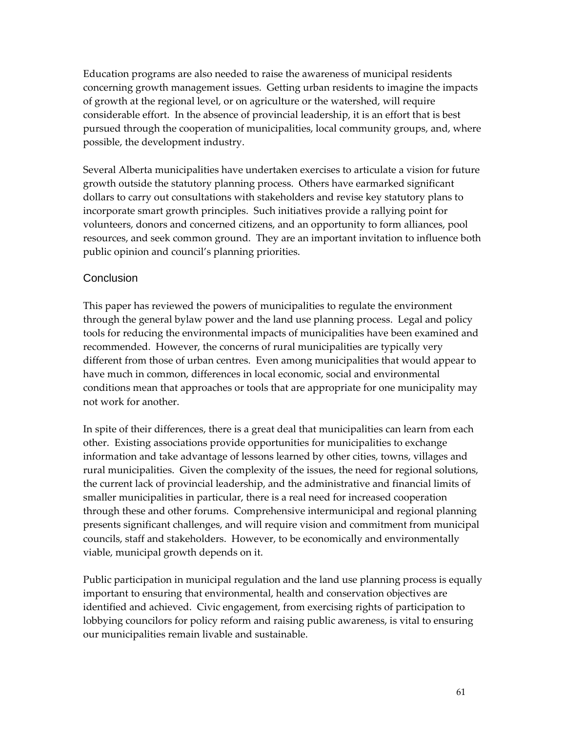Education programs are also needed to raise the awareness of municipal residents concerning growth management issues. Getting urban residents to imagine the impacts of growth at the regional level, or on agriculture or the watershed, will require considerable effort. In the absence of provincial leadership, it is an effort that is best pursued through the cooperation of municipalities, local community groups, and, where possible, the development industry.

Several Alberta municipalities have undertaken exercises to articulate a vision for future growth outside the statutory planning process. Others have earmarked significant dollars to carry out consultations with stakeholders and revise key statutory plans to incorporate smart growth principles. Such initiatives provide a rallying point for volunteers, donors and concerned citizens, and an opportunity to form alliances, pool resources, and seek common ground. They are an important invitation to influence both public opinion and council's planning priorities.

## Conclusion

This paper has reviewed the powers of municipalities to regulate the environment through the general bylaw power and the land use planning process. Legal and policy tools for reducing the environmental impacts of municipalities have been examined and recommended. However, the concerns of rural municipalities are typically very different from those of urban centres. Even among municipalities that would appear to have much in common, differences in local economic, social and environmental conditions mean that approaches or tools that are appropriate for one municipality may not work for another.

In spite of their differences, there is a great deal that municipalities can learn from each other. Existing associations provide opportunities for municipalities to exchange information and take advantage of lessons learned by other cities, towns, villages and rural municipalities. Given the complexity of the issues, the need for regional solutions, the current lack of provincial leadership, and the administrative and financial limits of smaller municipalities in particular, there is a real need for increased cooperation through these and other forums. Comprehensive intermunicipal and regional planning presents significant challenges, and will require vision and commitment from municipal councils, staff and stakeholders. However, to be economically and environmentally viable, municipal growth depends on it.

Public participation in municipal regulation and the land use planning process is equally important to ensuring that environmental, health and conservation objectives are identified and achieved. Civic engagement, from exercising rights of participation to lobbying councilors for policy reform and raising public awareness, is vital to ensuring our municipalities remain livable and sustainable.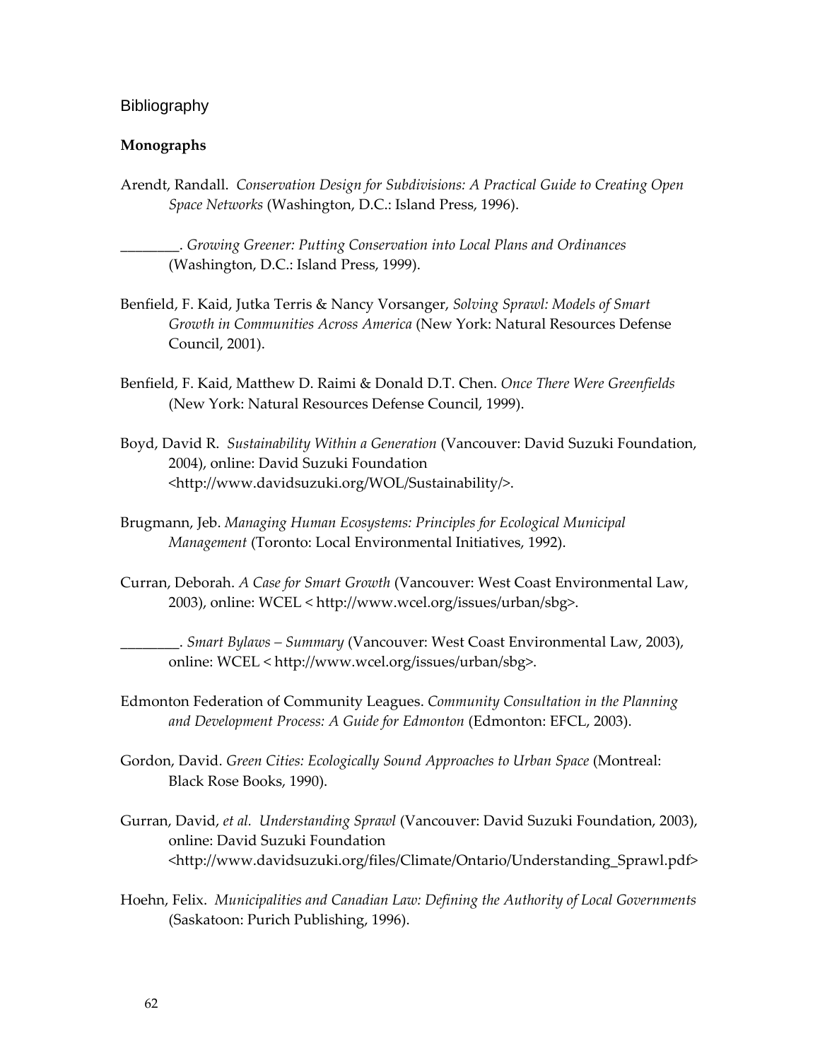## Bibliography

### Monographs

Arendt, Randall. *Conservation Design for Subdivisions: A Practical Guide to Creating Open Space Networks* (Washington, D.C.: Island Press, 1996).

________. *Growing Greener: Putting Conservation into Local Plans and Ordinances* (Washington, D.C.: Island Press, 1999).

Benfield, F. Kaid, Jutka Terris & Nancy Vorsanger, *Solving Sprawl: Models of Smart Growth in Communities Across America* (New York: Natural Resources Defense Council, 2001).

Benfield, F. Kaid, Matthew D. Raimi & Donald D.T. Chen. *Once There Were Greenfields* (New York: Natural Resources Defense Council, 1999).

Boyd, David R. *Sustainability Within a Generation* (Vancouver: David Suzuki Foundation, 2004), online: David Suzuki Foundation <http://www.davidsuzuki.org/WOL/Sustainability/>.

Brugmann, Jeb. *Managing Human Ecosystems: Principles for Ecological Municipal Management* (Toronto: Local Environmental Initiatives, 1992).

Curran, Deborah. *A Case for Smart Growth* (Vancouver: West Coast Environmental Law, 2003), online: WCEL < http://www.wcel.org/issues/urban/sbg>.

________. *Smart Bylaws – Summary* (Vancouver: West Coast Environmental Law, 2003), online: WCEL < http://www.wcel.org/issues/urban/sbg>.

Edmonton Federation of Community Leagues. *Community Consultation in the Planning and Development Process: A Guide for Edmonton* (Edmonton: EFCL, 2003).

Gordon, David. *Green Cities: Ecologically Sound Approaches to Urban Space* (Montreal: Black Rose Books, 1990).

Gurran, David, *et al. Understanding Sprawl* (Vancouver: David Suzuki Foundation, 2003), online: David Suzuki Foundation <http://www.davidsuzuki.org/files/Climate/Ontario/Understanding_Sprawl.pdf>

Hoehn, Felix. *Municipalities and Canadian Law: Defining the Authority of Local Governments* (Saskatoon: Purich Publishing, 1996).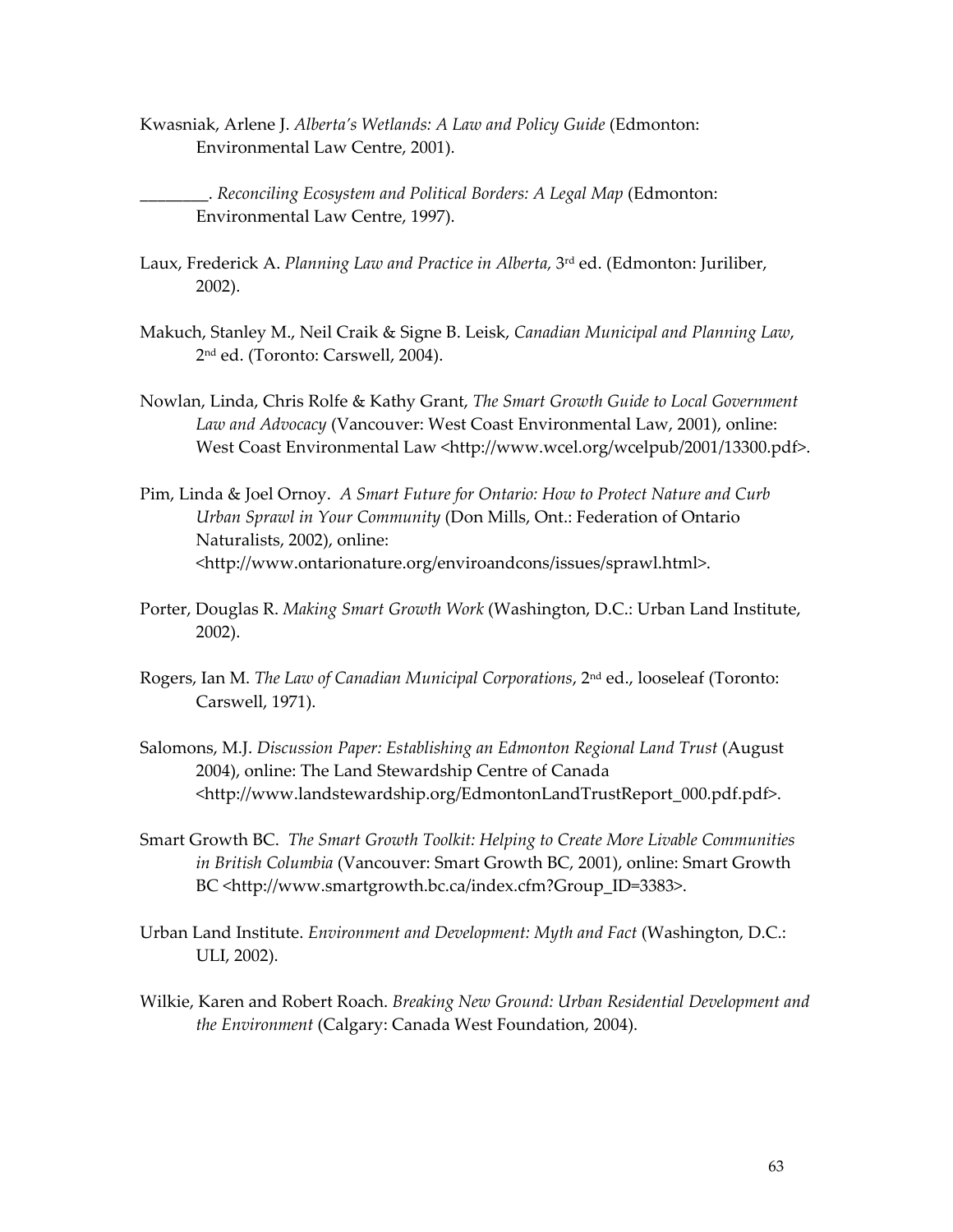Kwasniak, Arlene J. *Alberta's Wetlands: A Law and Policy Guide* (Edmonton: Environmental Law Centre, 2001).

________. *Reconciling Ecosystem and Political Borders: A Legal Map* (Edmonton: Environmental Law Centre, 1997).

Laux, Frederick A. *Planning Law and Practice in Alberta,* 3rd ed. (Edmonton: Juriliber, 2002).

Makuch, Stanley M., Neil Craik & Signe B. Leisk, *Canadian Municipal and Planning Law*, 2nd ed. (Toronto: Carswell, 2004).

Nowlan, Linda, Chris Rolfe & Kathy Grant, *The Smart Growth Guide to Local Government Law and Advocacy* (Vancouver: West Coast Environmental Law, 2001), online: West Coast Environmental Law <http://www.wcel.org/wcelpub/2001/13300.pdf>.

Pim, Linda & Joel Ornoy. *A Smart Future for Ontario: How to Protect Nature and Curb Urban Sprawl in Your Community* (Don Mills, Ont.: Federation of Ontario Naturalists, 2002), online: <http://www.ontarionature.org/enviroandcons/issues/sprawl.html>.

Porter, Douglas R. *Making Smart Growth Work* (Washington, D.C.: Urban Land Institute, 2002).

Rogers, Ian M. *The Law of Canadian Municipal Corporations*, 2nd ed., looseleaf (Toronto: Carswell, 1971).

Salomons, M.J. *Discussion Paper: Establishing an Edmonton Regional Land Trust* (August 2004), online: The Land Stewardship Centre of Canada <http://www.landstewardship.org/EdmontonLandTrustReport_000.pdf.pdf>.

Smart Growth BC. *The Smart Growth Toolkit: Helping to Create More Livable Communities in British Columbia* (Vancouver: Smart Growth BC, 2001), online: Smart Growth BC <http://www.smartgrowth.bc.ca/index.cfm?Group_ID=3383>.

Urban Land Institute. *Environment and Development: Myth and Fact* (Washington, D.C.: ULI, 2002).

Wilkie, Karen and Robert Roach. *Breaking New Ground: Urban Residential Development and the Environment* (Calgary: Canada West Foundation, 2004).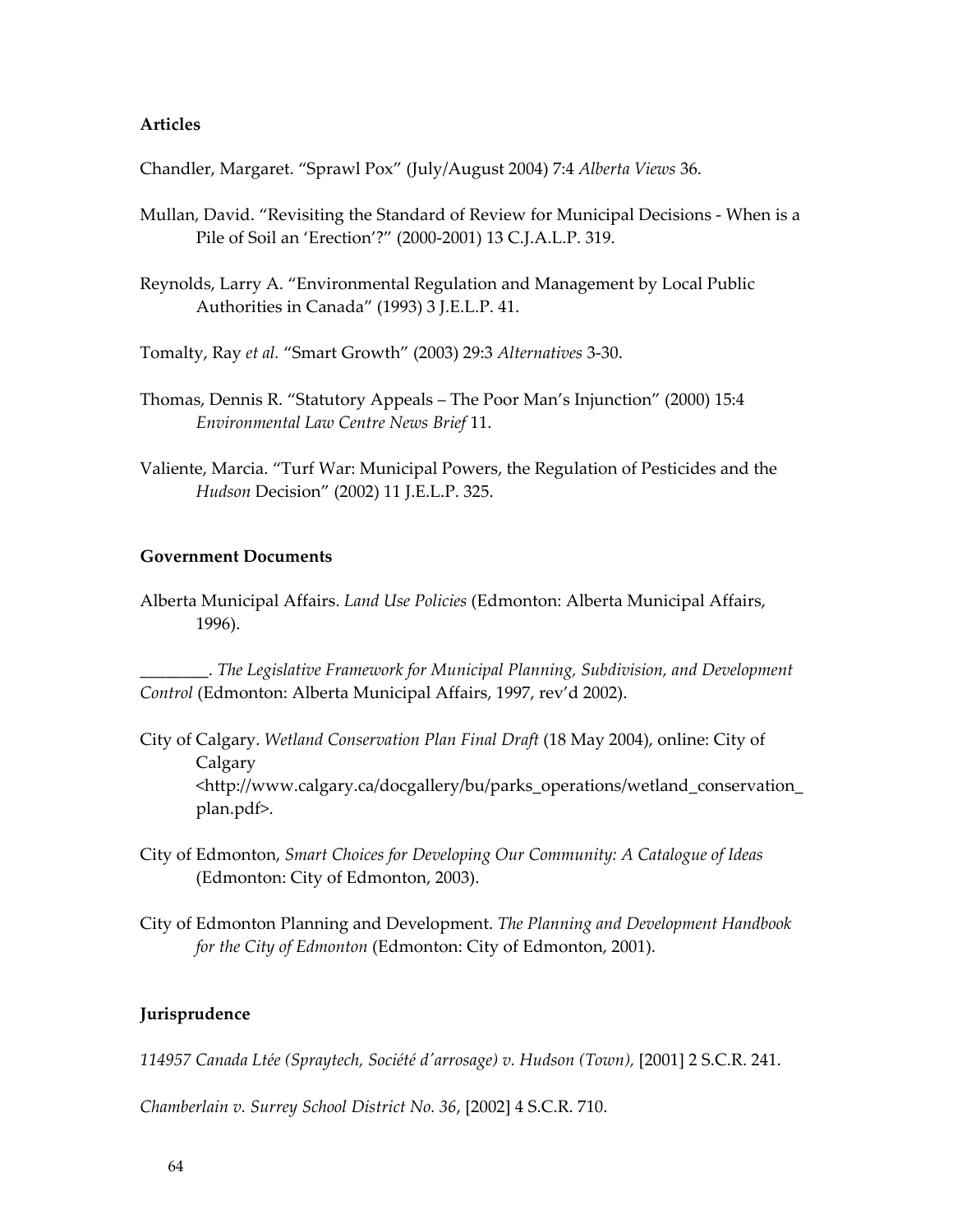**Articles**

Chandler, Margaret. "Sprawl Pox" (July/August 2004) 7:4 *Alberta Views* 36.

Mullan, David. "Revisiting the Standard of Review for Municipal Decisions - When is a Pile of Soil an 'Erection'?" (2000-2001) 13 C.J.A.L.P. 319.

Reynolds, Larry A. "Environmental Regulation and Management by Local Public Authorities in Canada" (1993) 3 J.E.L.P. 41.

Tomalty, Ray *et al.* "Smart Growth" (2003) 29:3 *Alternatives* 3-30.

Thomas, Dennis R. "Statutory Appeals – The Poor Man's Injunction" (2000) 15:4 *Environmental Law Centre News Brief* 11.

Valiente, Marcia. "Turf War: Municipal Powers, the Regulation of Pesticides and the *Hudson* Decision" (2002) 11 J.E.L.P. 325.

**Government Documents**

Alberta Municipal Affairs. *Land Use Policies* (Edmonton: Alberta Municipal Affairs, 1996).

________. *The Legislative Framework for Municipal Planning, Subdivision, and Development Control* (Edmonton: Alberta Municipal Affairs, 1997, rev'd 2002).

City of Calgary. *Wetland Conservation Plan Final Draft* (18 May 2004), online: City of Calgary <http://www.calgary.ca/docgallery/bu/parks_operations/wetland_conservation_plan.pdf>.

City of Edmonton, *Smart Choices for Developing Our Community: A Catalogue of Ideas* (Edmonton: City of Edmonton, 2003).

City of Edmonton Planning and Development. *The Planning and Development Handbook for the City of Edmonton* (Edmonton: City of Edmonton, 2001).

**Jurisprudence**

*114957 Canada Ltée (Spraytech, Société d'arrosage) v. Hudson (Town)*, [2001] 2 S.C.R. 241.

*Chamberlain v. Surrey School District No. 36*, [2002] 4 S.C.R. 710.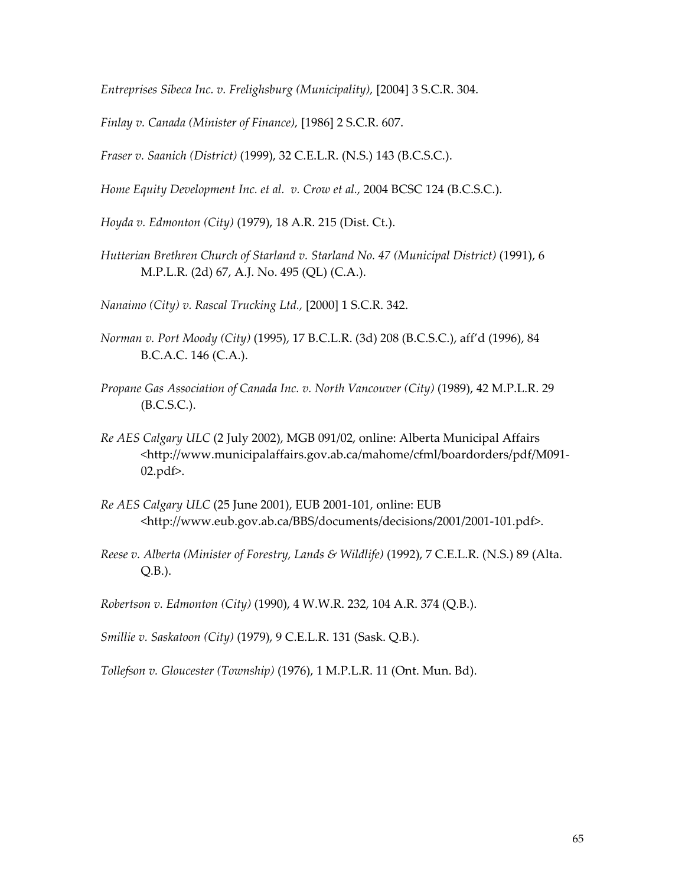*Entreprises Sibeca Inc. v. Frelighsburg (Municipality),* [2004] 3 S.C.R. 304.

*Finlay v. Canada (Minister of Finance),* [1986] 2 S.C.R. 607.

*Fraser v. Saanich (District)* (1999), 32 C.E.L.R. (N.S.) 143 (B.C.S.C.).

*Home Equity Development Inc. et al. v. Crow et al.,* 2004 BCSC 124 (B.C.S.C.).

*Hoyda v. Edmonton (City)* (1979), 18 A.R. 215 (Dist. Ct.).

*Hutterian Brethren Church of Starland v. Starland No. 47 (Municipal District)* (1991), 6 M.P.L.R. (2d) 67, A.J. No. 495 (QL) (C.A.).

*Nanaimo (City) v. Rascal Trucking Ltd.,* [2000] 1 S.C.R. 342.

*Norman v. Port Moody (City)* (1995), 17 B.C.L.R. (3d) 208 (B.C.S.C.), aff'd (1996), 84 B.C.A.C. 146 (C.A.).

*Propane Gas Association of Canada Inc. v. North Vancouver (City)* (1989), 42 M.P.L.R. 29 (B.C.S.C.).

*Re AES Calgary ULC* (2 July 2002), MGB 091/02, online: Alberta Municipal Affairs <http://www.municipalaffairs.gov.ab.ca/mahome/cfml/boardorders/pdf/M091-02.pdf>.

*Re AES Calgary ULC* (25 June 2001), EUB 2001-101, online: EUB <http://www.eub.gov.ab.ca/BBS/documents/decisions/2001/2001-101.pdf>.

*Reese v. Alberta (Minister of Forestry, Lands & Wildlife)* (1992), 7 C.E.L.R. (N.S.) 89 (Alta. Q.B.).

*Robertson v. Edmonton (City)* (1990), 4 W.W.R. 232, 104 A.R. 374 (Q.B.).

*Smillie v. Saskatoon (City)* (1979), 9 C.E.L.R. 131 (Sask. Q.B.).

*Tollefson v. Gloucester (Township)* (1976), 1 M.P.L.R. 11 (Ont. Mun. Bd).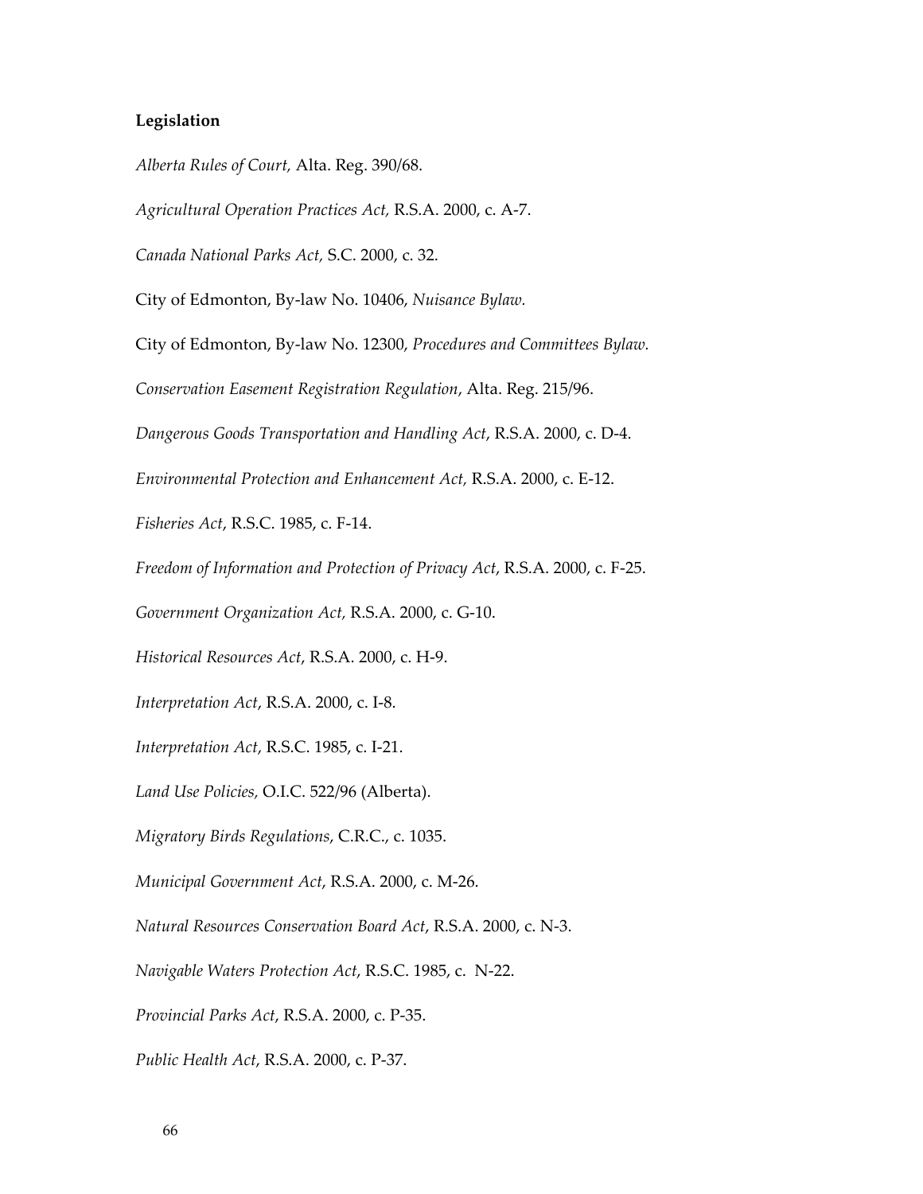**Legislation**

*Alberta Rules of Court,* Alta. Reg. 390/68.

*Agricultural Operation Practices Act,* R.S.A. 2000, c. A-7.

*Canada National Parks Act,* S.C. 2000, c. 32.

City of Edmonton, By-law No. 10406, *Nuisance Bylaw.*

City of Edmonton, By-law No. 12300, *Procedures and Committees Bylaw.*

*Conservation Easement Registration Regulation*, Alta. Reg. 215/96.

*Dangerous Goods Transportation and Handling Act*, R.S.A. 2000, c. D-4.

*Environmental Protection and Enhancement Act,* R.S.A. 2000, c. E-12.

*Fisheries Act*, R.S.C. 1985, c. F-14.

*Freedom of Information and Protection of Privacy Act*, R.S.A. 2000, c. F-25.

*Government Organization Act,* R.S.A. 2000, c. G-10.

*Historical Resources Act*, R.S.A. 2000, c. H-9.

*Interpretation Act*, R.S.A. 2000, c. I-8.

*Interpretation Act*, R.S.C. 1985, c. I-21.

*Land Use Policies,* O.I.C. 522/96 (Alberta).

*Migratory Birds Regulations*, C.R.C., c. 1035.

*Municipal Government Act*, R.S.A. 2000, c. M-26.

*Natural Resources Conservation Board Act*, R.S.A. 2000, c. N-3.

*Navigable Waters Protection Act*, R.S.C. 1985, c. N-22.

*Provincial Parks Act*, R.S.A. 2000, c. P-35.

*Public Health Act*, R.S.A. 2000, c. P-37.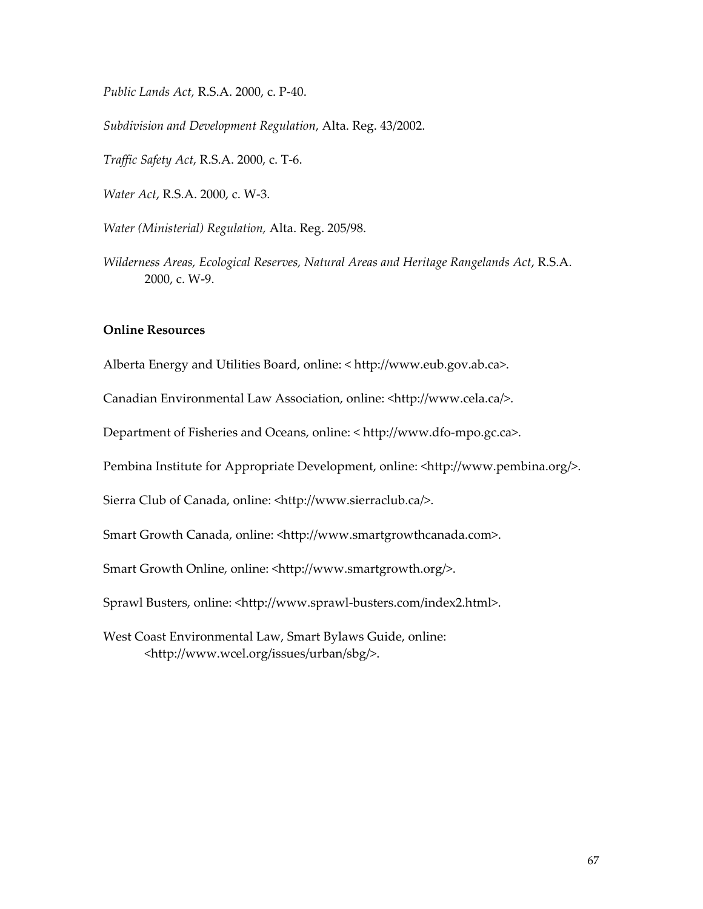*Public Lands Act,* R.S.A. 2000, c. P-40.

*Subdivision and Development Regulation*, Alta. Reg. 43/2002.

*Traffic Safety Act*, R.S.A. 2000, c. T-6.

*Water Act*, R.S.A. 2000, c. W-3.

*Water (Ministerial) Regulation,* Alta. Reg. 205/98.

*Wilderness Areas, Ecological Reserves, Natural Areas and Heritage Rangelands Act*, R.S.A. 2000, c. W-9.

**Online Resources**

Alberta Energy and Utilities Board, online: < http://www.eub.gov.ab.ca>.

Canadian Environmental Law Association, online: <http://www.cela.ca/>.

Department of Fisheries and Oceans, online: < http://www.dfo-mpo.gc.ca>.

Pembina Institute for Appropriate Development, online: <http://www.pembina.org/>.

Sierra Club of Canada, online: <http://www.sierraclub.ca/>.

Smart Growth Canada, online: <http://www.smartgrowthcanada.com>.

Smart Growth Online, online: <http://www.smartgrowth.org/>.

Sprawl Busters, online: <http://www.sprawl-busters.com/index2.html>.

West Coast Environmental Law, Smart Bylaws Guide, online: <http://www.wcel.org/issues/urban/sbg/>.